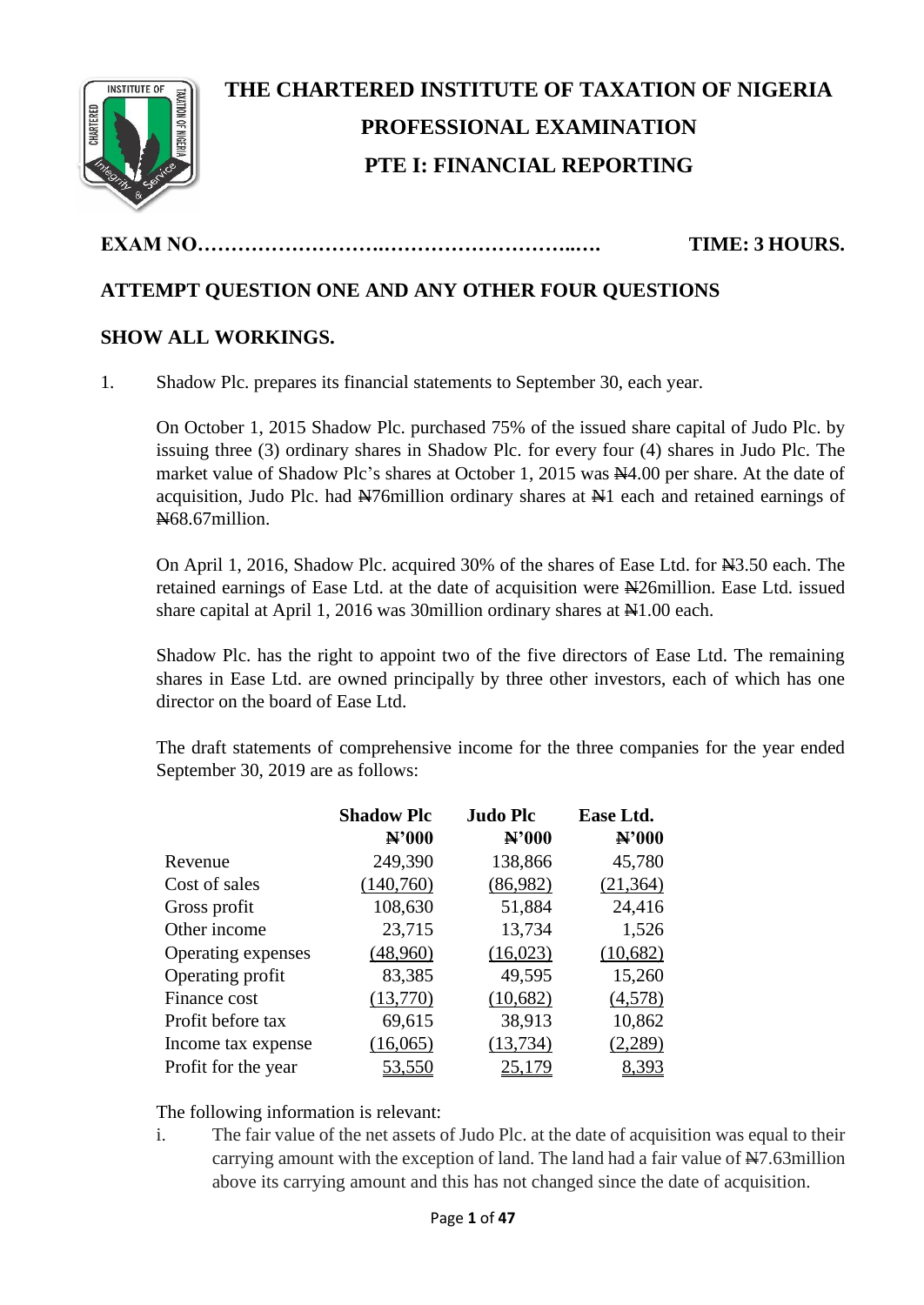# THE CHARTERED INSTITUTE OF TAXATION OF NIGERIA

## PROFESSIONAL EXAMINATION

## PTE I: FINANCIAL REPORTING

**EXAM NO…………………….……………………..….** **TIME: 3 HOURS.**

**ATTEMPT QUESTION ONE AND ANY OTHER FOUR QUESTIONS**

**SHOW ALL WORKINGS.**

1. Shadow Plc. prepares its financial statements to September 30, each year.

   On October 1, 2015 Shadow Plc. purchased 75% of the issued share capital of Judo Plc. by issuing three (3) ordinary shares in Shadow Plc. for every four (4) shares in Judo Plc. The market value of Shadow Plc's shares at October 1, 2015 was ₦4.00 per share. At the date of acquisition, Judo Plc. had ₦76million ordinary shares at ₦1 each and retained earnings of ₦68.67million.

   On April 1, 2016, Shadow Plc. acquired 30% of the shares of Ease Ltd. for ₦3.50 each. The retained earnings of Ease Ltd. at the date of acquisition were ₦26million. Ease Ltd. issued share capital at April 1, 2016 was 30million ordinary shares at ₦1.00 each.

   Shadow Plc. has the right to appoint two of the five directors of Ease Ltd. The remaining shares in Ease Ltd. are owned principally by three other investors, each of which has one director on the board of Ease Ltd.

   The draft statements of comprehensive income for the three companies for the year ended September 30, 2019 are as follows:

| | **Shadow Plc** | **Judo Plc** | **Ease Ltd.** |
|---|---|---|---|
| | **₦'000** | **₦'000** | **₦'000** |
| Revenue | 249,390 | 138,866 | 45,780 |
| Cost of sales | (140,760) | (86,982) | (21,364) |
| Gross profit | 108,630 | 51,884 | 24,416 |
| Other income | 23,715 | 13,734 | 1,526 |
| Operating expenses | (48,960) | (16,023) | (10,682) |
| Operating profit | 83,385 | 49,595 | 15,260 |
| Finance cost | (13,770) | (10,682) | (4,578) |
| Profit before tax | 69,615 | 38,913 | 10,862 |
| Income tax expense | (16,065) | (13,734) | (2,289) |
| Profit for the year | 53,550 | 25,179 | 8,393 |

   The following information is relevant:

   i. The fair value of the net assets of Judo Plc. at the date of acquisition was equal to their carrying amount with the exception of land. The land had a fair value of ₦7.63million above its carrying amount and this has not changed since the date of acquisition.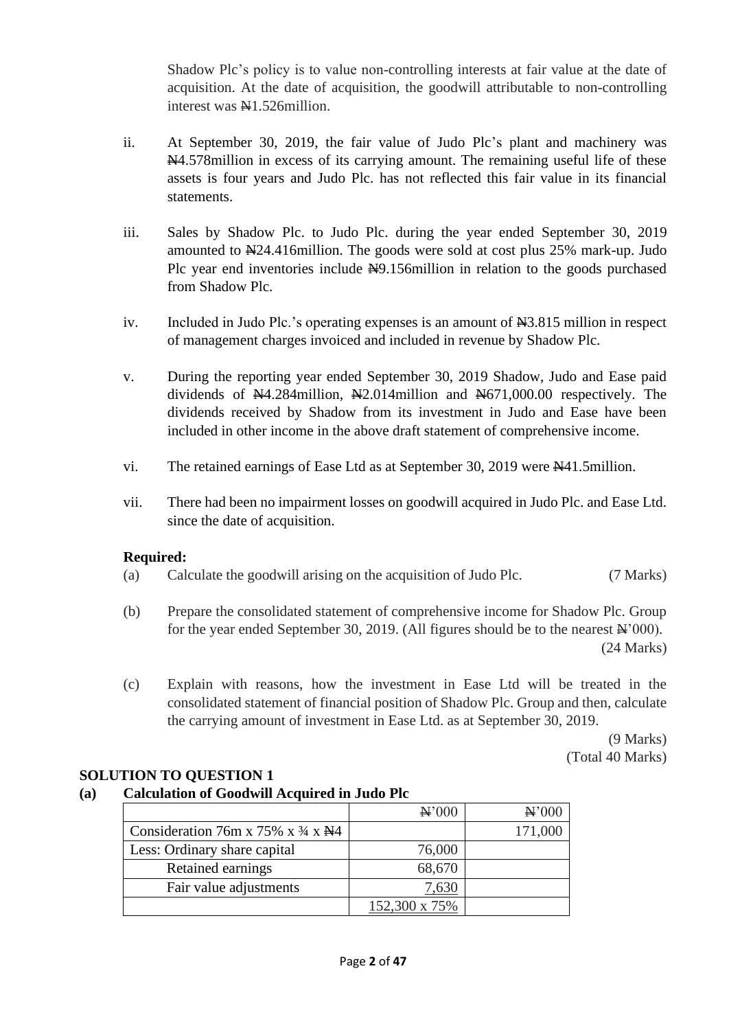Shadow Plc's policy is to value non-controlling interests at fair value at the date of acquisition. At the date of acquisition, the goodwill attributable to non-controlling interest was ₦1.526million.

ii. At September 30, 2019, the fair value of Judo Plc's plant and machinery was ₦4.578million in excess of its carrying amount. The remaining useful life of these assets is four years and Judo Plc. has not reflected this fair value in its financial statements.

iii. Sales by Shadow Plc. to Judo Plc. during the year ended September 30, 2019 amounted to ₦24.416million. The goods were sold at cost plus 25% mark-up. Judo Plc year end inventories include ₦9.156million in relation to the goods purchased from Shadow Plc.

iv. Included in Judo Plc.'s operating expenses is an amount of ₦3.815 million in respect of management charges invoiced and included in revenue by Shadow Plc.

v. During the reporting year ended September 30, 2019 Shadow, Judo and Ease paid dividends of ₦4.284million, ₦2.014million and ₦671,000.00 respectively. The dividends received by Shadow from its investment in Judo and Ease have been included in other income in the above draft statement of comprehensive income.

vi. The retained earnings of Ease Ltd as at September 30, 2019 were ₦41.5million.

vii. There had been no impairment losses on goodwill acquired in Judo Plc. and Ease Ltd. since the date of acquisition.

**Required:**

(a) Calculate the goodwill arising on the acquisition of Judo Plc. (7 Marks)

(b) Prepare the consolidated statement of comprehensive income for Shadow Plc. Group for the year ended September 30, 2019. (All figures should be to the nearest ₦'000). (24 Marks)

(c) Explain with reasons, how the investment in Ease Ltd will be treated in the consolidated statement of financial position of Shadow Plc. Group and then, calculate the carrying amount of investment in Ease Ltd. as at September 30, 2019. (9 Marks)

(Total 40 Marks)

**SOLUTION TO QUESTION 1**

**(a) Calculation of Goodwill Acquired in Judo Plc**

| | ₦'000 | ₦'000 |
|---|---|---|
| Consideration 76m x 75% x ¾ x ₦4 | | 171,000 |
| Less: Ordinary share capital | 76,000 | |
| Retained earnings | 68,670 | |
| Fair value adjustments | 7,630 | |
| | 152,300 x 75% | |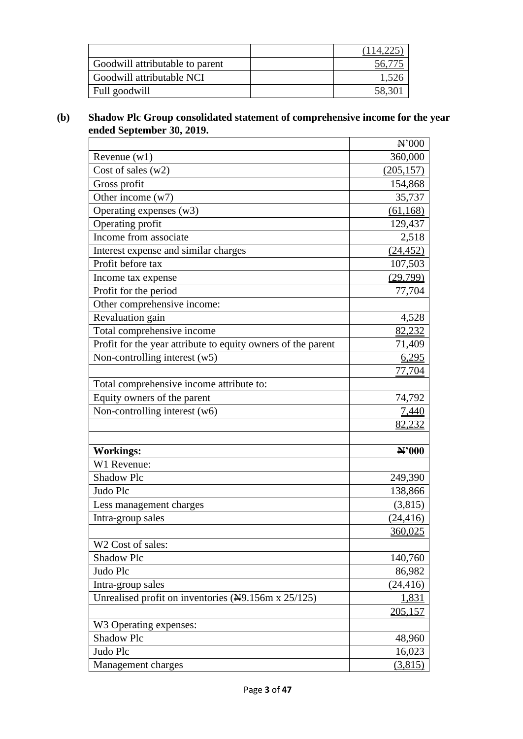| | | |
|---|---|---|
| | | (114,225) |
| Goodwill attributable to parent | | 56,775 |
| Goodwill attributable NCI | | 1,526 |
| Full goodwill | | 58,301 |

**(b) Shadow Plc Group consolidated statement of comprehensive income for the year ended September 30, 2019.**

| | ₦'000 |
|---|---|
| Revenue (w1) | 360,000 |
| Cost of sales (w2) | (205,157) |
| Gross profit | 154,868 |
| Other income (w7) | 35,737 |
| Operating expenses (w3) | (61,168) |
| Operating profit | 129,437 |
| Income from associate | 2,518 |
| Interest expense and similar charges | (24,452) |
| Profit before tax | 107,503 |
| Income tax expense | (29,799) |
| Profit for the period | 77,704 |
| Other comprehensive income: | |
| Revaluation gain | 4,528 |
| Total comprehensive income | 82,232 |
| Profit for the year attribute to equity owners of the parent | 71,409 |
| Non-controlling interest (w5) | 6,295 |
| | 77,704 |
| Total comprehensive income attribute to: | |
| Equity owners of the parent | 74,792 |
| Non-controlling interest (w6) | 7,440 |
| | 82,232 |
| | |
| **Workings:** | **₦'000** |
| W1 Revenue: | |
| Shadow Plc | 249,390 |
| Judo Plc | 138,866 |
| Less management charges | (3,815) |
| Intra-group sales | (24,416) |
| | 360,025 |
| W2 Cost of sales: | |
| Shadow Plc | 140,760 |
| Judo Plc | 86,982 |
| Intra-group sales | (24,416) |
| Unrealised profit on inventories (₦9.156m x 25/125) | 1,831 |
| | 205,157 |
| W3 Operating expenses: | |
| Shadow Plc | 48,960 |
| Judo Plc | 16,023 |
| Management charges | (3,815) |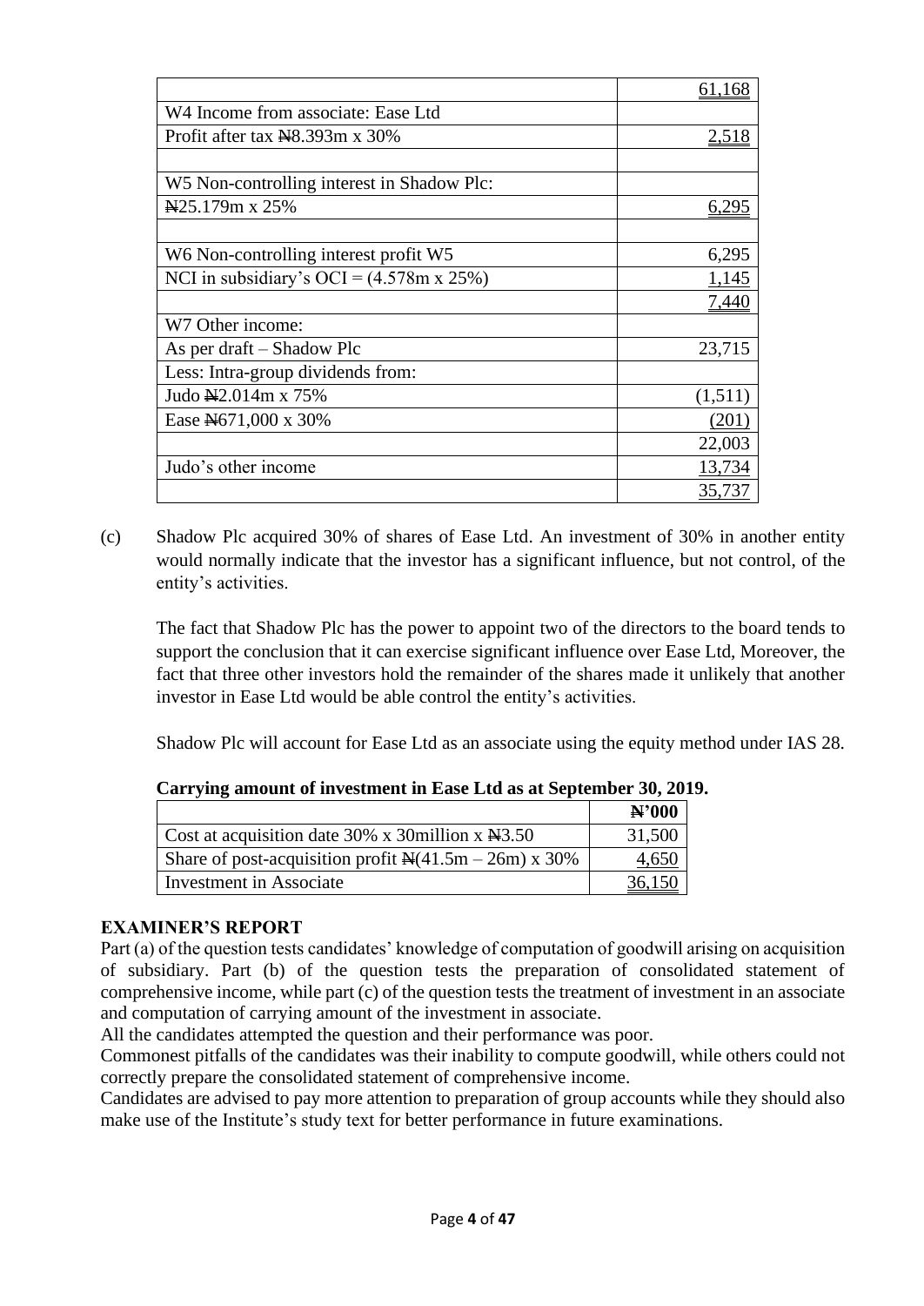| | |
|---|---|
| | 61,168 |
| W4 Income from associate: Ease Ltd | |
| Profit after tax ₦8.393m x 30% | 2,518 |
| | |
| W5 Non-controlling interest in Shadow Plc: | |
| ₦25.179m x 25% | 6,295 |
| | |
| W6 Non-controlling interest profit W5 | 6,295 |
| NCI in subsidiary's OCI = (4.578m x 25%) | 1,145 |
| | 7,440 |
| W7 Other income: | |
| As per draft – Shadow Plc | 23,715 |
| Less: Intra-group dividends from: | |
| Judo ₦2.014m x 75% | (1,511) |
| Ease ₦671,000 x 30% | (201) |
| | 22,003 |
| Judo's other income | 13,734 |
| | 35,737 |

(c) Shadow Plc acquired 30% of shares of Ease Ltd. An investment of 30% in another entity would normally indicate that the investor has a significant influence, but not control, of the entity's activities.

The fact that Shadow Plc has the power to appoint two of the directors to the board tends to support the conclusion that it can exercise significant influence over Ease Ltd, Moreover, the fact that three other investors hold the remainder of the shares made it unlikely that another investor in Ease Ltd would be able control the entity's activities.

Shadow Plc will account for Ease Ltd as an associate using the equity method under IAS 28.

**Carrying amount of investment in Ease Ltd as at September 30, 2019.**

| | **₦'000** |
|---|---|
| Cost at acquisition date 30% x 30million x ₦3.50 | 31,500 |
| Share of post-acquisition profit ₦(41.5m – 26m) x 30% | 4,650 |
| Investment in Associate | 36,150 |

**EXAMINER'S REPORT**

Part (a) of the question tests candidates' knowledge of computation of goodwill arising on acquisition of subsidiary. Part (b) of the question tests the preparation of consolidated statement of comprehensive income, while part (c) of the question tests the treatment of investment in an associate and computation of carrying amount of the investment in associate.

All the candidates attempted the question and their performance was poor.

Commonest pitfalls of the candidates was their inability to compute goodwill, while others could not correctly prepare the consolidated statement of comprehensive income.

Candidates are advised to pay more attention to preparation of group accounts while they should also make use of the Institute's study text for better performance in future examinations.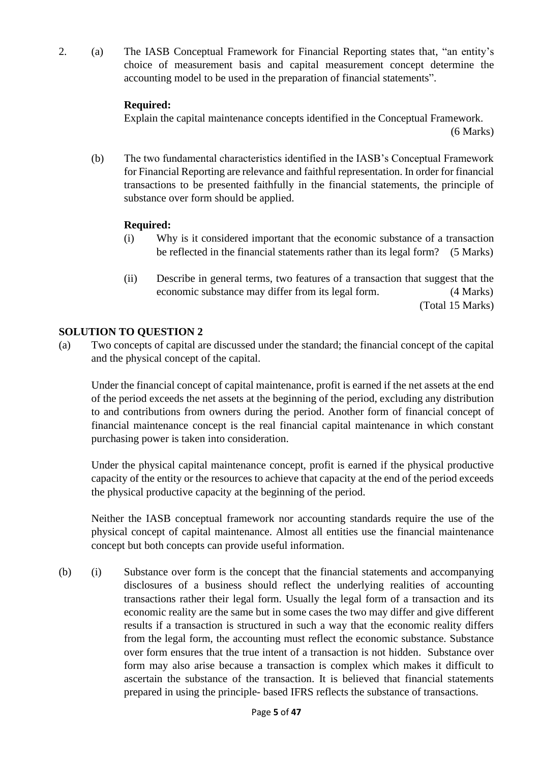2. (a) The IASB Conceptual Framework for Financial Reporting states that, "an entity's choice of measurement basis and capital measurement concept determine the accounting model to be used in the preparation of financial statements".

**Required:**

Explain the capital maintenance concepts identified in the Conceptual Framework. (6 Marks)

(b) The two fundamental characteristics identified in the IASB's Conceptual Framework for Financial Reporting are relevance and faithful representation. In order for financial transactions to be presented faithfully in the financial statements, the principle of substance over form should be applied.

**Required:**

(i) Why is it considered important that the economic substance of a transaction be reflected in the financial statements rather than its legal form? (5 Marks)

(ii) Describe in general terms, two features of a transaction that suggest that the economic substance may differ from its legal form. (4 Marks)

(Total 15 Marks)

## SOLUTION TO QUESTION 2

(a) Two concepts of capital are discussed under the standard; the financial concept of the capital and the physical concept of the capital.

Under the financial concept of capital maintenance, profit is earned if the net assets at the end of the period exceeds the net assets at the beginning of the period, excluding any distribution to and contributions from owners during the period. Another form of financial concept of financial maintenance concept is the real financial capital maintenance in which constant purchasing power is taken into consideration.

Under the physical capital maintenance concept, profit is earned if the physical productive capacity of the entity or the resources to achieve that capacity at the end of the period exceeds the physical productive capacity at the beginning of the period.

Neither the IASB conceptual framework nor accounting standards require the use of the physical concept of capital maintenance. Almost all entities use the financial maintenance concept but both concepts can provide useful information.

(b) (i) Substance over form is the concept that the financial statements and accompanying disclosures of a business should reflect the underlying realities of accounting transactions rather their legal form. Usually the legal form of a transaction and its economic reality are the same but in some cases the two may differ and give different results if a transaction is structured in such a way that the economic reality differs from the legal form, the accounting must reflect the economic substance. Substance over form ensures that the true intent of a transaction is not hidden. Substance over form may also arise because a transaction is complex which makes it difficult to ascertain the substance of the transaction. It is believed that financial statements prepared in using the principle- based IFRS reflects the substance of transactions.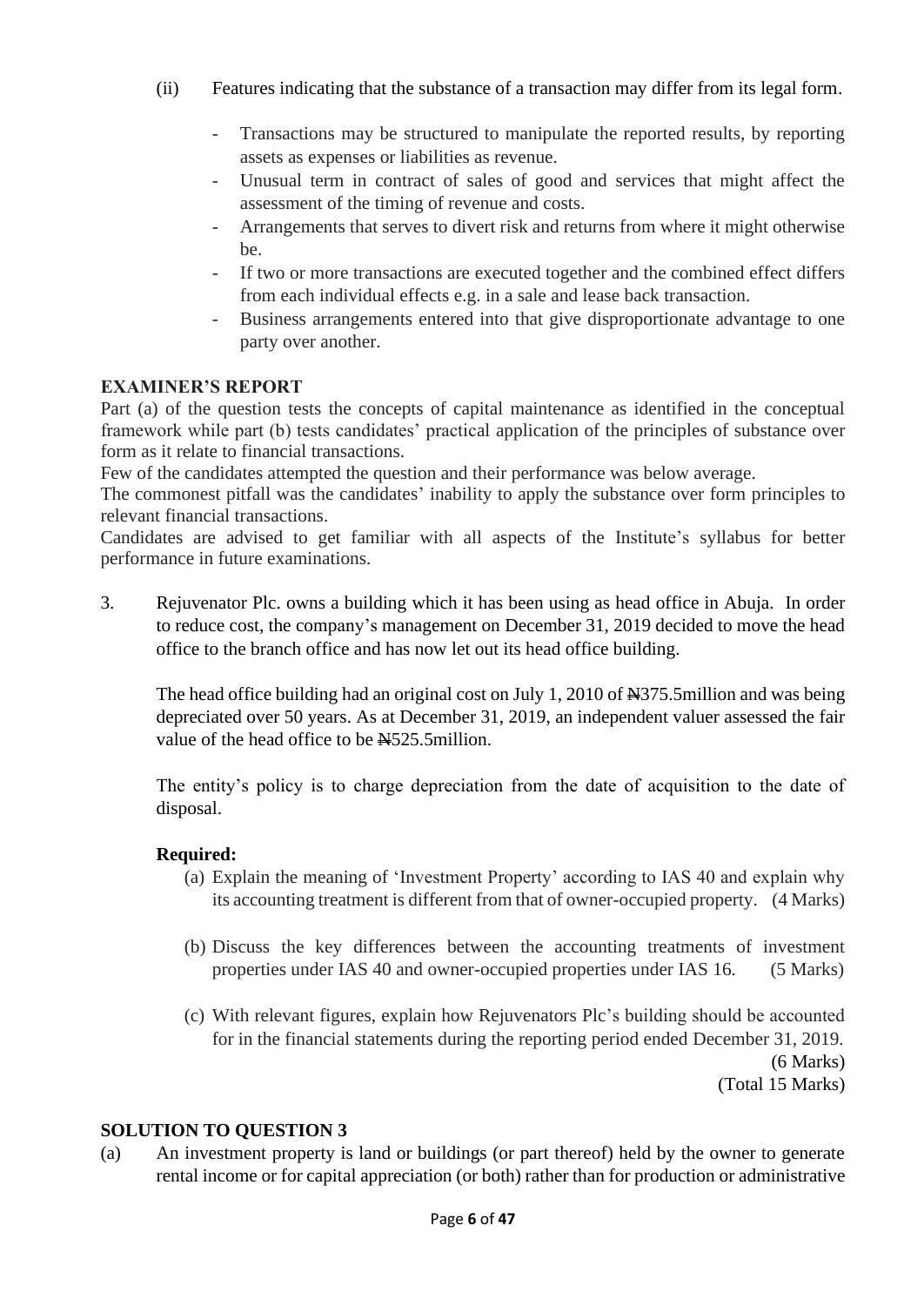(ii) Features indicating that the substance of a transaction may differ from its legal form.

- Transactions may be structured to manipulate the reported results, by reporting assets as expenses or liabilities as revenue.
- Unusual term in contract of sales of good and services that might affect the assessment of the timing of revenue and costs.
- Arrangements that serves to divert risk and returns from where it might otherwise be.
- If two or more transactions are executed together and the combined effect differs from each individual effects e.g. in a sale and lease back transaction.
- Business arrangements entered into that give disproportionate advantage to one party over another.

**EXAMINER'S REPORT**

Part (a) of the question tests the concepts of capital maintenance as identified in the conceptual framework while part (b) tests candidates' practical application of the principles of substance over form as it relate to financial transactions.

Few of the candidates attempted the question and their performance was below average.

The commonest pitfall was the candidates' inability to apply the substance over form principles to relevant financial transactions.

Candidates are advised to get familiar with all aspects of the Institute's syllabus for better performance in future examinations.

3. Rejuvenator Plc. owns a building which it has been using as head office in Abuja. In order to reduce cost, the company's management on December 31, 2019 decided to move the head office to the branch office and has now let out its head office building.

   The head office building had an original cost on July 1, 2010 of ₦375.5million and was being depreciated over 50 years. As at December 31, 2019, an independent valuer assessed the fair value of the head office to be ₦525.5million.

   The entity's policy is to charge depreciation from the date of acquisition to the date of disposal.

   **Required:**

   (a) Explain the meaning of 'Investment Property' according to IAS 40 and explain why its accounting treatment is different from that of owner-occupied property. (4 Marks)

   (b) Discuss the key differences between the accounting treatments of investment properties under IAS 40 and owner-occupied properties under IAS 16. (5 Marks)

   (c) With relevant figures, explain how Rejuvenators Plc's building should be accounted for in the financial statements during the reporting period ended December 31, 2019. (6 Marks)

   (Total 15 Marks)

**SOLUTION TO QUESTION 3**

(a) An investment property is land or buildings (or part thereof) held by the owner to generate rental income or for capital appreciation (or both) rather than for production or administrative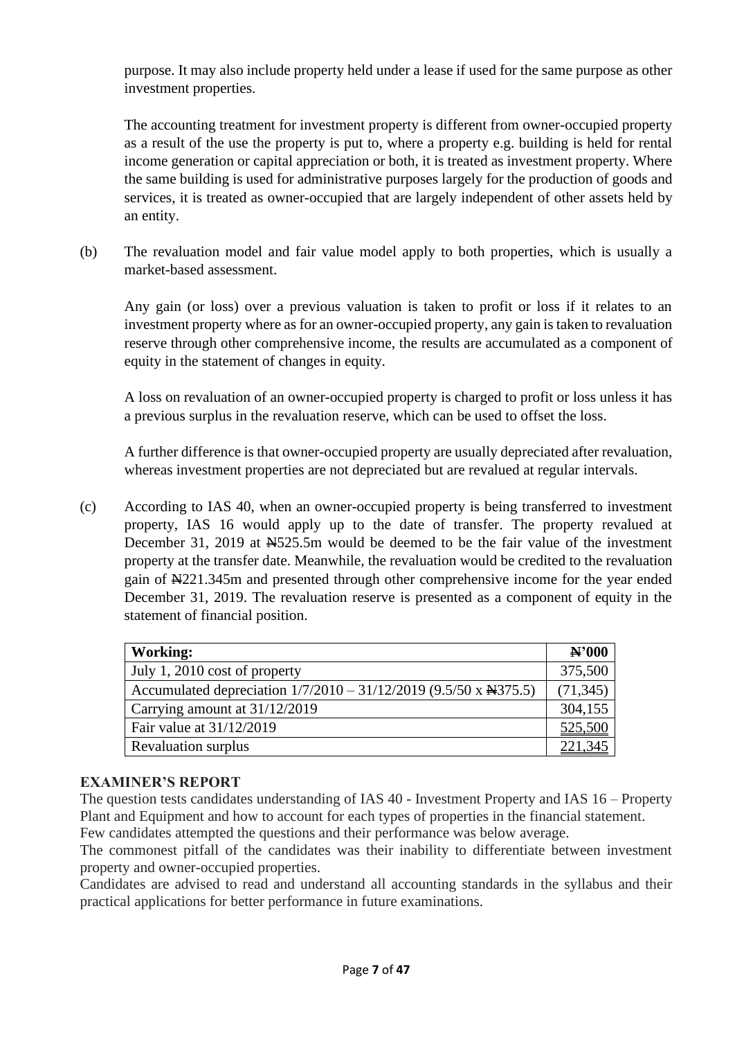purpose. It may also include property held under a lease if used for the same purpose as other investment properties.

The accounting treatment for investment property is different from owner-occupied property as a result of the use the property is put to, where a property e.g. building is held for rental income generation or capital appreciation or both, it is treated as investment property. Where the same building is used for administrative purposes largely for the production of goods and services, it is treated as owner-occupied that are largely independent of other assets held by an entity.

(b) The revaluation model and fair value model apply to both properties, which is usually a market-based assessment.

Any gain (or loss) over a previous valuation is taken to profit or loss if it relates to an investment property where as for an owner-occupied property, any gain is taken to revaluation reserve through other comprehensive income, the results are accumulated as a component of equity in the statement of changes in equity.

A loss on revaluation of an owner-occupied property is charged to profit or loss unless it has a previous surplus in the revaluation reserve, which can be used to offset the loss.

A further difference is that owner-occupied property are usually depreciated after revaluation, whereas investment properties are not depreciated but are revalued at regular intervals.

(c) According to IAS 40, when an owner-occupied property is being transferred to investment property, IAS 16 would apply up to the date of transfer. The property revalued at December 31, 2019 at ₦525.5m would be deemed to be the fair value of the investment property at the transfer date. Meanwhile, the revaluation would be credited to the revaluation gain of ₦221.345m and presented through other comprehensive income for the year ended December 31, 2019. The revaluation reserve is presented as a component of equity in the statement of financial position.

| **Working:** | **₦'000** |
|---|---|
| July 1, 2010 cost of property | 375,500 |
| Accumulated depreciation 1/7/2010 – 31/12/2019 (9.5/50 x ₦375.5) | (71,345) |
| Carrying amount at 31/12/2019 | 304,155 |
| Fair value at 31/12/2019 | 525,500 |
| Revaluation surplus | 221,345 |

**EXAMINER'S REPORT**

The question tests candidates understanding of IAS 40 - Investment Property and IAS 16 – Property Plant and Equipment and how to account for each types of properties in the financial statement.

Few candidates attempted the questions and their performance was below average.

The commonest pitfall of the candidates was their inability to differentiate between investment property and owner-occupied properties.

Candidates are advised to read and understand all accounting standards in the syllabus and their practical applications for better performance in future examinations.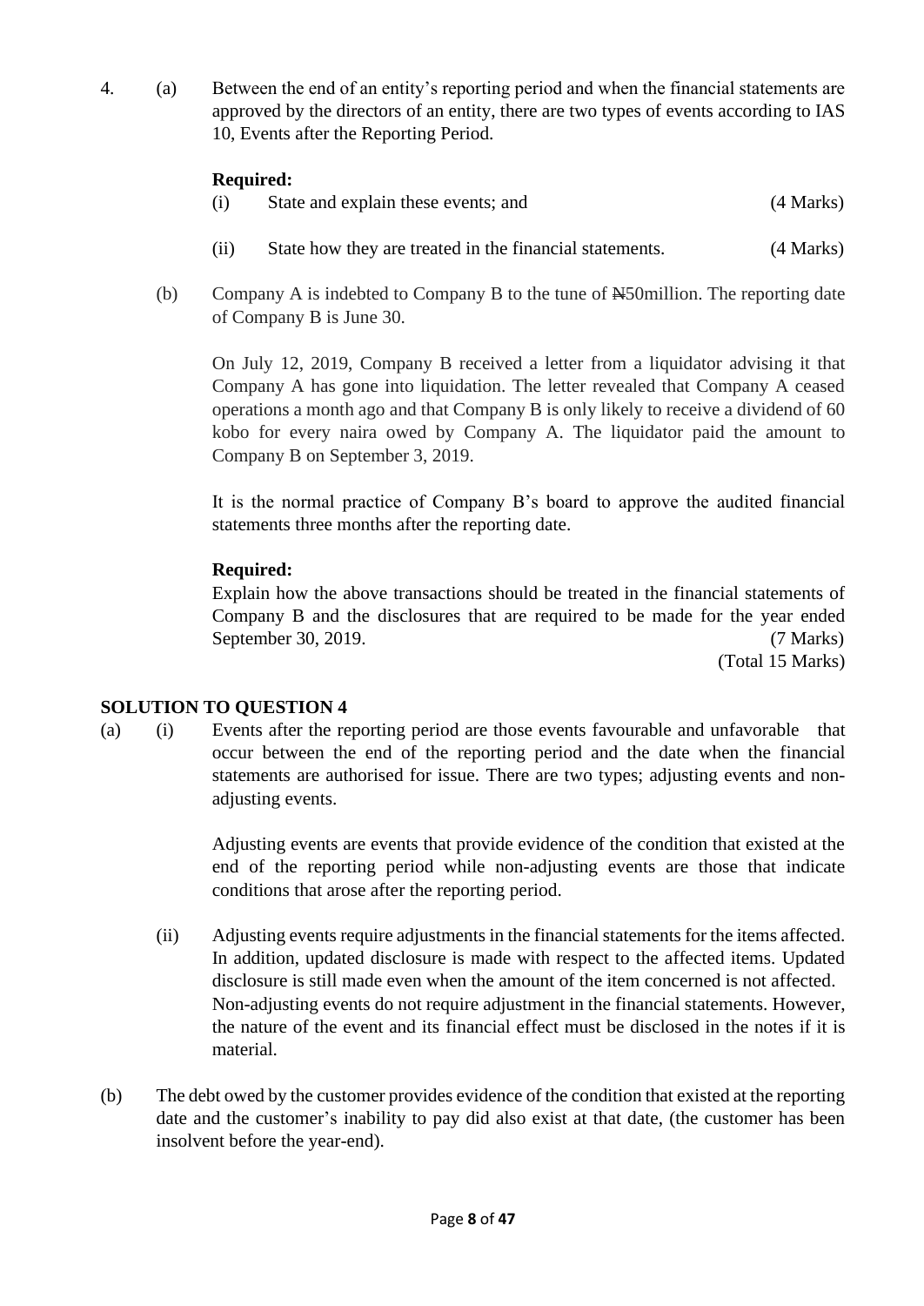4. (a) Between the end of an entity's reporting period and when the financial statements are approved by the directors of an entity, there are two types of events according to IAS 10, Events after the Reporting Period.

**Required:**

(i) State and explain these events; and (4 Marks)

(ii) State how they are treated in the financial statements. (4 Marks)

(b) Company A is indebted to Company B to the tune of ₦50million. The reporting date of Company B is June 30.

On July 12, 2019, Company B received a letter from a liquidator advising it that Company A has gone into liquidation. The letter revealed that Company A ceased operations a month ago and that Company B is only likely to receive a dividend of 60 kobo for every naira owed by Company A. The liquidator paid the amount to Company B on September 3, 2019.

It is the normal practice of Company B's board to approve the audited financial statements three months after the reporting date.

**Required:**

Explain how the above transactions should be treated in the financial statements of Company B and the disclosures that are required to be made for the year ended September 30, 2019. (7 Marks)

(Total 15 Marks)

## SOLUTION TO QUESTION 4

(a) (i) Events after the reporting period are those events favourable and unfavorable that occur between the end of the reporting period and the date when the financial statements are authorised for issue. There are two types; adjusting events and non-adjusting events.

Adjusting events are events that provide evidence of the condition that existed at the end of the reporting period while non-adjusting events are those that indicate conditions that arose after the reporting period.

(ii) Adjusting events require adjustments in the financial statements for the items affected. In addition, updated disclosure is made with respect to the affected items. Updated disclosure is still made even when the amount of the item concerned is not affected. Non-adjusting events do not require adjustment in the financial statements. However, the nature of the event and its financial effect must be disclosed in the notes if it is material.

(b) The debt owed by the customer provides evidence of the condition that existed at the reporting date and the customer's inability to pay did also exist at that date, (the customer has been insolvent before the year-end).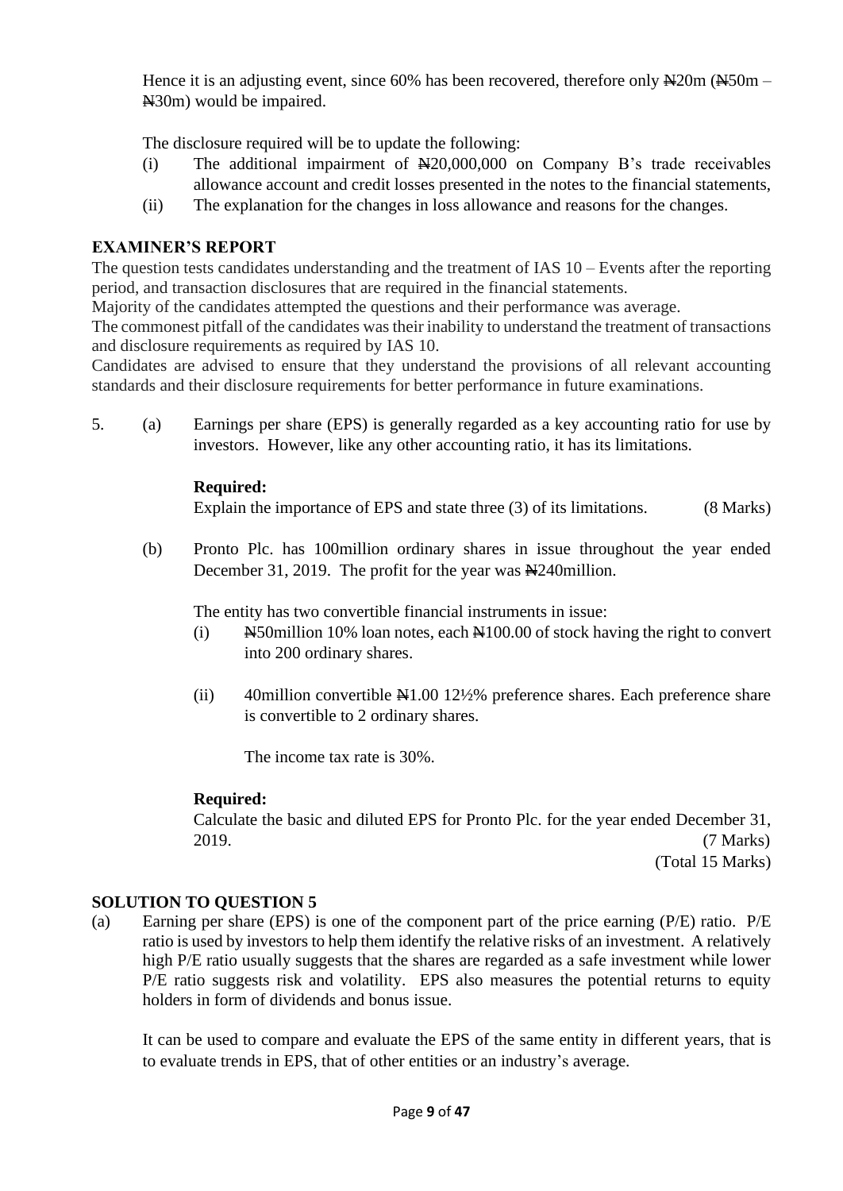Hence it is an adjusting event, since 60% has been recovered, therefore only ₦20m (₦50m – ₦30m) would be impaired.

The disclosure required will be to update the following:

(i) The additional impairment of ₦20,000,000 on Company B's trade receivables allowance account and credit losses presented in the notes to the financial statements,

(ii) The explanation for the changes in loss allowance and reasons for the changes.

## EXAMINER'S REPORT

The question tests candidates understanding and the treatment of IAS 10 – Events after the reporting period, and transaction disclosures that are required in the financial statements.

Majority of the candidates attempted the questions and their performance was average.

The commonest pitfall of the candidates was their inability to understand the treatment of transactions and disclosure requirements as required by IAS 10.

Candidates are advised to ensure that they understand the provisions of all relevant accounting standards and their disclosure requirements for better performance in future examinations.

5. (a) Earnings per share (EPS) is generally regarded as a key accounting ratio for use by investors. However, like any other accounting ratio, it has its limitations.

**Required:**

Explain the importance of EPS and state three (3) of its limitations. (8 Marks)

(b) Pronto Plc. has 100million ordinary shares in issue throughout the year ended December 31, 2019. The profit for the year was ₦240million.

The entity has two convertible financial instruments in issue:

(i) ₦50million 10% loan notes, each ₦100.00 of stock having the right to convert into 200 ordinary shares.

(ii) 40million convertible ₦1.00 12½% preference shares. Each preference share is convertible to 2 ordinary shares.

The income tax rate is 30%.

**Required:**

Calculate the basic and diluted EPS for Pronto Plc. for the year ended December 31, 2019. (7 Marks)

(Total 15 Marks)

## SOLUTION TO QUESTION 5

(a) Earning per share (EPS) is one of the component part of the price earning (P/E) ratio. P/E ratio is used by investors to help them identify the relative risks of an investment. A relatively high P/E ratio usually suggests that the shares are regarded as a safe investment while lower P/E ratio suggests risk and volatility. EPS also measures the potential returns to equity holders in form of dividends and bonus issue.

It can be used to compare and evaluate the EPS of the same entity in different years, that is to evaluate trends in EPS, that of other entities or an industry's average.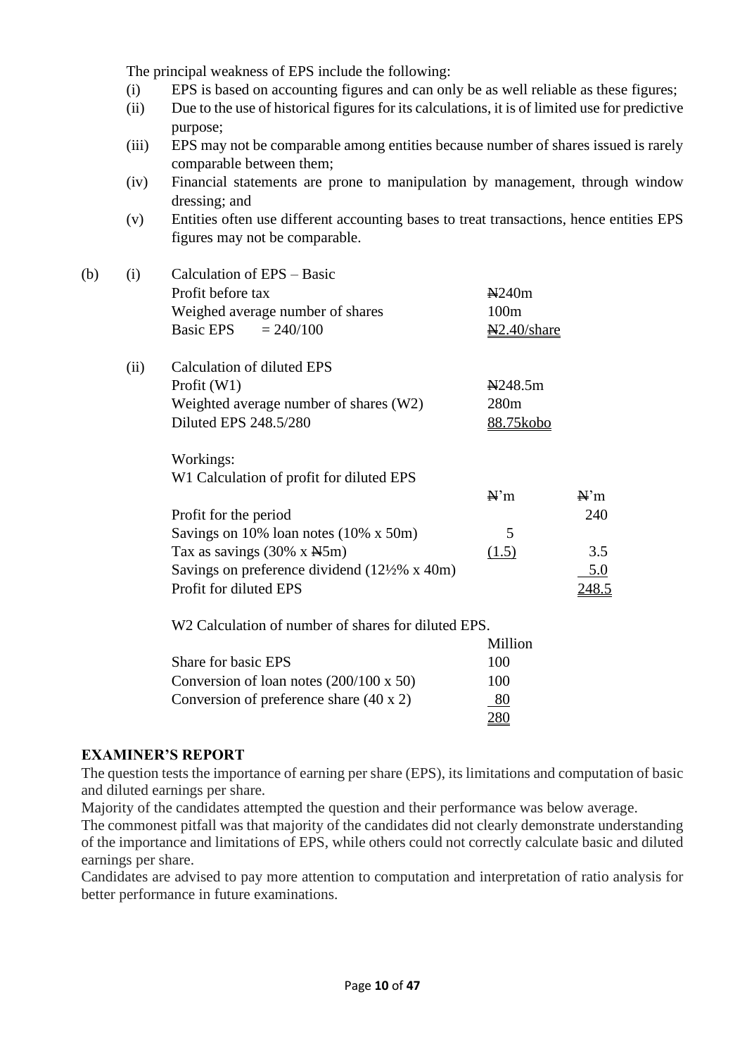The principal weakness of EPS include the following:

(i) EPS is based on accounting figures and can only be as well reliable as these figures;

(ii) Due to the use of historical figures for its calculations, it is of limited use for predictive purpose;

(iii) EPS may not be comparable among entities because number of shares issued is rarely comparable between them;

(iv) Financial statements are prone to manipulation by management, through window dressing; and

(v) Entities often use different accounting bases to treat transactions, hence entities EPS figures may not be comparable.

(b) (i) Calculation of EPS – Basic

| | |
|---|---|
| Profit before tax | ₦240m |
| Weighed average number of shares | 100m |
| Basic EPS = 240/100 | ₦2.40/share |

(ii) Calculation of diluted EPS

| | |
|---|---|
| Profit (W1) | ₦248.5m |
| Weighted average number of shares (W2) | 280m |
| Diluted EPS 248.5/280 | 88.75kobo |

Workings:

W1 Calculation of profit for diluted EPS

| | ₦'m | ₦'m |
|---|---|---|
| Profit for the period | | 240 |
| Savings on 10% loan notes (10% x 50m) | 5 | |
| Tax as savings (30% x ₦5m) | (1.5) | 3.5 |
| Savings on preference dividend (12½% x 40m) | | 5.0 |
| Profit for diluted EPS | | 248.5 |

W2 Calculation of number of shares for diluted EPS.

| | Million |
|---|---|
| Share for basic EPS | 100 |
| Conversion of loan notes (200/100 x 50) | 100 |
| Conversion of preference share (40 x 2) | 80 |
| | 280 |

## EXAMINER'S REPORT

The question tests the importance of earning per share (EPS), its limitations and computation of basic and diluted earnings per share.

Majority of the candidates attempted the question and their performance was below average.

The commonest pitfall was that majority of the candidates did not clearly demonstrate understanding of the importance and limitations of EPS, while others could not correctly calculate basic and diluted earnings per share.

Candidates are advised to pay more attention to computation and interpretation of ratio analysis for better performance in future examinations.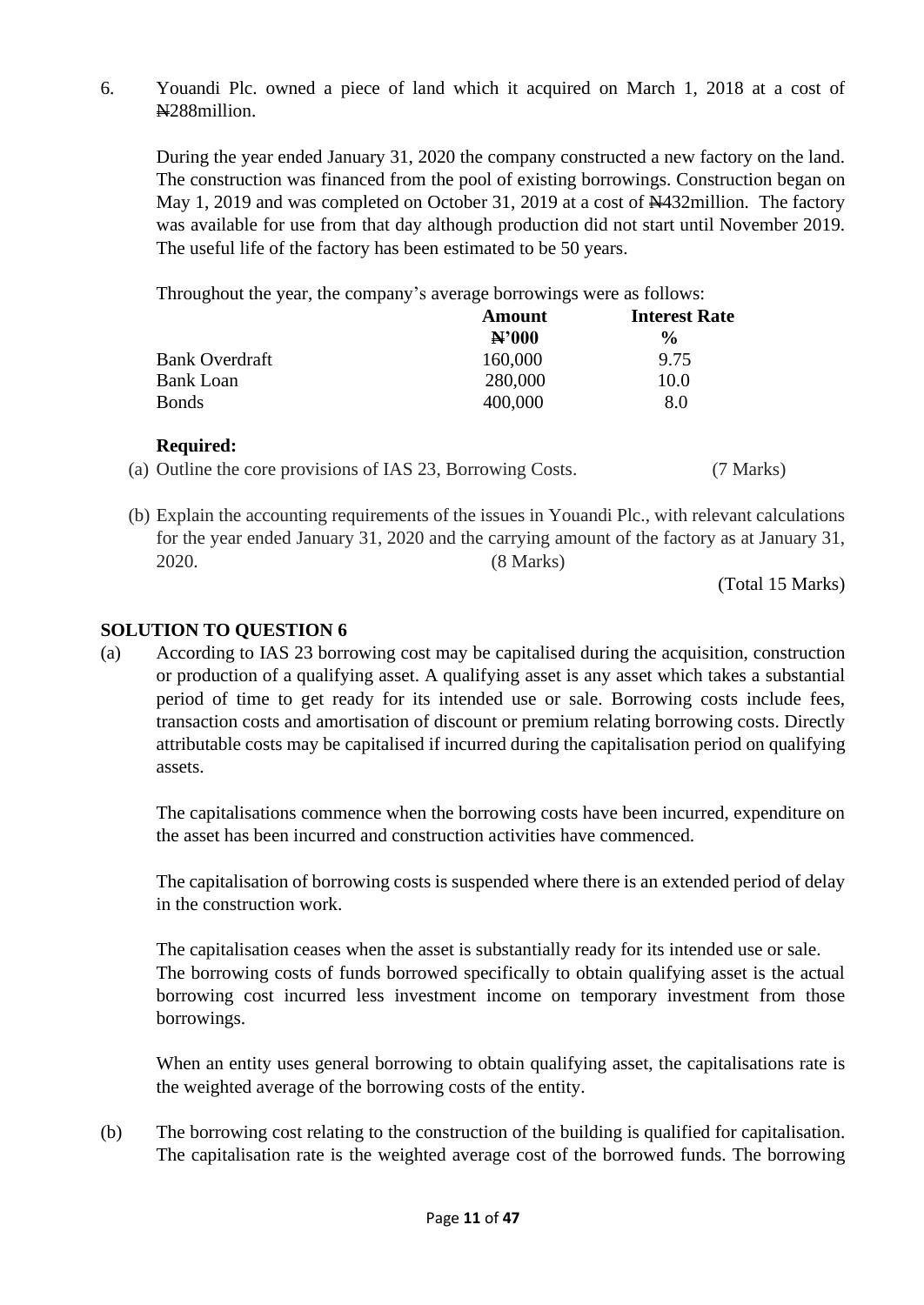6. Youandi Plc. owned a piece of land which it acquired on March 1, 2018 at a cost of ₦288million.

   During the year ended January 31, 2020 the company constructed a new factory on the land. The construction was financed from the pool of existing borrowings. Construction began on May 1, 2019 and was completed on October 31, 2019 at a cost of ₦432million. The factory was available for use from that day although production did not start until November 2019. The useful life of the factory has been estimated to be 50 years.

   Throughout the year, the company's average borrowings were as follows:

| | Amount | Interest Rate |
|---|---|---|
| | ₦'000 | % |
| Bank Overdraft | 160,000 | 9.75 |
| Bank Loan | 280,000 | 10.0 |
| Bonds | 400,000 | 8.0 |

   **Required:**

   (a) Outline the core provisions of IAS 23, Borrowing Costs. (7 Marks)

   (b) Explain the accounting requirements of the issues in Youandi Plc., with relevant calculations for the year ended January 31, 2020 and the carrying amount of the factory as at January 31, 2020. (8 Marks)

   (Total 15 Marks)

**SOLUTION TO QUESTION 6**

(a) According to IAS 23 borrowing cost may be capitalised during the acquisition, construction or production of a qualifying asset. A qualifying asset is any asset which takes a substantial period of time to get ready for its intended use or sale. Borrowing costs include fees, transaction costs and amortisation of discount or premium relating borrowing costs. Directly attributable costs may be capitalised if incurred during the capitalisation period on qualifying assets.

   The capitalisations commence when the borrowing costs have been incurred, expenditure on the asset has been incurred and construction activities have commenced.

   The capitalisation of borrowing costs is suspended where there is an extended period of delay in the construction work.

   The capitalisation ceases when the asset is substantially ready for its intended use or sale. The borrowing costs of funds borrowed specifically to obtain qualifying asset is the actual borrowing cost incurred less investment income on temporary investment from those borrowings.

   When an entity uses general borrowing to obtain qualifying asset, the capitalisations rate is the weighted average of the borrowing costs of the entity.

(b) The borrowing cost relating to the construction of the building is qualified for capitalisation. The capitalisation rate is the weighted average cost of the borrowed funds. The borrowing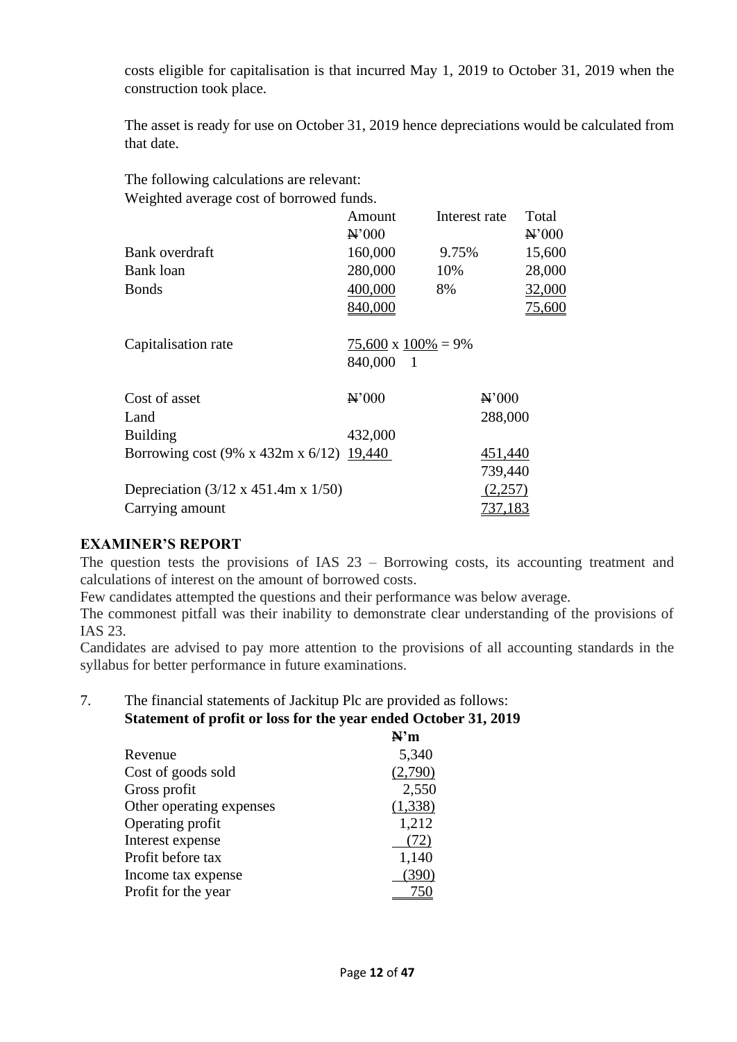costs eligible for capitalisation is that incurred May 1, 2019 to October 31, 2019 when the construction took place.

The asset is ready for use on October 31, 2019 hence depreciations would be calculated from that date.

The following calculations are relevant:
Weighted average cost of borrowed funds.

| | Amount | Interest rate | Total |
|---|---|---|---|
| | ₦'000 | | ₦'000 |
| Bank overdraft | 160,000 | 9.75% | 15,600 |
| Bank loan | 280,000 | 10% | 28,000 |
| Bonds | 400,000 | 8% | 32,000 |
| | 840,000 | | 75,600 |

Capitalisation rate $\frac{75,600}{840,000} \times \frac{100\%}{1} = 9\%$

| | ₦'000 | ₦'000 |
|---|---|---|
| Cost of asset | | |
| Land | | 288,000 |
| Building | 432,000 | |
| Borrowing cost (9% x 432m x 6/12) | 19,440 | 451,440 |
| | | 739,440 |
| Depreciation (3/12 x 451.4m x 1/50) | | (2,257) |
| Carrying amount | | 737,183 |

## EXAMINER'S REPORT

The question tests the provisions of IAS 23 – Borrowing costs, its accounting treatment and calculations of interest on the amount of borrowed costs.

Few candidates attempted the questions and their performance was below average.

The commonest pitfall was their inability to demonstrate clear understanding of the provisions of IAS 23.

Candidates are advised to pay more attention to the provisions of all accounting standards in the syllabus for better performance in future examinations.

7. The financial statements of Jackitup Plc are provided as follows:

**Statement of profit or loss for the year ended October 31, 2019**

| | **₦'m** |
|---|---|
| Revenue | 5,340 |
| Cost of goods sold | (2,790) |
| Gross profit | 2,550 |
| Other operating expenses | (1,338) |
| Operating profit | 1,212 |
| Interest expense | (72) |
| Profit before tax | 1,140 |
| Income tax expense | (390) |
| Profit for the year | 750 |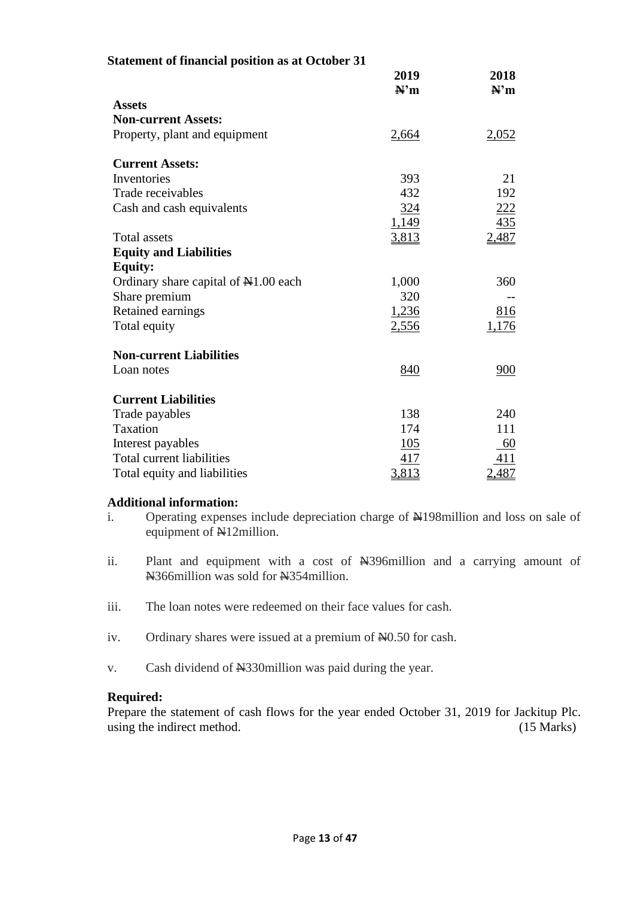**Statement of financial position as at October 31**

| | 2019 | 2018 |
|---|---|---|
| | **₦'m** | **₦'m** |
| **Assets** | | |
| **Non-current Assets:** | | |
| Property, plant and equipment | 2,664 | 2,052 |
| **Current Assets:** | | |
| Inventories | 393 | 21 |
| Trade receivables | 432 | 192 |
| Cash and cash equivalents | 324 | 222 |
| | 1,149 | 435 |
| Total assets | 3,813 | 2,487 |
| **Equity and Liabilities** | | |
| **Equity:** | | |
| Ordinary share capital of ₦1.00 each | 1,000 | 360 |
| Share premium | 320 | -- |
| Retained earnings | 1,236 | 816 |
| Total equity | 2,556 | 1,176 |
| **Non-current Liabilities** | | |
| Loan notes | 840 | 900 |
| **Current Liabilities** | | |
| Trade payables | 138 | 240 |
| Taxation | 174 | 111 |
| Interest payables | 105 | 60 |
| Total current liabilities | 417 | 411 |
| Total equity and liabilities | 3,813 | 2,487 |

**Additional information:**

i. Operating expenses include depreciation charge of ₦198million and loss on sale of equipment of ₦12million.

ii. Plant and equipment with a cost of ₦396million and a carrying amount of ₦366million was sold for ₦354million.

iii. The loan notes were redeemed on their face values for cash.

iv. Ordinary shares were issued at a premium of ₦0.50 for cash.

v. Cash dividend of ₦330million was paid during the year.

**Required:**

Prepare the statement of cash flows for the year ended October 31, 2019 for Jackitup Plc. using the indirect method. (15 Marks)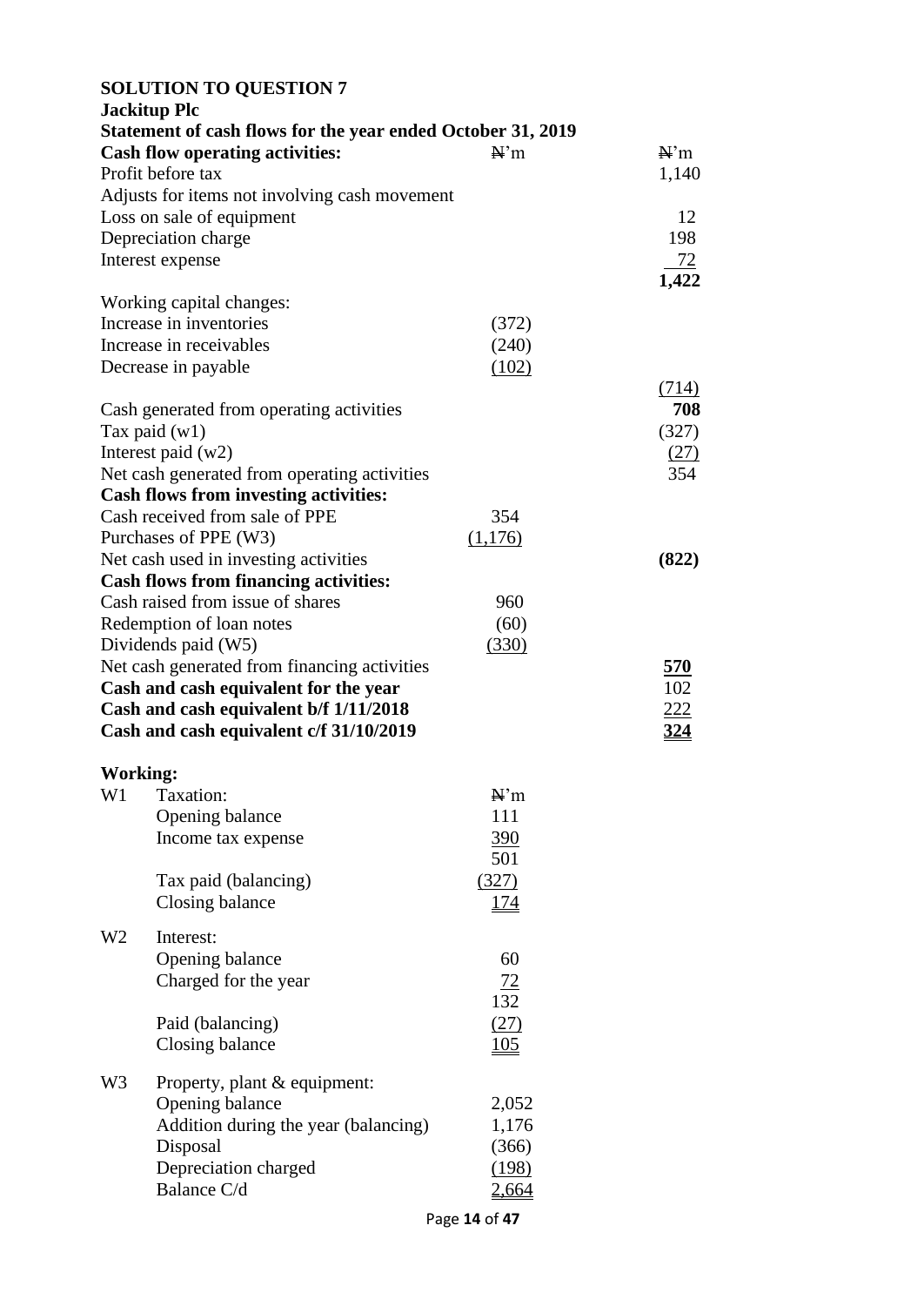**SOLUTION TO QUESTION 7**

**Jackitup Plc**

**Statement of cash flows for the year ended October 31, 2019**

| **Cash flow operating activities:** | ₦'m | ₦'m |
|---|---|---|
| Profit before tax | | 1,140 |
| Adjusts for items not involving cash movement | | |
| Loss on sale of equipment | | 12 |
| Depreciation charge | | 198 |
| Interest expense | | 72 |
| | | **1,422** |
| Working capital changes: | | |
| Increase in inventories | (372) | |
| Increase in receivables | (240) | |
| Decrease in payable | (102) | |
| | | (714) |
| Cash generated from operating activities | | **708** |
| Tax paid (w1) | | (327) |
| Interest paid (w2) | | (27) |
| Net cash generated from operating activities | | 354 |
| **Cash flows from investing activities:** | | |
| Cash received from sale of PPE | 354 | |
| Purchases of PPE (W3) | (1,176) | |
| Net cash used in investing activities | | **(822)** |
| **Cash flows from financing activities:** | | |
| Cash raised from issue of shares | 960 | |
| Redemption of loan notes | (60) | |
| Dividends paid (W5) | (330) | |
| Net cash generated from financing activities | | **570** |
| **Cash and cash equivalent for the year** | | 102 |
| **Cash and cash equivalent b/f 1/11/2018** | | 222 |
| **Cash and cash equivalent c/f 31/10/2019** | | **324** |

**Working:**

| | | |
|---|---|---|
| W1 | Taxation: | ₦'m |
| | Opening balance | 111 |
| | Income tax expense | 390 |
| | | 501 |
| | Tax paid (balancing) | (327) |
| | Closing balance | 174 |
| W2 | Interest: | |
| | Opening balance | 60 |
| | Charged for the year | 72 |
| | | 132 |
| | Paid (balancing) | (27) |
| | Closing balance | 105 |
| W3 | Property, plant & equipment: | |
| | Opening balance | 2,052 |
| | Addition during the year (balancing) | 1,176 |
| | Disposal | (366) |
| | Depreciation charged | (198) |
| | Balance C/d | 2,664 |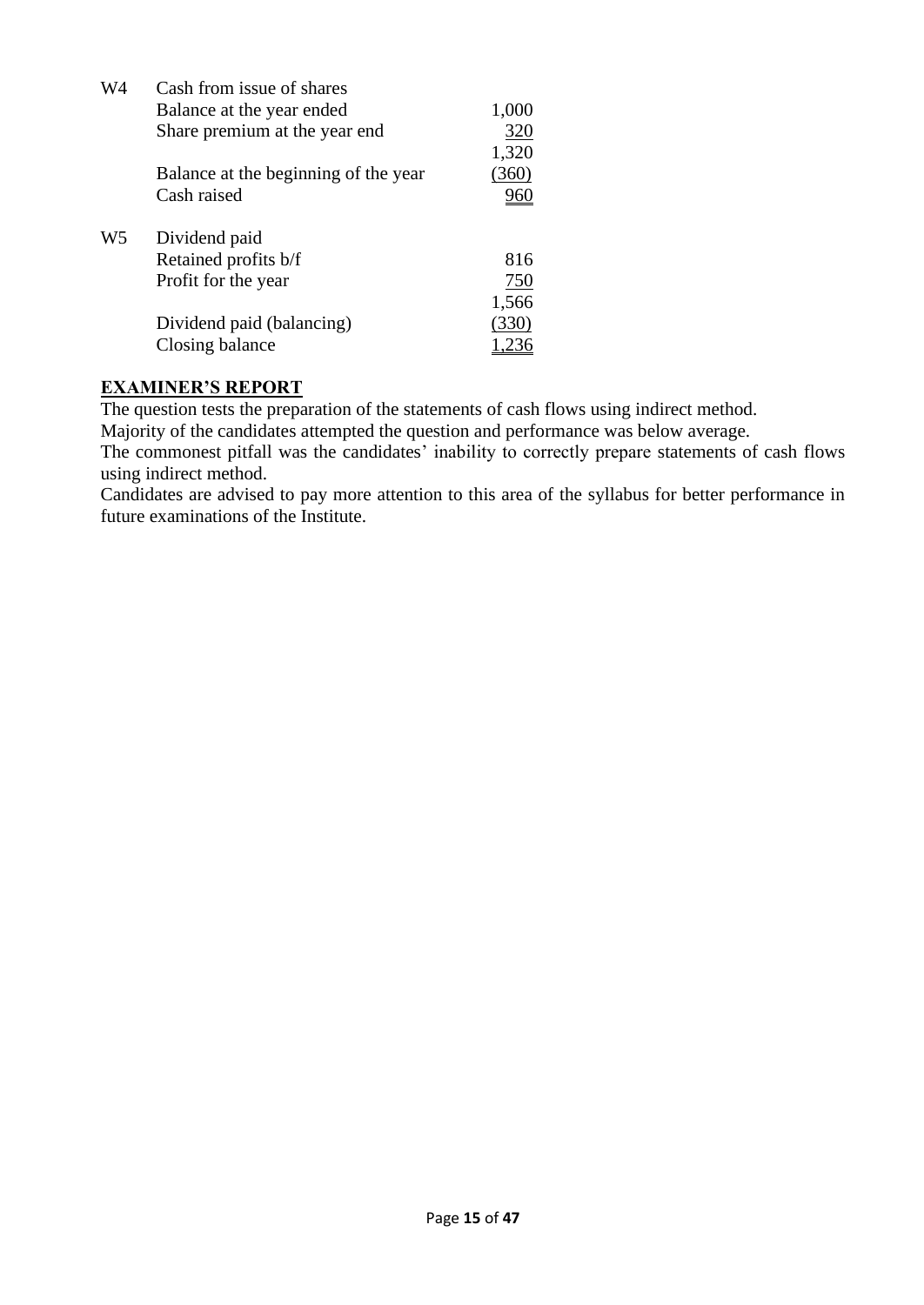| W4 | Cash from issue of shares | |
|---|---|---|
| | Balance at the year ended | 1,000 |
| | Share premium at the year end | 320 |
| | | 1,320 |
| | Balance at the beginning of the year | (360) |
| | Cash raised | 960 |

| W5 | Dividend paid | |
|---|---|---|
| | Retained profits b/f | 816 |
| | Profit for the year | 750 |
| | | 1,566 |
| | Dividend paid (balancing) | (330) |
| | Closing balance | 1,236 |

## EXAMINER'S REPORT

The question tests the preparation of the statements of cash flows using indirect method.

Majority of the candidates attempted the question and performance was below average.

The commonest pitfall was the candidates' inability to correctly prepare statements of cash flows using indirect method.

Candidates are advised to pay more attention to this area of the syllabus for better performance in future examinations of the Institute.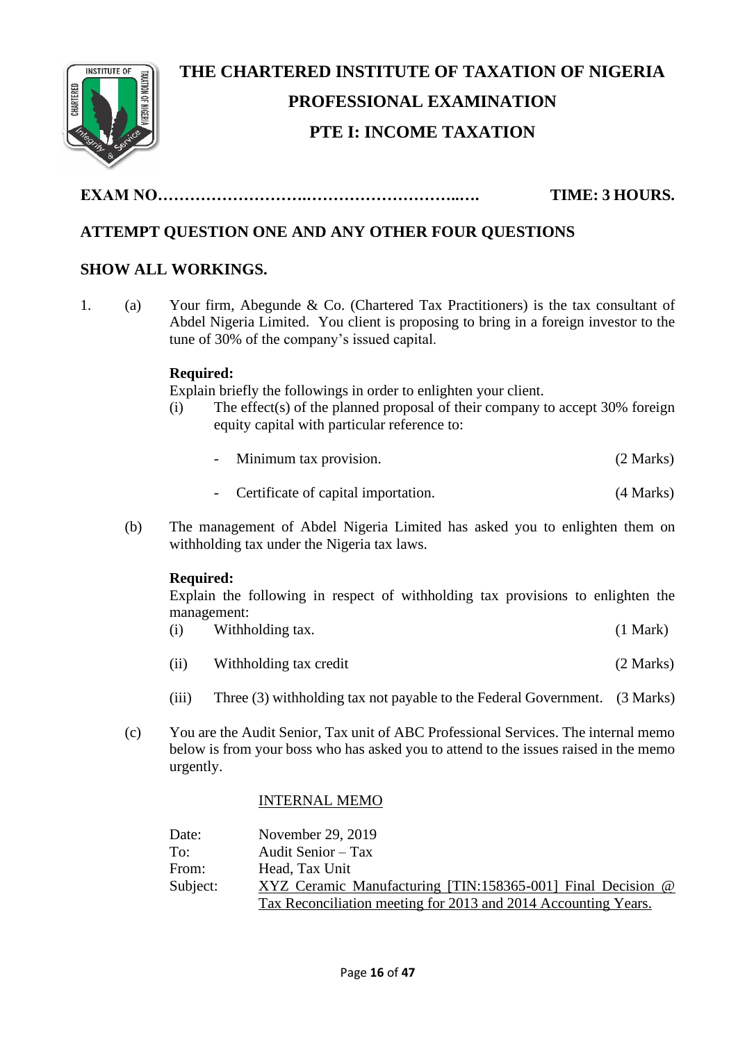# THE CHARTERED INSTITUTE OF TAXATION OF NIGERIA

## PROFESSIONAL EXAMINATION

## PTE I: INCOME TAXATION

**EXAM NO……………………….………………………..….** **TIME: 3 HOURS.**

**ATTEMPT QUESTION ONE AND ANY OTHER FOUR QUESTIONS**

**SHOW ALL WORKINGS.**

1. (a) Your firm, Abegunde & Co. (Chartered Tax Practitioners) is the tax consultant of Abdel Nigeria Limited. You client is proposing to bring in a foreign investor to the tune of 30% of the company's issued capital.

   **Required:**
   Explain briefly the followings in order to enlighten your client.

   (i) The effect(s) of the planned proposal of their company to accept 30% foreign equity capital with particular reference to:

   - Minimum tax provision. (2 Marks)
   - Certificate of capital importation. (4 Marks)

   (b) The management of Abdel Nigeria Limited has asked you to enlighten them on withholding tax under the Nigeria tax laws.

   **Required:**
   Explain the following in respect of withholding tax provisions to enlighten the management:

   (i) Withholding tax. (1 Mark)

   (ii) Withholding tax credit (2 Marks)

   (iii) Three (3) withholding tax not payable to the Federal Government. (3 Marks)

   (c) You are the Audit Senior, Tax unit of ABC Professional Services. The internal memo below is from your boss who has asked you to attend to the issues raised in the memo urgently.

   INTERNAL MEMO

   |  |  |
   |---|---|
   | Date: | November 29, 2019 |
   | To: | Audit Senior – Tax |
   | From: | Head, Tax Unit |
   | Subject: | XYZ Ceramic Manufacturing [TIN:158365-001] Final Decision @ Tax Reconciliation meeting for 2013 and 2014 Accounting Years. |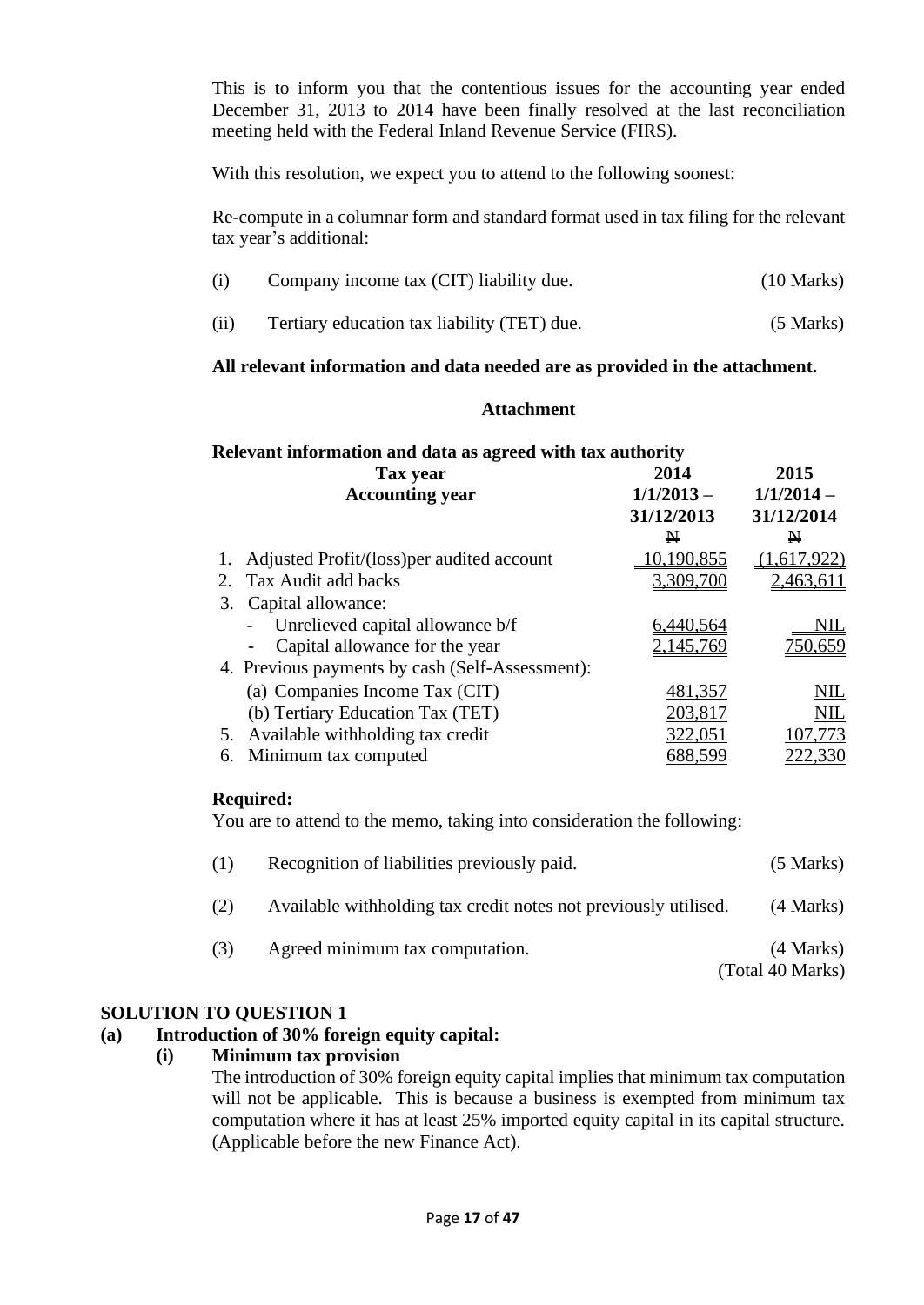This is to inform you that the contentious issues for the accounting year ended December 31, 2013 to 2014 have been finally resolved at the last reconciliation meeting held with the Federal Inland Revenue Service (FIRS).

With this resolution, we expect you to attend to the following soonest:

Re-compute in a columnar form and standard format used in tax filing for the relevant tax year's additional:

(i) Company income tax (CIT) liability due. (10 Marks)

(ii) Tertiary education tax liability (TET) due. (5 Marks)

**All relevant information and data needed are as provided in the attachment.**

**Attachment**

**Relevant information and data as agreed with tax authority**

| **Tax year** | **2014** | **2015** |
|---|---|---|
| **Accounting year** | **1/1/2013 – 31/12/2013** | **1/1/2014 – 31/12/2014** |
| | **₦** | **₦** |
| 1. Adjusted Profit/(loss)per audited account | 10,190,855 | (1,617,922) |
| 2. Tax Audit add backs | 3,309,700 | 2,463,611 |
| 3. Capital allowance: | | |
| - Unrelieved capital allowance b/f | 6,440,564 | NIL |
| - Capital allowance for the year | 2,145,769 | 750,659 |
| 4. Previous payments by cash (Self-Assessment): | | |
| (a) Companies Income Tax (CIT) | 481,357 | NIL |
| (b) Tertiary Education Tax (TET) | 203,817 | NIL |
| 5. Available withholding tax credit | 322,051 | 107,773 |
| 6. Minimum tax computed | 688,599 | 222,330 |

**Required:**

You are to attend to the memo, taking into consideration the following:

(1) Recognition of liabilities previously paid. (5 Marks)

(2) Available withholding tax credit notes not previously utilised. (4 Marks)

(3) Agreed minimum tax computation. (4 Marks)

(Total 40 Marks)

## SOLUTION TO QUESTION 1

### (a) Introduction of 30% foreign equity capital:

#### (i) Minimum tax provision

The introduction of 30% foreign equity capital implies that minimum tax computation will not be applicable. This is because a business is exempted from minimum tax computation where it has at least 25% imported equity capital in its capital structure. (Applicable before the new Finance Act).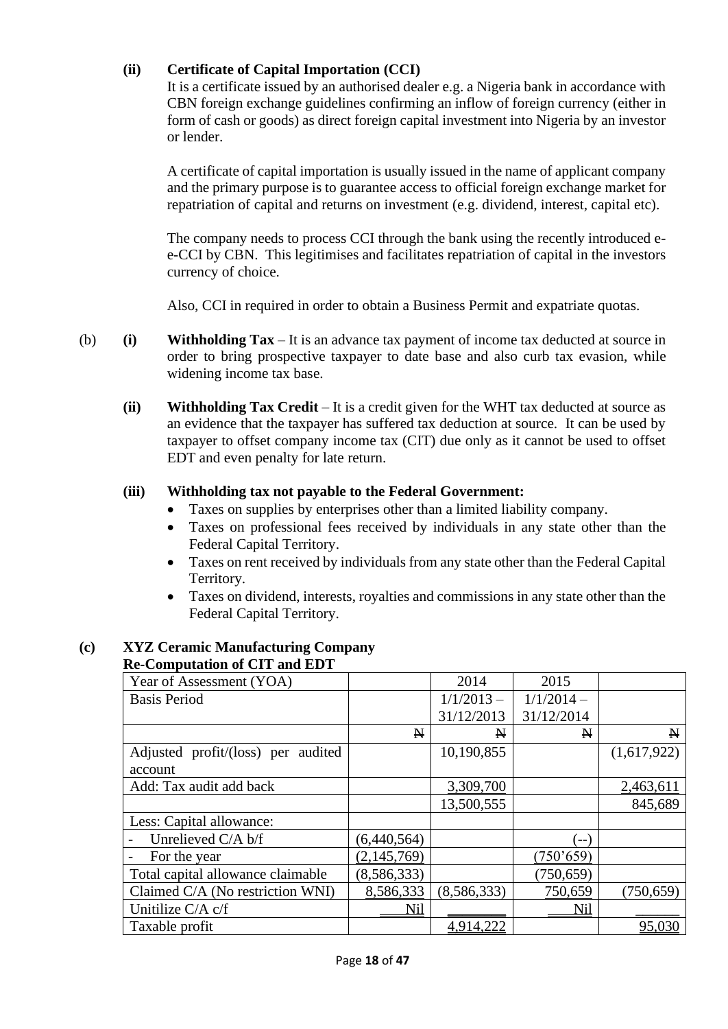**(ii) Certificate of Capital Importation (CCI)**

It is a certificate issued by an authorised dealer e.g. a Nigeria bank in accordance with CBN foreign exchange guidelines confirming an inflow of foreign currency (either in form of cash or goods) as direct foreign capital investment into Nigeria by an investor or lender.

A certificate of capital importation is usually issued in the name of applicant company and the primary purpose is to guarantee access to official foreign exchange market for repatriation of capital and returns on investment (e.g. dividend, interest, capital etc).

The company needs to process CCI through the bank using the recently introduced e-e-CCI by CBN. This legitimises and facilitates repatriation of capital in the investors currency of choice.

Also, CCI in required in order to obtain a Business Permit and expatriate quotas.

(b) **(i) Withholding Tax** – It is an advance tax payment of income tax deducted at source in order to bring prospective taxpayer to date base and also curb tax evasion, while widening income tax base.

**(ii) Withholding Tax Credit** – It is a credit given for the WHT tax deducted at source as an evidence that the taxpayer has suffered tax deduction at source. It can be used by taxpayer to offset company income tax (CIT) due only as it cannot be used to offset EDT and even penalty for late return.

**(iii) Withholding tax not payable to the Federal Government:**

- Taxes on supplies by enterprises other than a limited liability company.
- Taxes on professional fees received by individuals in any state other than the Federal Capital Territory.
- Taxes on rent received by individuals from any state other than the Federal Capital Territory.
- Taxes on dividend, interests, royalties and commissions in any state other than the Federal Capital Territory.

**(c) XYZ Ceramic Manufacturing Company**
**Re-Computation of CIT and EDT**

| Year of Assessment (YOA) | | 2014 | 2015 | |
|---|---|---|---|---|
| Basis Period | | 1/1/2013 – 31/12/2013 | 1/1/2014 – 31/12/2014 | |
| | ₦ | ₦ | ₦ | ₦ |
| Adjusted profit/(loss) per audited account | | 10,190,855 | | (1,617,922) |
| Add: Tax audit add back | | 3,309,700 | | 2,463,611 |
| | | 13,500,555 | | 845,689 |
| Less: Capital allowance: | | | | |
| - Unrelieved C/A b/f | (6,440,564) | | (--) | |
| - For the year | (2,145,769) | | (750'659) | |
| Total capital allowance claimable | (8,586,333) | | (750,659) | |
| Claimed C/A (No restriction WNI) | 8,586,333 | (8,586,333) | 750,659 | (750,659) |
| Unitilize C/A c/f | Nil | | Nil | |
| Taxable profit | | 4,914,222 | | 95,030 |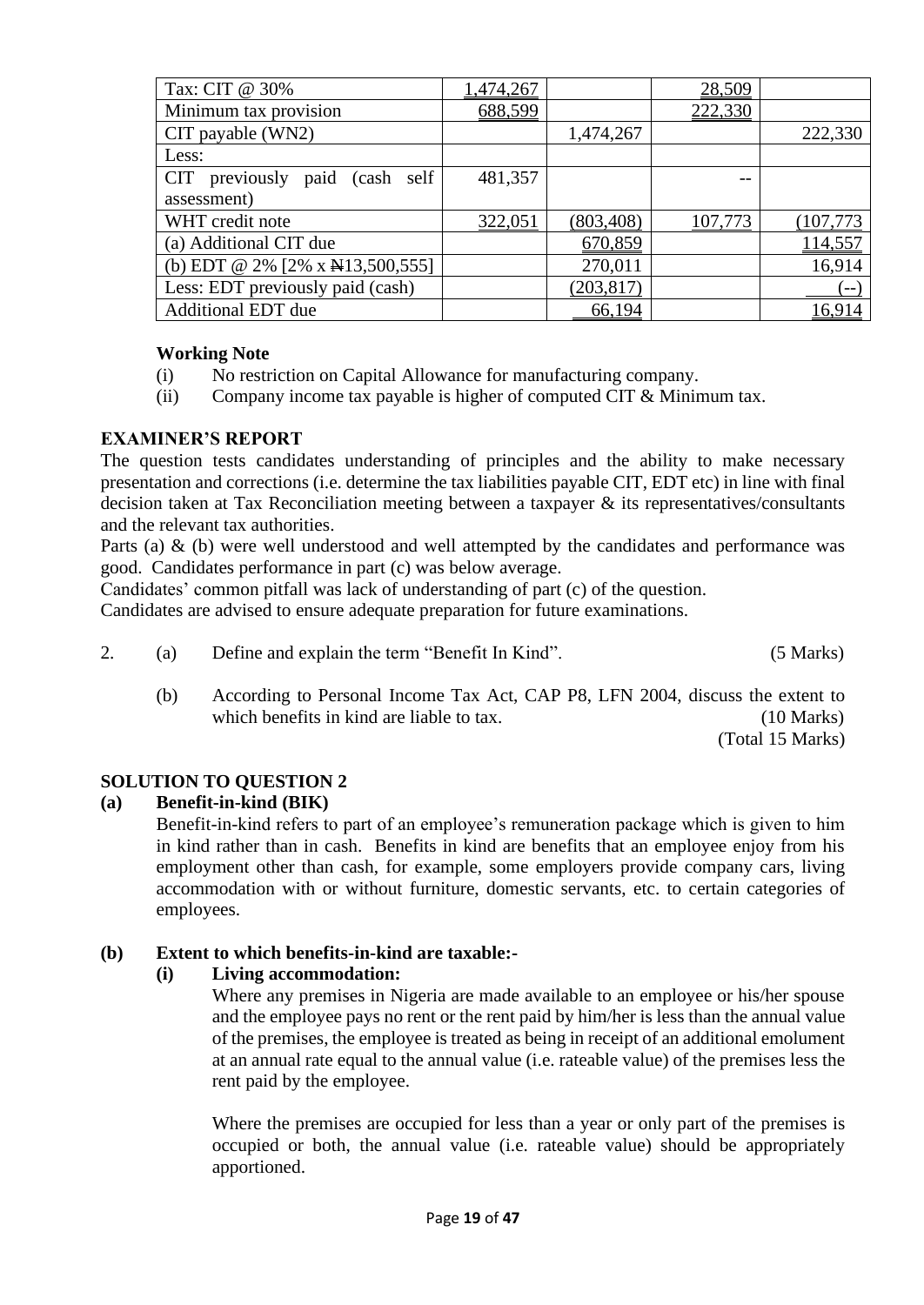| | | | | |
|---|---|---|---|---|
| Tax: CIT @ 30% | 1,474,267 | | 28,509 | |
| Minimum tax provision | 688,599 | | 222,330 | |
| CIT payable (WN2) | | 1,474,267 | | 222,330 |
| Less: | | | | |
| CIT previously paid (cash self assessment) | 481,357 | | -- | |
| WHT credit note | 322,051 | (803,408) | 107,773 | (107,773 |
| (a) Additional CIT due | | 670,859 | | 114,557 |
| (b) EDT @ 2% [2% x ₦13,500,555] | | 270,011 | | 16,914 |
| Less: EDT previously paid (cash) | | (203,817) | | (--) |
| Additional EDT due | | 66,194 | | 16,914 |

**Working Note**

(i) No restriction on Capital Allowance for manufacturing company.

(ii) Company income tax payable is higher of computed CIT & Minimum tax.

## EXAMINER'S REPORT

The question tests candidates understanding of principles and the ability to make necessary presentation and corrections (i.e. determine the tax liabilities payable CIT, EDT etc) in line with final decision taken at Tax Reconciliation meeting between a taxpayer & its representatives/consultants and the relevant tax authorities.

Parts (a) & (b) were well understood and well attempted by the candidates and performance was good. Candidates performance in part (c) was below average.

Candidates' common pitfall was lack of understanding of part (c) of the question.

Candidates are advised to ensure adequate preparation for future examinations.

2. (a) Define and explain the term "Benefit In Kind". (5 Marks)

   (b) According to Personal Income Tax Act, CAP P8, LFN 2004, discuss the extent to which benefits in kind are liable to tax. (10 Marks)

   (Total 15 Marks)

## SOLUTION TO QUESTION 2

### (a) Benefit-in-kind (BIK)

Benefit-in-kind refers to part of an employee's remuneration package which is given to him in kind rather than in cash. Benefits in kind are benefits that an employee enjoy from his employment other than cash, for example, some employers provide company cars, living accommodation with or without furniture, domestic servants, etc. to certain categories of employees.

### (b) Extent to which benefits-in-kind are taxable:-

**(i) Living accommodation:**

Where any premises in Nigeria are made available to an employee or his/her spouse and the employee pays no rent or the rent paid by him/her is less than the annual value of the premises, the employee is treated as being in receipt of an additional emolument at an annual rate equal to the annual value (i.e. rateable value) of the premises less the rent paid by the employee.

Where the premises are occupied for less than a year or only part of the premises is occupied or both, the annual value (i.e. rateable value) should be appropriately apportioned.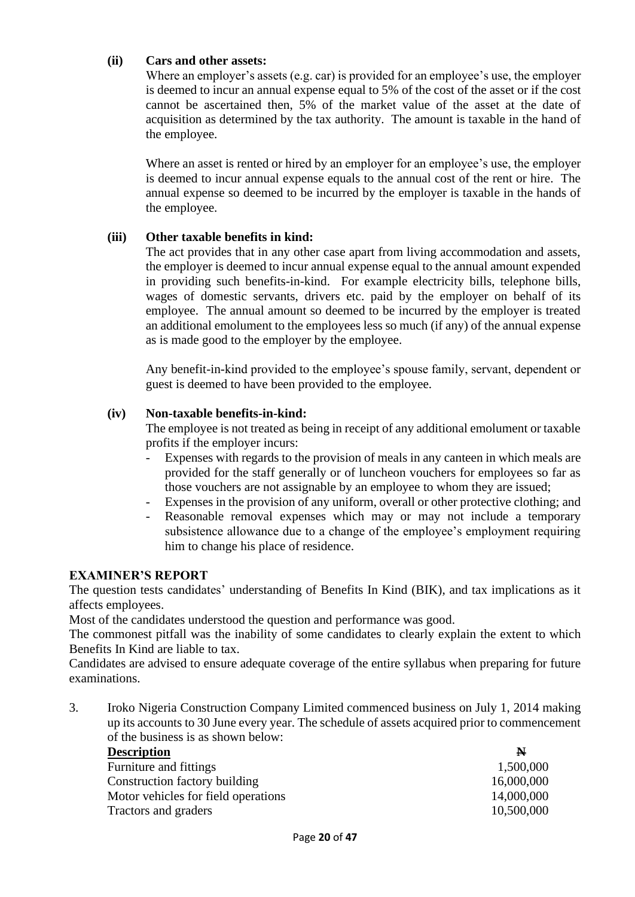**(ii) Cars and other assets:**

Where an employer's assets (e.g. car) is provided for an employee's use, the employer is deemed to incur an annual expense equal to 5% of the cost of the asset or if the cost cannot be ascertained then, 5% of the market value of the asset at the date of acquisition as determined by the tax authority. The amount is taxable in the hand of the employee.

Where an asset is rented or hired by an employer for an employee's use, the employer is deemed to incur annual expense equals to the annual cost of the rent or hire. The annual expense so deemed to be incurred by the employer is taxable in the hands of the employee.

**(iii) Other taxable benefits in kind:**

The act provides that in any other case apart from living accommodation and assets, the employer is deemed to incur annual expense equal to the annual amount expended in providing such benefits-in-kind. For example electricity bills, telephone bills, wages of domestic servants, drivers etc. paid by the employer on behalf of its employee. The annual amount so deemed to be incurred by the employer is treated an additional emolument to the employees less so much (if any) of the annual expense as is made good to the employer by the employee.

Any benefit-in-kind provided to the employee's spouse family, servant, dependent or guest is deemed to have been provided to the employee.

**(iv) Non-taxable benefits-in-kind:**

The employee is not treated as being in receipt of any additional emolument or taxable profits if the employer incurs:

- Expenses with regards to the provision of meals in any canteen in which meals are provided for the staff generally or of luncheon vouchers for employees so far as those vouchers are not assignable by an employee to whom they are issued;
- Expenses in the provision of any uniform, overall or other protective clothing; and
- Reasonable removal expenses which may or may not include a temporary subsistence allowance due to a change of the employee's employment requiring him to change his place of residence.

## EXAMINER'S REPORT

The question tests candidates' understanding of Benefits In Kind (BIK), and tax implications as it affects employees.

Most of the candidates understood the question and performance was good.

The commonest pitfall was the inability of some candidates to clearly explain the extent to which Benefits In Kind are liable to tax.

Candidates are advised to ensure adequate coverage of the entire syllabus when preparing for future examinations.

3. Iroko Nigeria Construction Company Limited commenced business on July 1, 2014 making up its accounts to 30 June every year. The schedule of assets acquired prior to commencement of the business is as shown below:

| **Description** | **₦** |
|---|---|
| Furniture and fittings | 1,500,000 |
| Construction factory building | 16,000,000 |
| Motor vehicles for field operations | 14,000,000 |
| Tractors and graders | 10,500,000 |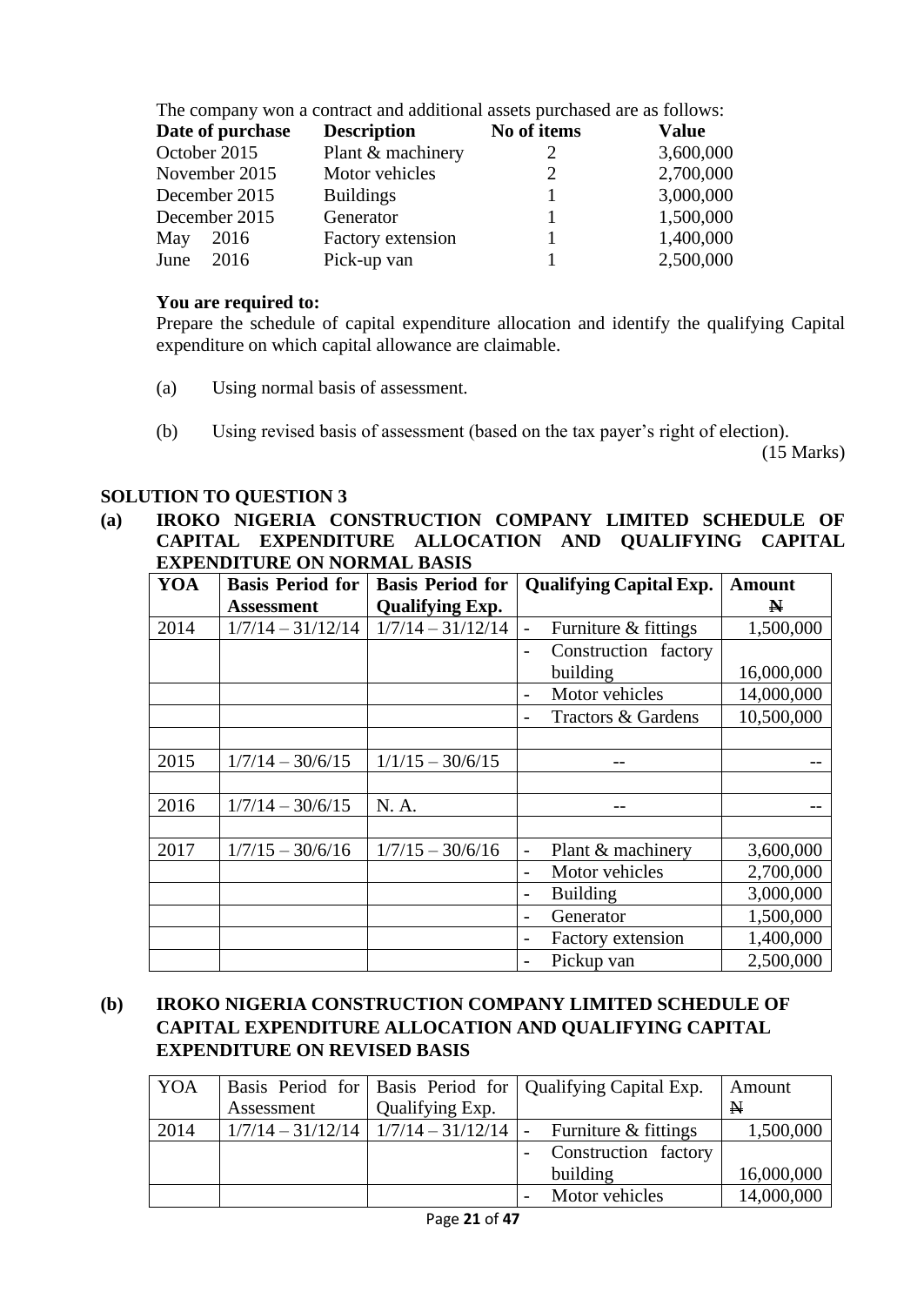The company won a contract and additional assets purchased are as follows:

| Date of purchase | Description | No of items | Value |
|---|---|---|---|
| October 2015 | Plant & machinery | 2 | 3,600,000 |
| November 2015 | Motor vehicles | 2 | 2,700,000 |
| December 2015 | Buildings | 1 | 3,000,000 |
| December 2015 | Generator | 1 | 1,500,000 |
| May 2016 | Factory extension | 1 | 1,400,000 |
| June 2016 | Pick-up van | 1 | 2,500,000 |

**You are required to:**

Prepare the schedule of capital expenditure allocation and identify the qualifying Capital expenditure on which capital allowance are claimable.

(a) Using normal basis of assessment.

(b) Using revised basis of assessment (based on the tax payer's right of election).

(15 Marks)

## SOLUTION TO QUESTION 3

**(a) IROKO NIGERIA CONSTRUCTION COMPANY LIMITED SCHEDULE OF CAPITAL EXPENDITURE ALLOCATION AND QUALIFYING CAPITAL EXPENDITURE ON NORMAL BASIS**

| YOA | Basis Period for Assessment | Basis Period for Qualifying Exp. | Qualifying Capital Exp. | Amount ₦ |
|---|---|---|---|---|
| 2014 | 1/7/14 – 31/12/14 | 1/7/14 – 31/12/14 | - Furniture & fittings | 1,500,000 |
| | | | - Construction factory building | 16,000,000 |
| | | | - Motor vehicles | 14,000,000 |
| | | | - Tractors & Gardens | 10,500,000 |
| | | | | |
| 2015 | 1/7/14 – 30/6/15 | 1/1/15 – 30/6/15 | -- | -- |
| | | | | |
| 2016 | 1/7/14 – 30/6/15 | N. A. | -- | -- |
| | | | | |
| 2017 | 1/7/15 – 30/6/16 | 1/7/15 – 30/6/16 | - Plant & machinery | 3,600,000 |
| | | | - Motor vehicles | 2,700,000 |
| | | | - Building | 3,000,000 |
| | | | - Generator | 1,500,000 |
| | | | - Factory extension | 1,400,000 |
| | | | - Pickup van | 2,500,000 |

**(b) IROKO NIGERIA CONSTRUCTION COMPANY LIMITED SCHEDULE OF CAPITAL EXPENDITURE ALLOCATION AND QUALIFYING CAPITAL EXPENDITURE ON REVISED BASIS**

| YOA | Basis Period for Assessment | Basis Period for Qualifying Exp. | Qualifying Capital Exp. | Amount ₦ |
|---|---|---|---|---|
| 2014 | 1/7/14 – 31/12/14 | 1/7/14 – 31/12/14 | - Furniture & fittings | 1,500,000 |
| | | | - Construction factory building | 16,000,000 |
| | | | - Motor vehicles | 14,000,000 |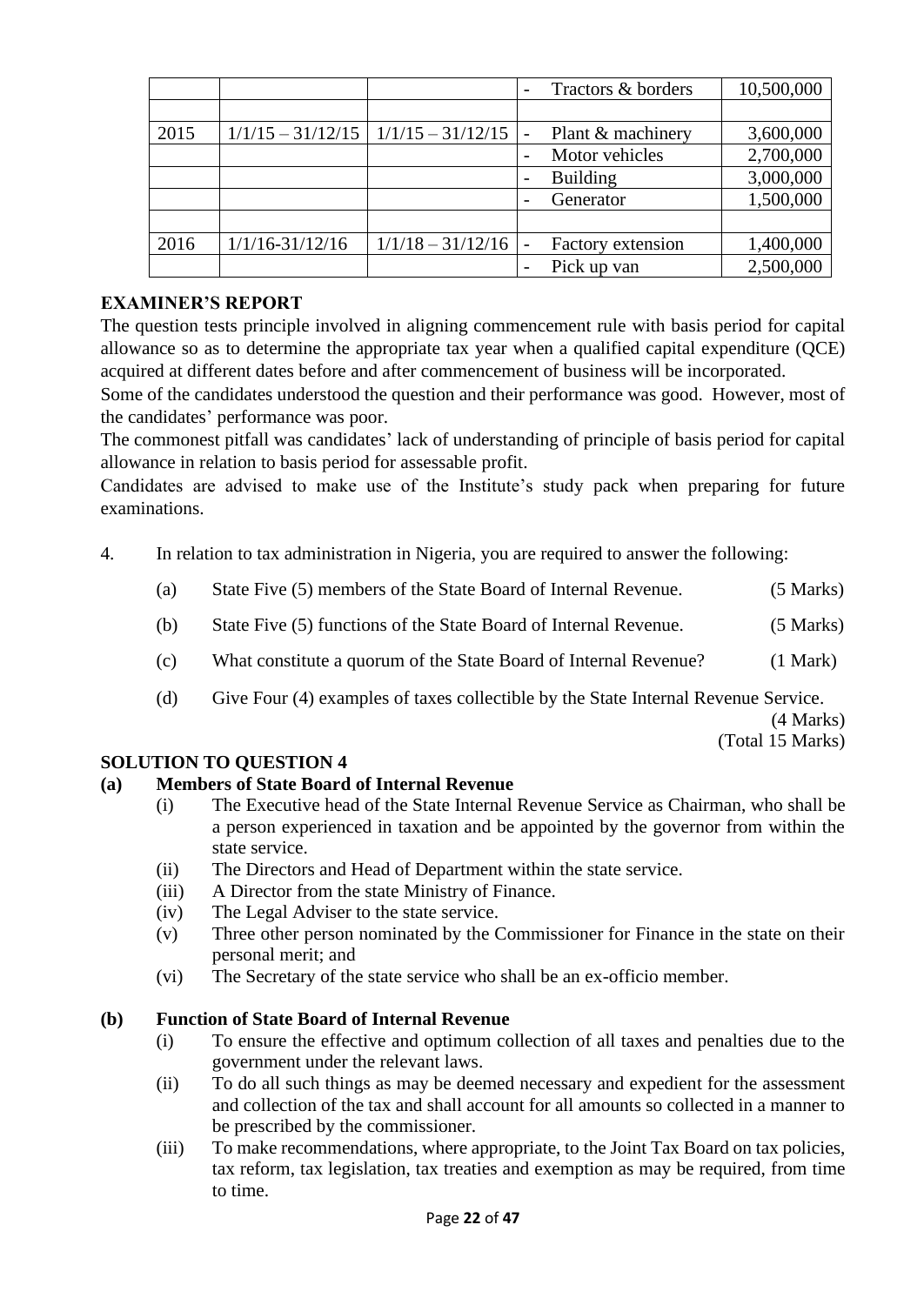| | | | | |
|---|---|---|---|---|
| | | | - Tractors & borders | 10,500,000 |
| | | | | |
| 2015 | 1/1/15 – 31/12/15 | 1/1/15 – 31/12/15 | - Plant & machinery | 3,600,000 |
| | | | - Motor vehicles | 2,700,000 |
| | | | - Building | 3,000,000 |
| | | | - Generator | 1,500,000 |
| | | | | |
| 2016 | 1/1/16-31/12/16 | 1/1/18 – 31/12/16 | - Factory extension | 1,400,000 |
| | | | - Pick up van | 2,500,000 |

**EXAMINER'S REPORT**

The question tests principle involved in aligning commencement rule with basis period for capital allowance so as to determine the appropriate tax year when a qualified capital expenditure (QCE) acquired at different dates before and after commencement of business will be incorporated.

Some of the candidates understood the question and their performance was good. However, most of the candidates' performance was poor.

The commonest pitfall was candidates' lack of understanding of principle of basis period for capital allowance in relation to basis period for assessable profit.

Candidates are advised to make use of the Institute's study pack when preparing for future examinations.

4. In relation to tax administration in Nigeria, you are required to answer the following:

    (a) State Five (5) members of the State Board of Internal Revenue. (5 Marks)

    (b) State Five (5) functions of the State Board of Internal Revenue. (5 Marks)

    (c) What constitute a quorum of the State Board of Internal Revenue? (1 Mark)

    (d) Give Four (4) examples of taxes collectible by the State Internal Revenue Service. (4 Marks)

    (Total 15 Marks)

**SOLUTION TO QUESTION 4**

**(a) Members of State Board of Internal Revenue**

(i) The Executive head of the State Internal Revenue Service as Chairman, who shall be a person experienced in taxation and be appointed by the governor from within the state service.

(ii) The Directors and Head of Department within the state service.

(iii) A Director from the state Ministry of Finance.

(iv) The Legal Adviser to the state service.

(v) Three other person nominated by the Commissioner for Finance in the state on their personal merit; and

(vi) The Secretary of the state service who shall be an ex-officio member.

**(b) Function of State Board of Internal Revenue**

(i) To ensure the effective and optimum collection of all taxes and penalties due to the government under the relevant laws.

(ii) To do all such things as may be deemed necessary and expedient for the assessment and collection of the tax and shall account for all amounts so collected in a manner to be prescribed by the commissioner.

(iii) To make recommendations, where appropriate, to the Joint Tax Board on tax policies, tax reform, tax legislation, tax treaties and exemption as may be required, from time to time.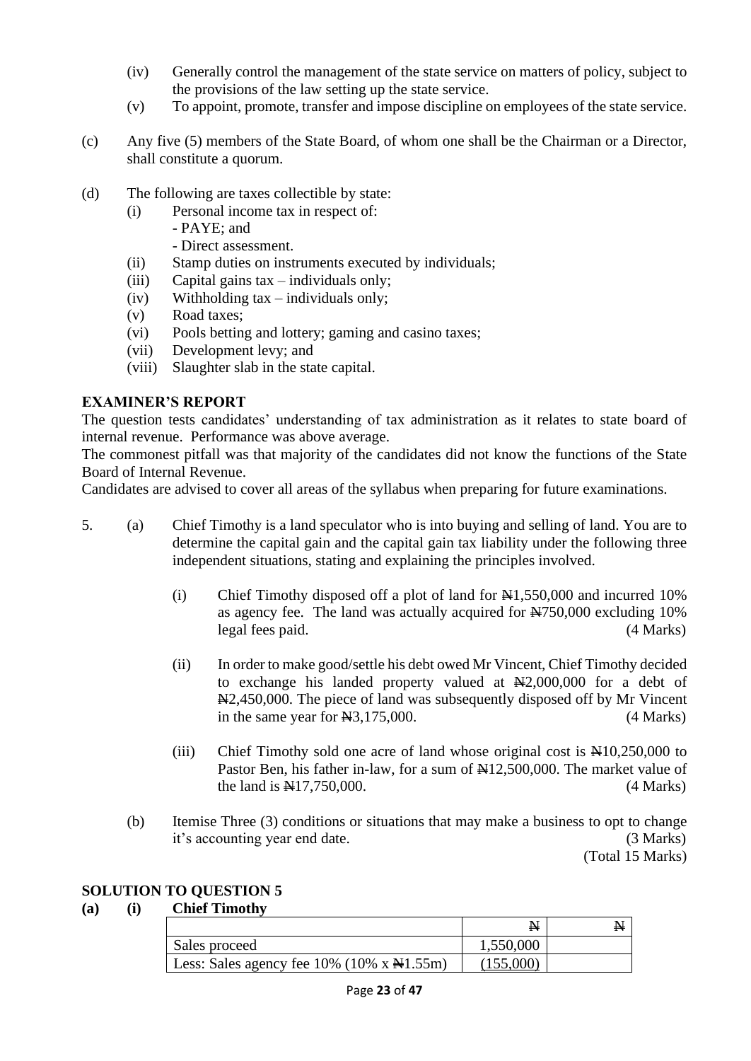(iv) Generally control the management of the state service on matters of policy, subject to the provisions of the law setting up the state service.

(v) To appoint, promote, transfer and impose discipline on employees of the state service.

(c) Any five (5) members of the State Board, of whom one shall be the Chairman or a Director, shall constitute a quorum.

(d) The following are taxes collectible by state:

(i) Personal income tax in respect of:
- PAYE; and
- Direct assessment.

(ii) Stamp duties on instruments executed by individuals;

(iii) Capital gains tax – individuals only;

(iv) Withholding tax – individuals only;

(v) Road taxes;

(vi) Pools betting and lottery; gaming and casino taxes;

(vii) Development levy; and

(viii) Slaughter slab in the state capital.

## EXAMINER'S REPORT

The question tests candidates' understanding of tax administration as it relates to state board of internal revenue. Performance was above average.

The commonest pitfall was that majority of the candidates did not know the functions of the State Board of Internal Revenue.

Candidates are advised to cover all areas of the syllabus when preparing for future examinations.

5. (a) Chief Timothy is a land speculator who is into buying and selling of land. You are to determine the capital gain and the capital gain tax liability under the following three independent situations, stating and explaining the principles involved.

(i) Chief Timothy disposed off a plot of land for ₦1,550,000 and incurred 10% as agency fee. The land was actually acquired for ₦750,000 excluding 10% legal fees paid. (4 Marks)

(ii) In order to make good/settle his debt owed Mr Vincent, Chief Timothy decided to exchange his landed property valued at ₦2,000,000 for a debt of ₦2,450,000. The piece of land was subsequently disposed off by Mr Vincent in the same year for ₦3,175,000. (4 Marks)

(iii) Chief Timothy sold one acre of land whose original cost is ₦10,250,000 to Pastor Ben, his father in-law, for a sum of ₦12,500,000. The market value of the land is ₦17,750,000. (4 Marks)

(b) Itemise Three (3) conditions or situations that may make a business to opt to change it's accounting year end date. (3 Marks)

(Total 15 Marks)

## SOLUTION TO QUESTION 5

**(a) (i) Chief Timothy**

| | ₦ | ₦ |
|---|---|---|
| Sales proceed | 1,550,000 | |
| Less: Sales agency fee 10% (10% x ₦1.55m) | (155,000) | |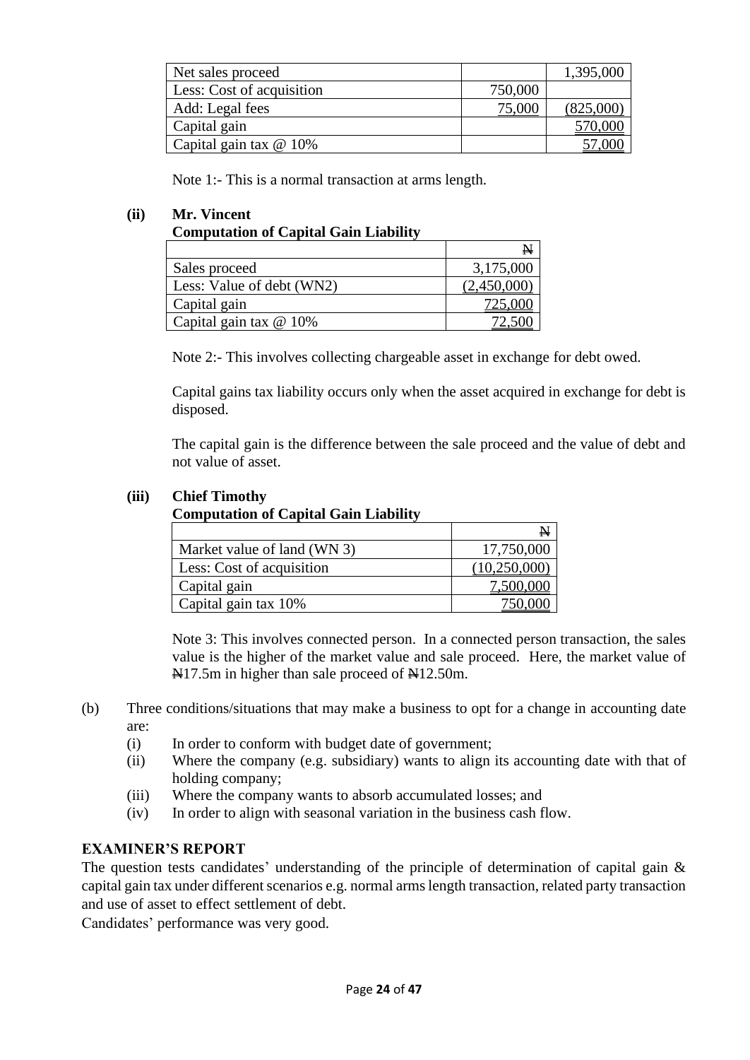| Net sales proceed | | 1,395,000 |
|---|---|---|
| Less: Cost of acquisition | 750,000 | |
| Add: Legal fees | 75,000 | (825,000) |
| Capital gain | | 570,000 |
| Capital gain tax @ 10% | | 57,000 |

Note 1:- This is a normal transaction at arms length.

**(ii) Mr. Vincent**

**Computation of Capital Gain Liability**

| | ₦ |
|---|---|
| Sales proceed | 3,175,000 |
| Less: Value of debt (WN2) | (2,450,000) |
| Capital gain | 725,000 |
| Capital gain tax @ 10% | 72,500 |

Note 2:- This involves collecting chargeable asset in exchange for debt owed.

Capital gains tax liability occurs only when the asset acquired in exchange for debt is disposed.

The capital gain is the difference between the sale proceed and the value of debt and not value of asset.

**(iii) Chief Timothy**

**Computation of Capital Gain Liability**

| | ₦ |
|---|---|
| Market value of land (WN 3) | 17,750,000 |
| Less: Cost of acquisition | (10,250,000) |
| Capital gain | 7,500,000 |
| Capital gain tax 10% | 750,000 |

Note 3: This involves connected person. In a connected person transaction, the sales value is the higher of the market value and sale proceed. Here, the market value of ₦17.5m in higher than sale proceed of ₦12.50m.

(b) Three conditions/situations that may make a business to opt for a change in accounting date are:

(i) In order to conform with budget date of government;

(ii) Where the company (e.g. subsidiary) wants to align its accounting date with that of holding company;

(iii) Where the company wants to absorb accumulated losses; and

(iv) In order to align with seasonal variation in the business cash flow.

**EXAMINER'S REPORT**

The question tests candidates' understanding of the principle of determination of capital gain & capital gain tax under different scenarios e.g. normal arms length transaction, related party transaction and use of asset to effect settlement of debt.

Candidates' performance was very good.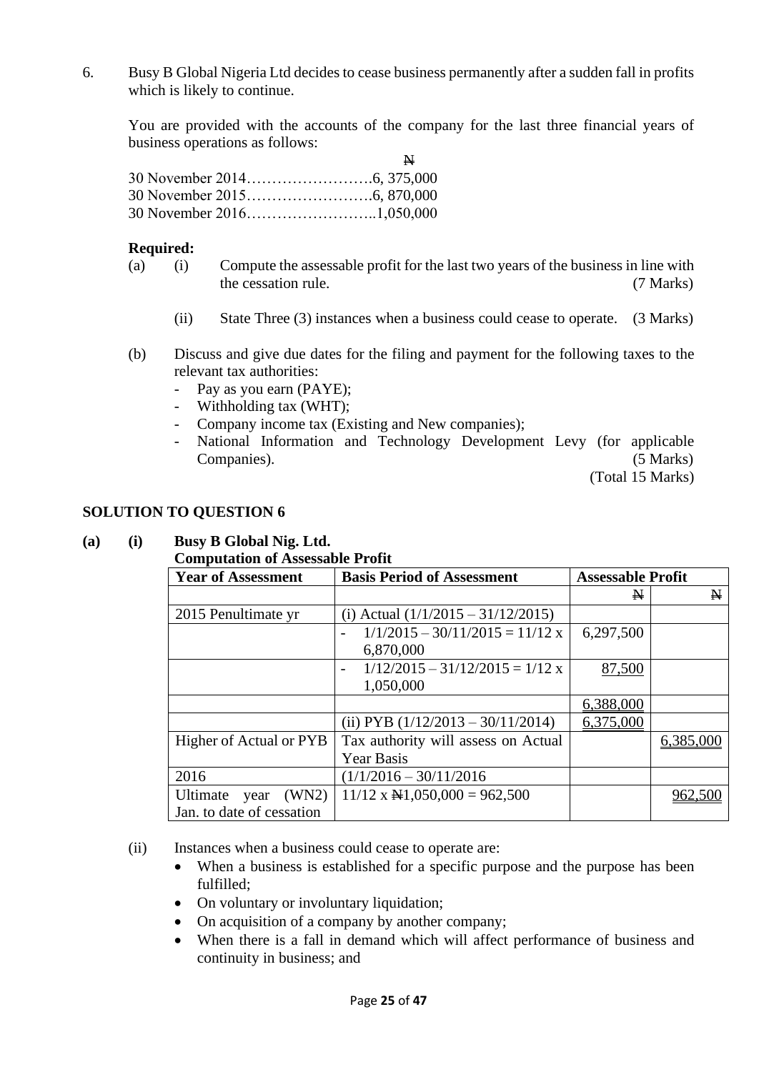6. Busy B Global Nigeria Ltd decides to cease business permanently after a sudden fall in profits which is likely to continue.

   You are provided with the accounts of the company for the last three financial years of business operations as follows:

   | | ₦ |
   |---|---|
   | 30 November 2014……………………. | 6, 375,000 |
   | 30 November 2015……………………. | 6, 870,000 |
   | 30 November 2016…………………….. | 1,050,000 |

   **Required:**

   (a) (i) Compute the assessable profit for the last two years of the business in line with the cessation rule. (7 Marks)

   (ii) State Three (3) instances when a business could cease to operate. (3 Marks)

   (b) Discuss and give due dates for the filing and payment for the following taxes to the relevant tax authorities:
   - Pay as you earn (PAYE);
   - Withholding tax (WHT);
   - Company income tax (Existing and New companies);
   - National Information and Technology Development Levy (for applicable Companies). (5 Marks)

   (Total 15 Marks)

## SOLUTION TO QUESTION 6

**(a) (i) Busy B Global Nig. Ltd.**

**Computation of Assessable Profit**

| Year of Assessment | Basis Period of Assessment | Assessable Profit | |
|---|---|---|---|
| | | ₦ | ₦ |
| 2015 Penultimate yr | (i) Actual (1/1/2015 – 31/12/2015) | | |
| | - 1/1/2015 – 30/11/2015 = 11/12 x 6,870,000 | 6,297,500 | |
| | - 1/12/2015 – 31/12/2015 = 1/12 x 1,050,000 | 87,500 | |
| | | 6,388,000 | |
| | (ii) PYB (1/12/2013 – 30/11/2014) | 6,375,000 | |
| Higher of Actual or PYB | Tax authority will assess on Actual Year Basis | | 6,385,000 |
| 2016 | (1/1/2016 – 30/11/2016 | | |
| Ultimate year (WN2) Jan. to date of cessation | 11/12 x ₦1,050,000 = 962,500 | | 962,500 |

(ii) Instances when a business could cease to operate are:

- When a business is established for a specific purpose and the purpose has been fulfilled;
- On voluntary or involuntary liquidation;
- On acquisition of a company by another company;
- When there is a fall in demand which will affect performance of business and continuity in business; and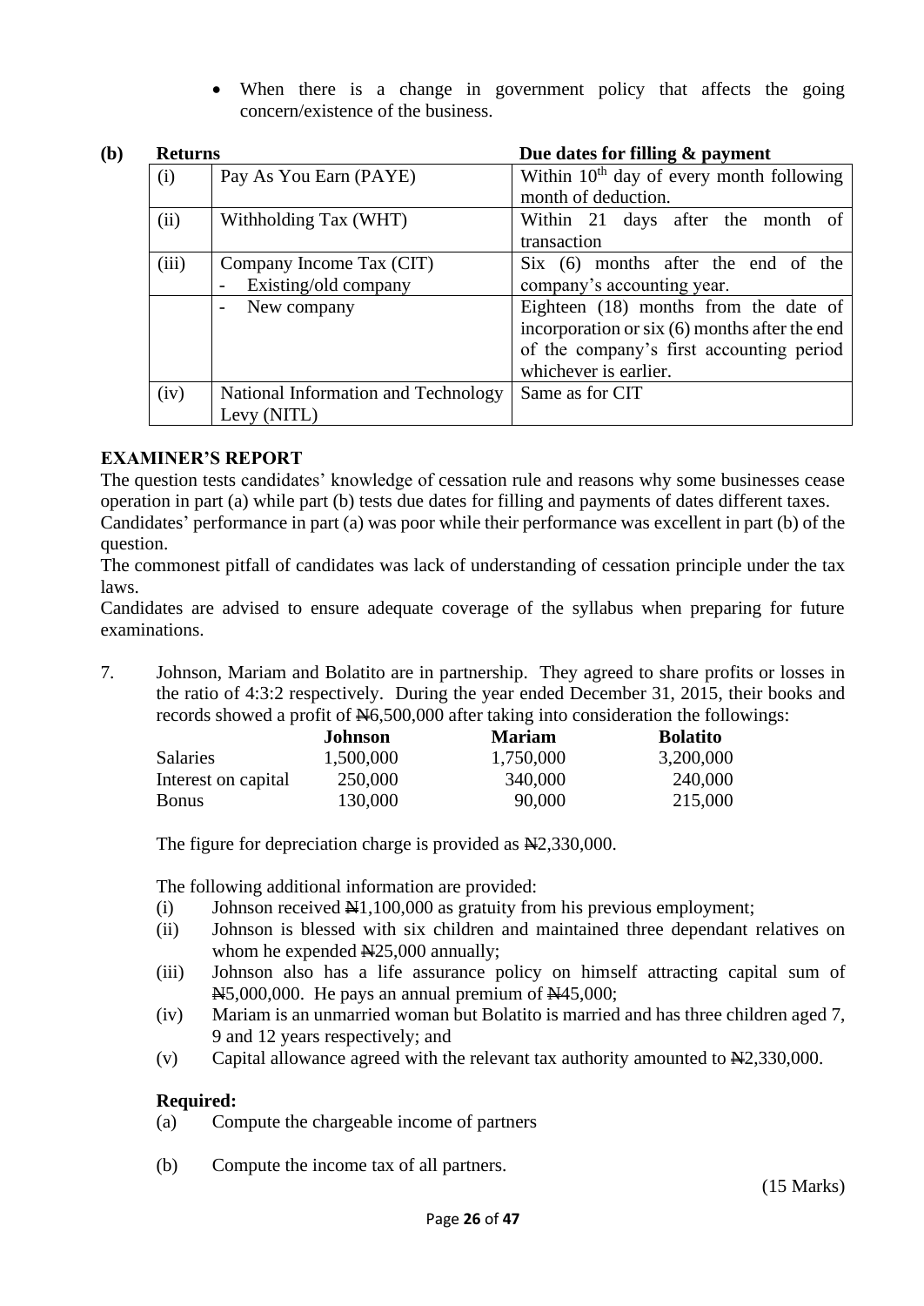- When there is a change in government policy that affects the going concern/existence of the business.

**(b)**

| | **Returns** | **Due dates for filling & payment** |
|---|---|---|
| (i) | Pay As You Earn (PAYE) | Within 10th day of every month following month of deduction. |
| (ii) | Withholding Tax (WHT) | Within 21 days after the month of transaction |
| (iii) | Company Income Tax (CIT) - Existing/old company | Six (6) months after the end of the company's accounting year. |
| | - New company | Eighteen (18) months from the date of incorporation or six (6) months after the end of the company's first accounting period whichever is earlier. |
| (iv) | National Information and Technology Levy (NITL) | Same as for CIT |

**EXAMINER'S REPORT**

The question tests candidates' knowledge of cessation rule and reasons why some businesses cease operation in part (a) while part (b) tests due dates for filling and payments of dates different taxes.

Candidates' performance in part (a) was poor while their performance was excellent in part (b) of the question.

The commonest pitfall of candidates was lack of understanding of cessation principle under the tax laws.

Candidates are advised to ensure adequate coverage of the syllabus when preparing for future examinations.

7. Johnson, Mariam and Bolatito are in partnership. They agreed to share profits or losses in the ratio of 4:3:2 respectively. During the year ended December 31, 2015, their books and records showed a profit of ₦6,500,000 after taking into consideration the followings:

| | **Johnson** | **Mariam** | **Bolatito** |
|---|---|---|---|
| Salaries | 1,500,000 | 1,750,000 | 3,200,000 |
| Interest on capital | 250,000 | 340,000 | 240,000 |
| Bonus | 130,000 | 90,000 | 215,000 |

The figure for depreciation charge is provided as ₦2,330,000.

The following additional information are provided:

(i) Johnson received ₦1,100,000 as gratuity from his previous employment;

(ii) Johnson is blessed with six children and maintained three dependant relatives on whom he expended ₦25,000 annually;

(iii) Johnson also has a life assurance policy on himself attracting capital sum of ₦5,000,000. He pays an annual premium of ₦45,000;

(iv) Mariam is an unmarried woman but Bolatito is married and has three children aged 7, 9 and 12 years respectively; and

(v) Capital allowance agreed with the relevant tax authority amounted to ₦2,330,000.

**Required:**

(a) Compute the chargeable income of partners

(b) Compute the income tax of all partners.

(15 Marks)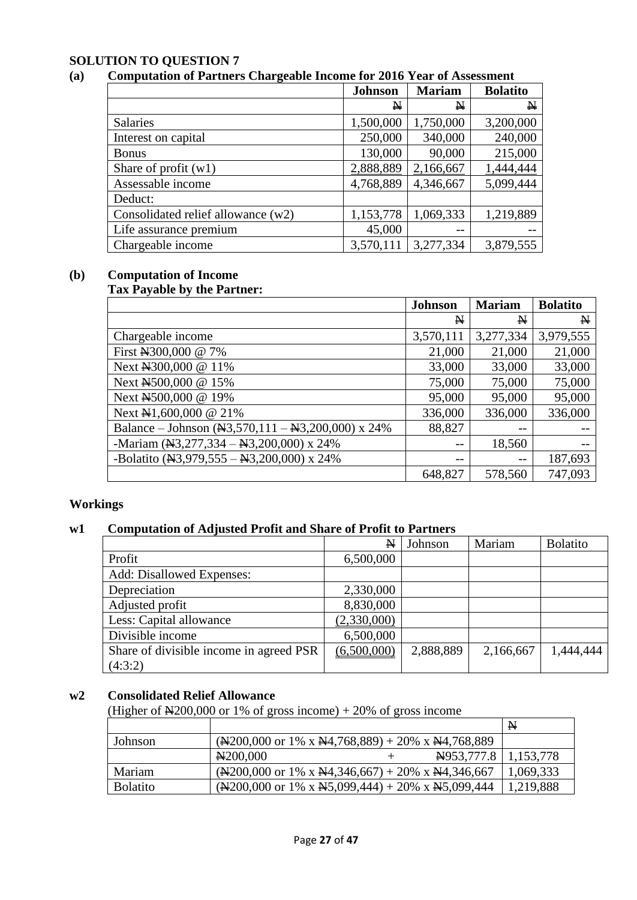**SOLUTION TO QUESTION 7**

**(a) Computation of Partners Chargeable Income for 2016 Year of Assessment**

| | Johnson | Mariam | Bolatito |
|---|---|---|---|
| | ₦ | ₦ | ₦ |
| Salaries | 1,500,000 | 1,750,000 | 3,200,000 |
| Interest on capital | 250,000 | 340,000 | 240,000 |
| Bonus | 130,000 | 90,000 | 215,000 |
| Share of profit (w1) | 2,888,889 | 2,166,667 | 1,444,444 |
| Assessable income | 4,768,889 | 4,346,667 | 5,099,444 |
| Deduct: | | | |
| Consolidated relief allowance (w2) | 1,153,778 | 1,069,333 | 1,219,889 |
| Life assurance premium | 45,000 | -- | -- |
| Chargeable income | 3,570,111 | 3,277,334 | 3,879,555 |

**(b) Computation of Income Tax Payable by the Partner:**

| | Johnson | Mariam | Bolatito |
|---|---|---|---|
| | ₦ | ₦ | ₦ |
| Chargeable income | 3,570,111 | 3,277,334 | 3,979,555 |
| First ₦300,000 @ 7% | 21,000 | 21,000 | 21,000 |
| Next ₦300,000 @ 11% | 33,000 | 33,000 | 33,000 |
| Next ₦500,000 @ 15% | 75,000 | 75,000 | 75,000 |
| Next ₦500,000 @ 19% | 95,000 | 95,000 | 95,000 |
| Next ₦1,600,000 @ 21% | 336,000 | 336,000 | 336,000 |
| Balance – Johnson (₦3,570,111 – ₦3,200,000) x 24% | 88,827 | -- | -- |
| -Mariam (₦3,277,334 – ₦3,200,000) x 24% | -- | 18,560 | -- |
| -Bolatito (₦3,979,555 – ₦3,200,000) x 24% | -- | -- | 187,693 |
| | 648,827 | 578,560 | 747,093 |

**Workings**

**w1 Computation of Adjusted Profit and Share of Profit to Partners**

| | ₦ | Johnson | Mariam | Bolatito |
|---|---|---|---|---|
| Profit | 6,500,000 | | | |
| Add: Disallowed Expenses: | | | | |
| Depreciation | 2,330,000 | | | |
| Adjusted profit | 8,830,000 | | | |
| Less: Capital allowance | (2,330,000) | | | |
| Divisible income | 6,500,000 | | | |
| Share of divisible income in agreed PSR (4:3:2) | (6,500,000) | 2,888,889 | 2,166,667 | 1,444,444 |

**w2 Consolidated Relief Allowance**

(Higher of ₦200,000 or 1% of gross income) + 20% of gross income

| | | ₦ |
|---|---|---|
| Johnson | (₦200,000 or 1% x ₦4,768,889) + 20% x ₦4,768,889 | |
| | ₦200,000 + ₦953,777.8 | 1,153,778 |
| Mariam | (₦200,000 or 1% x ₦4,346,667) + 20% x ₦4,346,667 | 1,069,333 |
| Bolatito | (₦200,000 or 1% x ₦5,099,444) + 20% x ₦5,099,444 | 1,219,888 |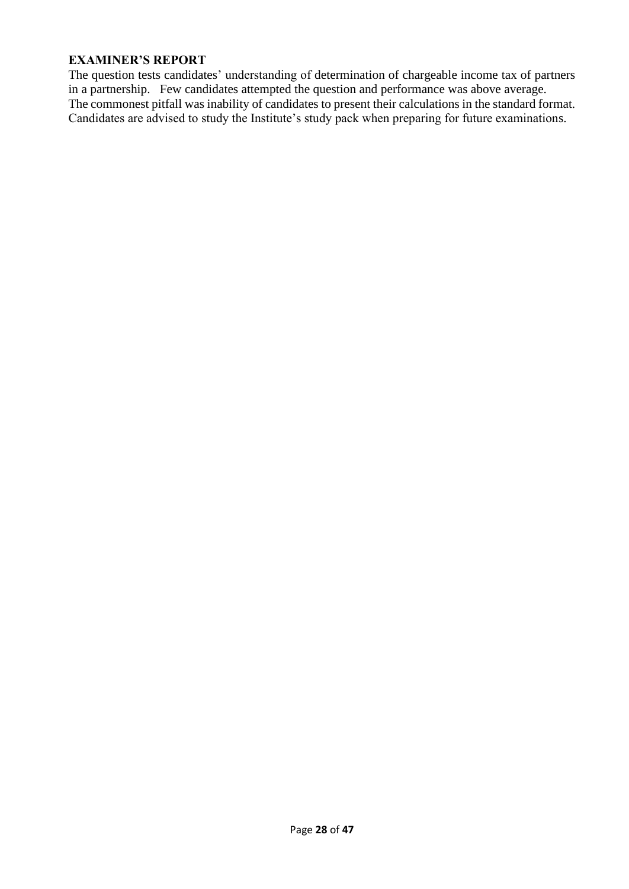**EXAMINER'S REPORT**

The question tests candidates' understanding of determination of chargeable income tax of partners in a partnership. Few candidates attempted the question and performance was above average. The commonest pitfall was inability of candidates to present their calculations in the standard format. Candidates are advised to study the Institute's study pack when preparing for future examinations.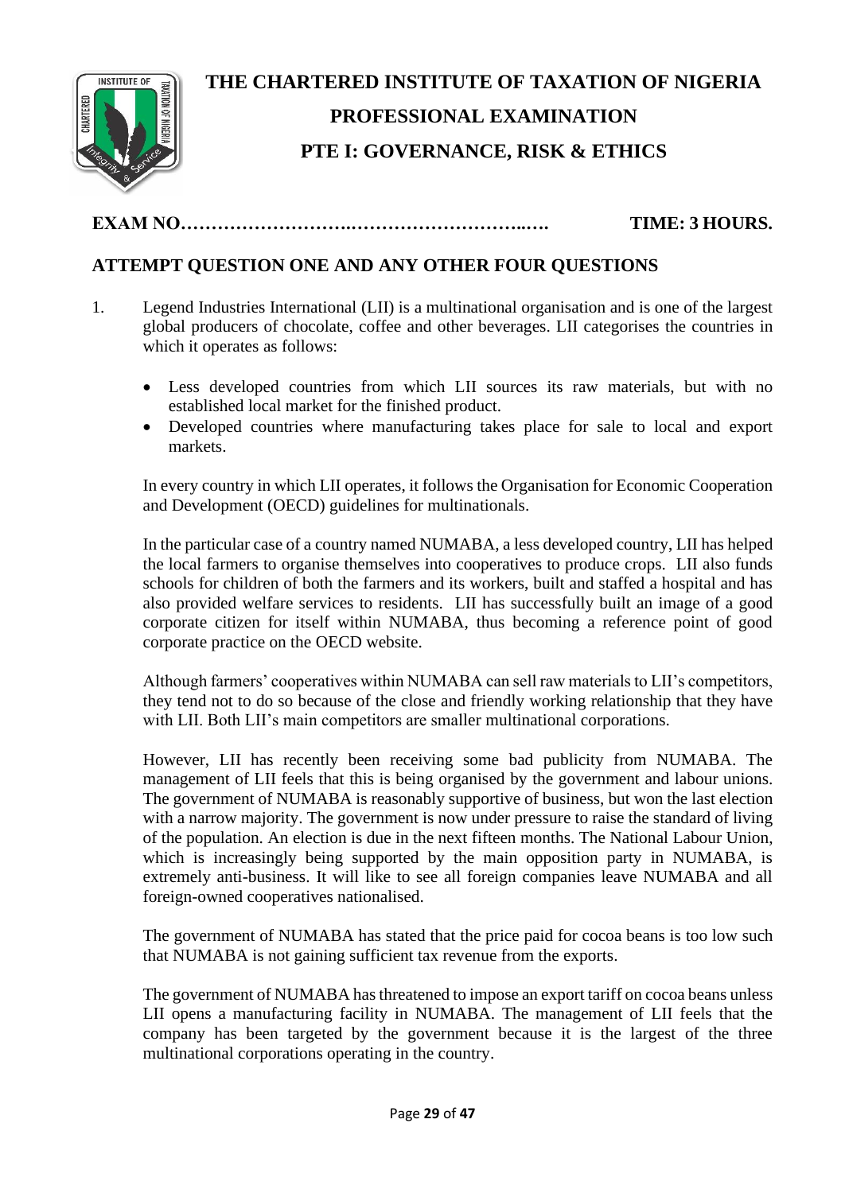# THE CHARTERED INSTITUTE OF TAXATION OF NIGERIA

## PROFESSIONAL EXAMINATION

## PTE I: GOVERNANCE, RISK & ETHICS

**EXAM NO……………………….………………………..….** **TIME: 3 HOURS.**

**ATTEMPT QUESTION ONE AND ANY OTHER FOUR QUESTIONS**

1. Legend Industries International (LII) is a multinational organisation and is one of the largest global producers of chocolate, coffee and other beverages. LII categorises the countries in which it operates as follows:

   - Less developed countries from which LII sources its raw materials, but with no established local market for the finished product.
   - Developed countries where manufacturing takes place for sale to local and export markets.

   In every country in which LII operates, it follows the Organisation for Economic Cooperation and Development (OECD) guidelines for multinationals.

   In the particular case of a country named NUMABA, a less developed country, LII has helped the local farmers to organise themselves into cooperatives to produce crops. LII also funds schools for children of both the farmers and its workers, built and staffed a hospital and has also provided welfare services to residents. LII has successfully built an image of a good corporate citizen for itself within NUMABA, thus becoming a reference point of good corporate practice on the OECD website.

   Although farmers' cooperatives within NUMABA can sell raw materials to LII's competitors, they tend not to do so because of the close and friendly working relationship that they have with LII. Both LII's main competitors are smaller multinational corporations.

   However, LII has recently been receiving some bad publicity from NUMABA. The management of LII feels that this is being organised by the government and labour unions. The government of NUMABA is reasonably supportive of business, but won the last election with a narrow majority. The government is now under pressure to raise the standard of living of the population. An election is due in the next fifteen months. The National Labour Union, which is increasingly being supported by the main opposition party in NUMABA, is extremely anti-business. It will like to see all foreign companies leave NUMABA and all foreign-owned cooperatives nationalised.

   The government of NUMABA has stated that the price paid for cocoa beans is too low such that NUMABA is not gaining sufficient tax revenue from the exports.

   The government of NUMABA has threatened to impose an export tariff on cocoa beans unless LII opens a manufacturing facility in NUMABA. The management of LII feels that the company has been targeted by the government because it is the largest of the three multinational corporations operating in the country.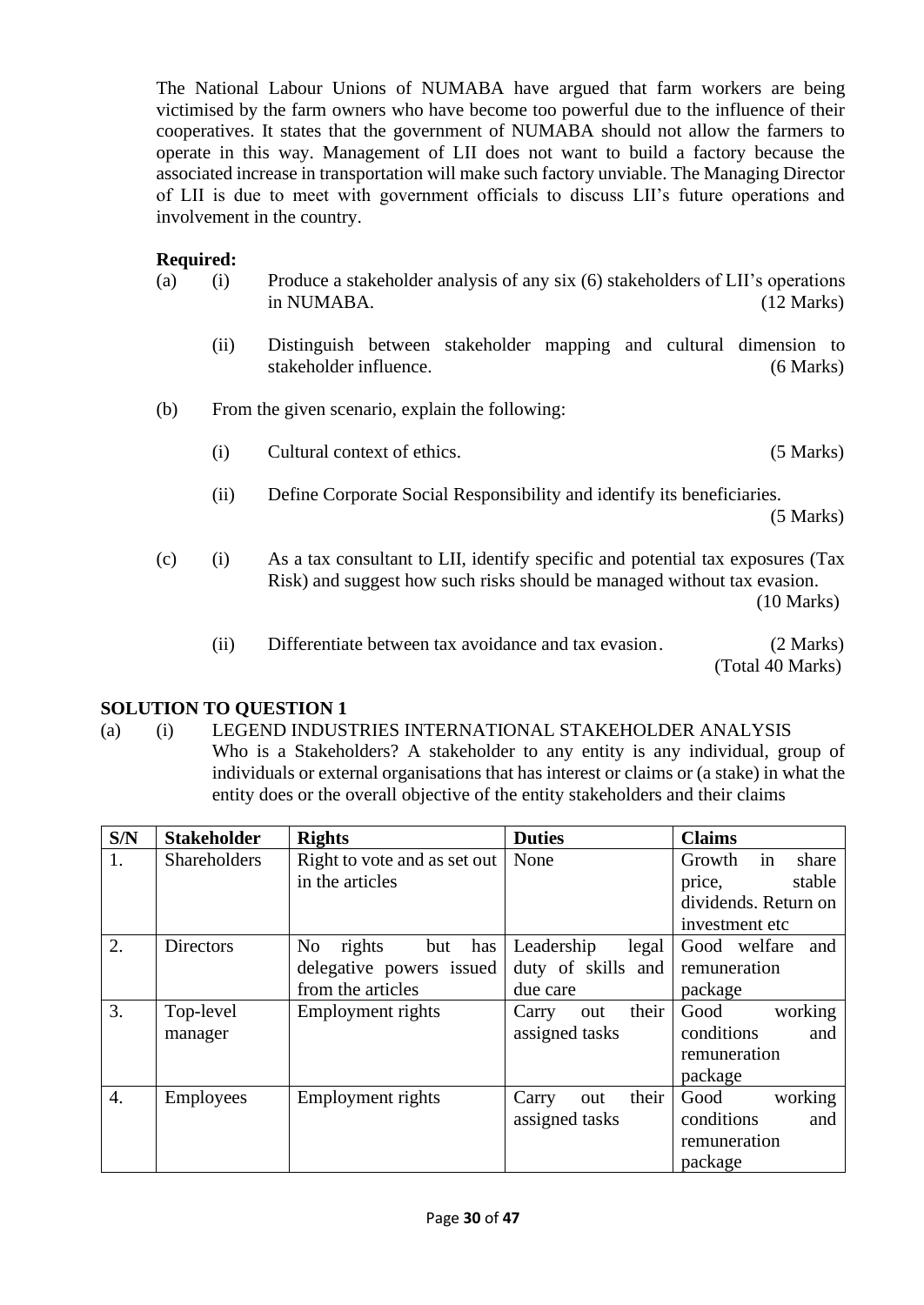The National Labour Unions of NUMABA have argued that farm workers are being victimised by the farm owners who have become too powerful due to the influence of their cooperatives. It states that the government of NUMABA should not allow the farmers to operate in this way. Management of LII does not want to build a factory because the associated increase in transportation will make such factory unviable. The Managing Director of LII is due to meet with government officials to discuss LII's future operations and involvement in the country.

**Required:**

(a) (i) Produce a stakeholder analysis of any six (6) stakeholders of LII's operations in NUMABA. (12 Marks)

(ii) Distinguish between stakeholder mapping and cultural dimension to stakeholder influence. (6 Marks)

(b) From the given scenario, explain the following:

(i) Cultural context of ethics. (5 Marks)

(ii) Define Corporate Social Responsibility and identify its beneficiaries. (5 Marks)

(c) (i) As a tax consultant to LII, identify specific and potential tax exposures (Tax Risk) and suggest how such risks should be managed without tax evasion. (10 Marks)

(ii) Differentiate between tax avoidance and tax evasion. (2 Marks)
(Total 40 Marks)

## SOLUTION TO QUESTION 1

(a) (i) LEGEND INDUSTRIES INTERNATIONAL STAKEHOLDER ANALYSIS

Who is a Stakeholders? A stakeholder to any entity is any individual, group of individuals or external organisations that has interest or claims or (a stake) in what the entity does or the overall objective of the entity stakeholders and their claims

| S/N | Stakeholder | Rights | Duties | Claims |
|---|---|---|---|---|
| 1. | Shareholders | Right to vote and as set out in the articles | None | Growth in share price, stable dividends. Return on investment etc |
| 2. | Directors | No rights but has delegative powers issued from the articles | Leadership legal duty of skills and due care | Good welfare and remuneration package |
| 3. | Top-level manager | Employment rights | Carry out their assigned tasks | Good working conditions and remuneration package |
| 4. | Employees | Employment rights | Carry out their assigned tasks | Good working conditions and remuneration package |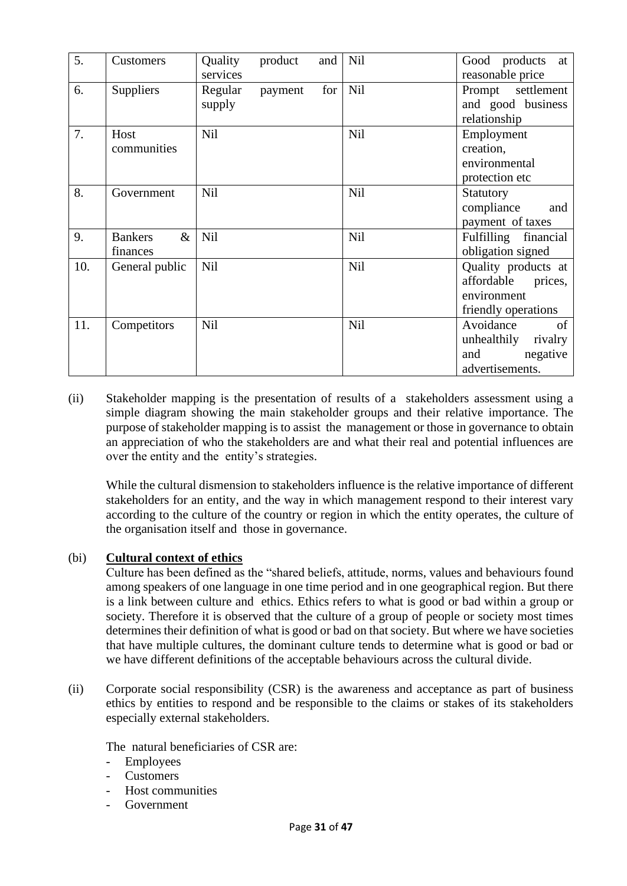| 5. | Customers | Quality product and services | Nil | Good products at reasonable price |
|---|---|---|---|---|
| 6. | Suppliers | Regular payment for supply | Nil | Prompt settlement and good business relationship |
| 7. | Host communities | Nil | Nil | Employment creation, environmental protection etc |
| 8. | Government | Nil | Nil | Statutory compliance and payment of taxes |
| 9. | Bankers & finances | Nil | Nil | Fulfilling financial obligation signed |
| 10. | General public | Nil | Nil | Quality products at affordable prices, environment friendly operations |
| 11. | Competitors | Nil | Nil | Avoidance of unhealthily rivalry and negative advertisements. |

(ii) Stakeholder mapping is the presentation of results of a stakeholders assessment using a simple diagram showing the main stakeholder groups and their relative importance. The purpose of stakeholder mapping is to assist the management or those in governance to obtain an appreciation of who the stakeholders are and what their real and potential influences are over the entity and the entity's strategies.

While the cultural dismension to stakeholders influence is the relative importance of different stakeholders for an entity, and the way in which management respond to their interest vary according to the culture of the country or region in which the entity operates, the culture of the organisation itself and those in governance.

(bi) **<u>Cultural context of ethics</u>**

Culture has been defined as the "shared beliefs, attitude, norms, values and behaviours found among speakers of one language in one time period and in one geographical region. But there is a link between culture and ethics. Ethics refers to what is good or bad within a group or society. Therefore it is observed that the culture of a group of people or society most times determines their definition of what is good or bad on that society. But where we have societies that have multiple cultures, the dominant culture tends to determine what is good or bad or we have different definitions of the acceptable behaviours across the cultural divide.

(ii) Corporate social responsibility (CSR) is the awareness and acceptance as part of business ethics by entities to respond and be responsible to the claims or stakes of its stakeholders especially external stakeholders.

The natural beneficiaries of CSR are:

- Employees
- Customers
- Host communities
- Government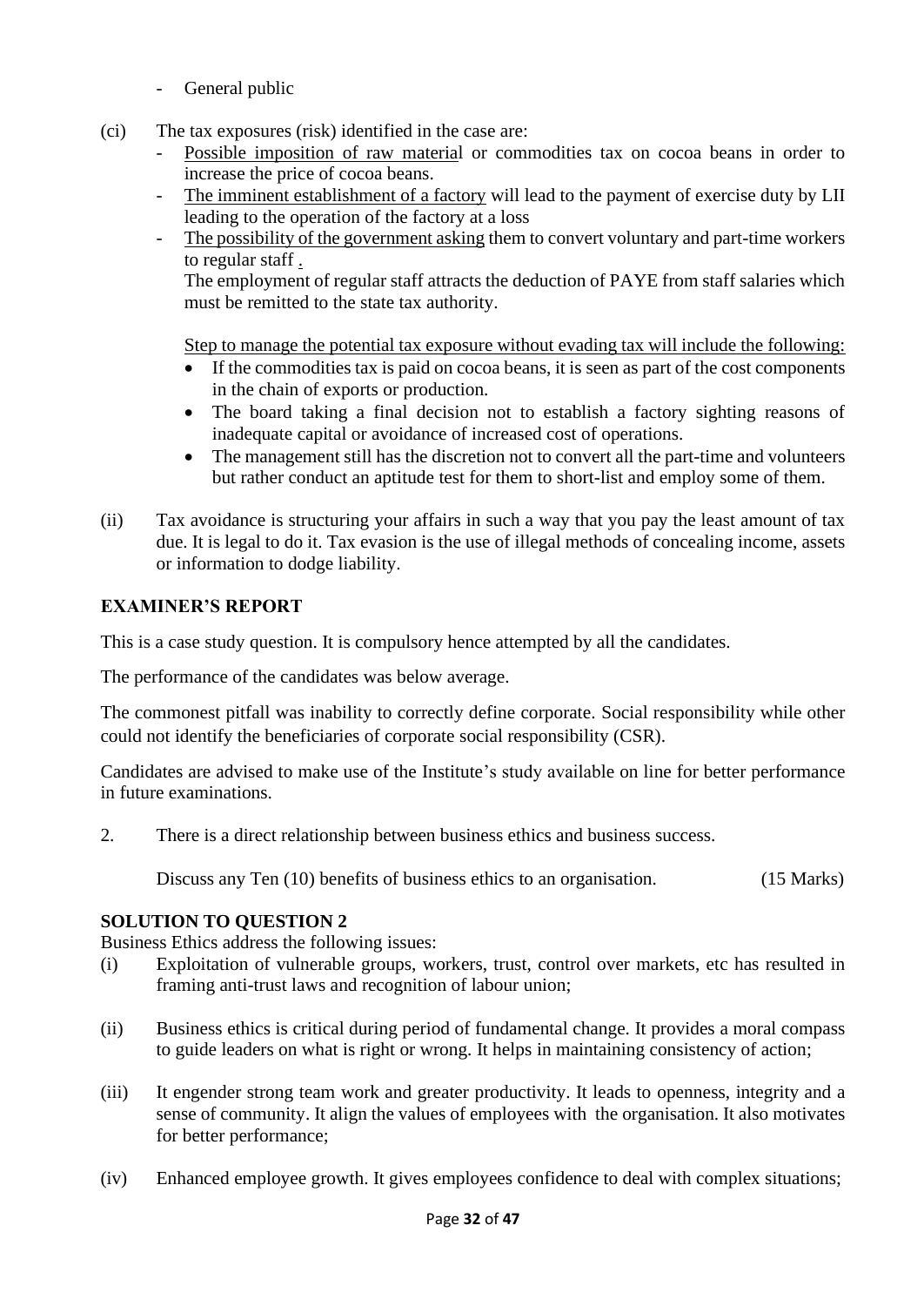- General public

(ci) The tax exposures (risk) identified in the case are:

- Possible imposition of raw material or commodities tax on cocoa beans in order to increase the price of cocoa beans.
- The imminent establishment of a factory will lead to the payment of exercise duty by LII leading to the operation of the factory at a loss
- The possibility of the government asking them to convert voluntary and part-time workers to regular staff .

  The employment of regular staff attracts the deduction of PAYE from staff salaries which must be remitted to the state tax authority.

  Step to manage the potential tax exposure without evading tax will include the following:

  - If the commodities tax is paid on cocoa beans, it is seen as part of the cost components in the chain of exports or production.
  - The board taking a final decision not to establish a factory sighting reasons of inadequate capital or avoidance of increased cost of operations.
  - The management still has the discretion not to convert all the part-time and volunteers but rather conduct an aptitude test for them to short-list and employ some of them.

(ii) Tax avoidance is structuring your affairs in such a way that you pay the least amount of tax due. It is legal to do it. Tax evasion is the use of illegal methods of concealing income, assets or information to dodge liability.

## EXAMINER'S REPORT

This is a case study question. It is compulsory hence attempted by all the candidates.

The performance of the candidates was below average.

The commonest pitfall was inability to correctly define corporate. Social responsibility while other could not identify the beneficiaries of corporate social responsibility (CSR).

Candidates are advised to make use of the Institute's study available on line for better performance in future examinations.

2. There is a direct relationship between business ethics and business success.

   Discuss any Ten (10) benefits of business ethics to an organisation. (15 Marks)

## SOLUTION TO QUESTION 2

Business Ethics address the following issues:

(i) Exploitation of vulnerable groups, workers, trust, control over markets, etc has resulted in framing anti-trust laws and recognition of labour union;

(ii) Business ethics is critical during period of fundamental change. It provides a moral compass to guide leaders on what is right or wrong. It helps in maintaining consistency of action;

(iii) It engender strong team work and greater productivity. It leads to openness, integrity and a sense of community. It align the values of employees with the organisation. It also motivates for better performance;

(iv) Enhanced employee growth. It gives employees confidence to deal with complex situations;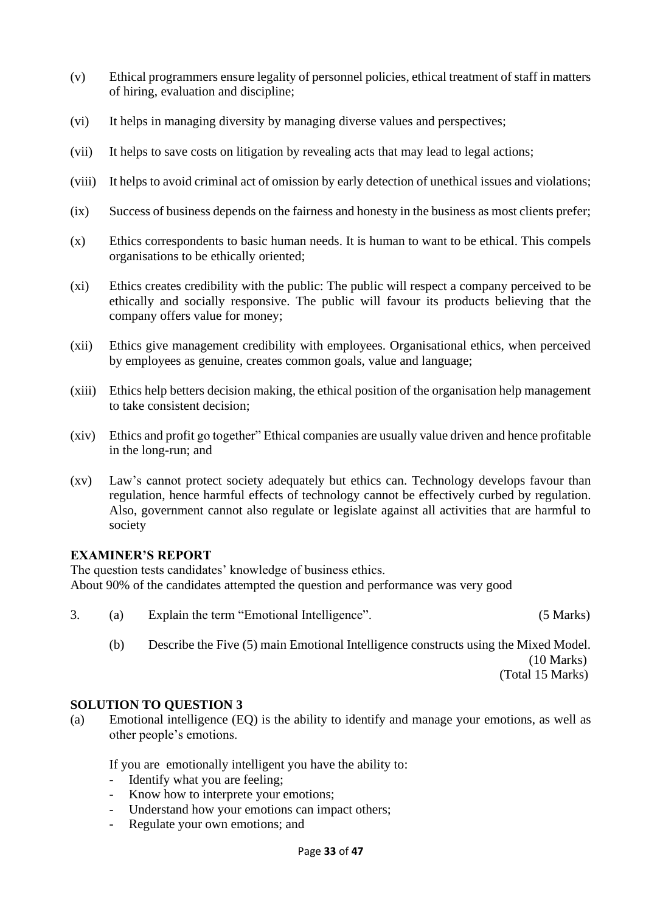(v) Ethical programmers ensure legality of personnel policies, ethical treatment of staff in matters of hiring, evaluation and discipline;

(vi) It helps in managing diversity by managing diverse values and perspectives;

(vii) It helps to save costs on litigation by revealing acts that may lead to legal actions;

(viii) It helps to avoid criminal act of omission by early detection of unethical issues and violations;

(ix) Success of business depends on the fairness and honesty in the business as most clients prefer;

(x) Ethics correspondents to basic human needs. It is human to want to be ethical. This compels organisations to be ethically oriented;

(xi) Ethics creates credibility with the public: The public will respect a company perceived to be ethically and socially responsive. The public will favour its products believing that the company offers value for money;

(xii) Ethics give management credibility with employees. Organisational ethics, when perceived by employees as genuine, creates common goals, value and language;

(xiii) Ethics help betters decision making, the ethical position of the organisation help management to take consistent decision;

(xiv) Ethics and profit go together" Ethical companies are usually value driven and hence profitable in the long-run; and

(xv) Law's cannot protect society adequately but ethics can. Technology develops favour than regulation, hence harmful effects of technology cannot be effectively curbed by regulation. Also, government cannot also regulate or legislate against all activities that are harmful to society

**EXAMINER'S REPORT**

The question tests candidates' knowledge of business ethics.
About 90% of the candidates attempted the question and performance was very good

3. (a) Explain the term "Emotional Intelligence". (5 Marks)

   (b) Describe the Five (5) main Emotional Intelligence constructs using the Mixed Model. (10 Marks)
   (Total 15 Marks)

**SOLUTION TO QUESTION 3**

(a) Emotional intelligence (EQ) is the ability to identify and manage your emotions, as well as other people's emotions.

If you are emotionally intelligent you have the ability to:

- Identify what you are feeling;
- Know how to interprete your emotions;
- Understand how your emotions can impact others;
- Regulate your own emotions; and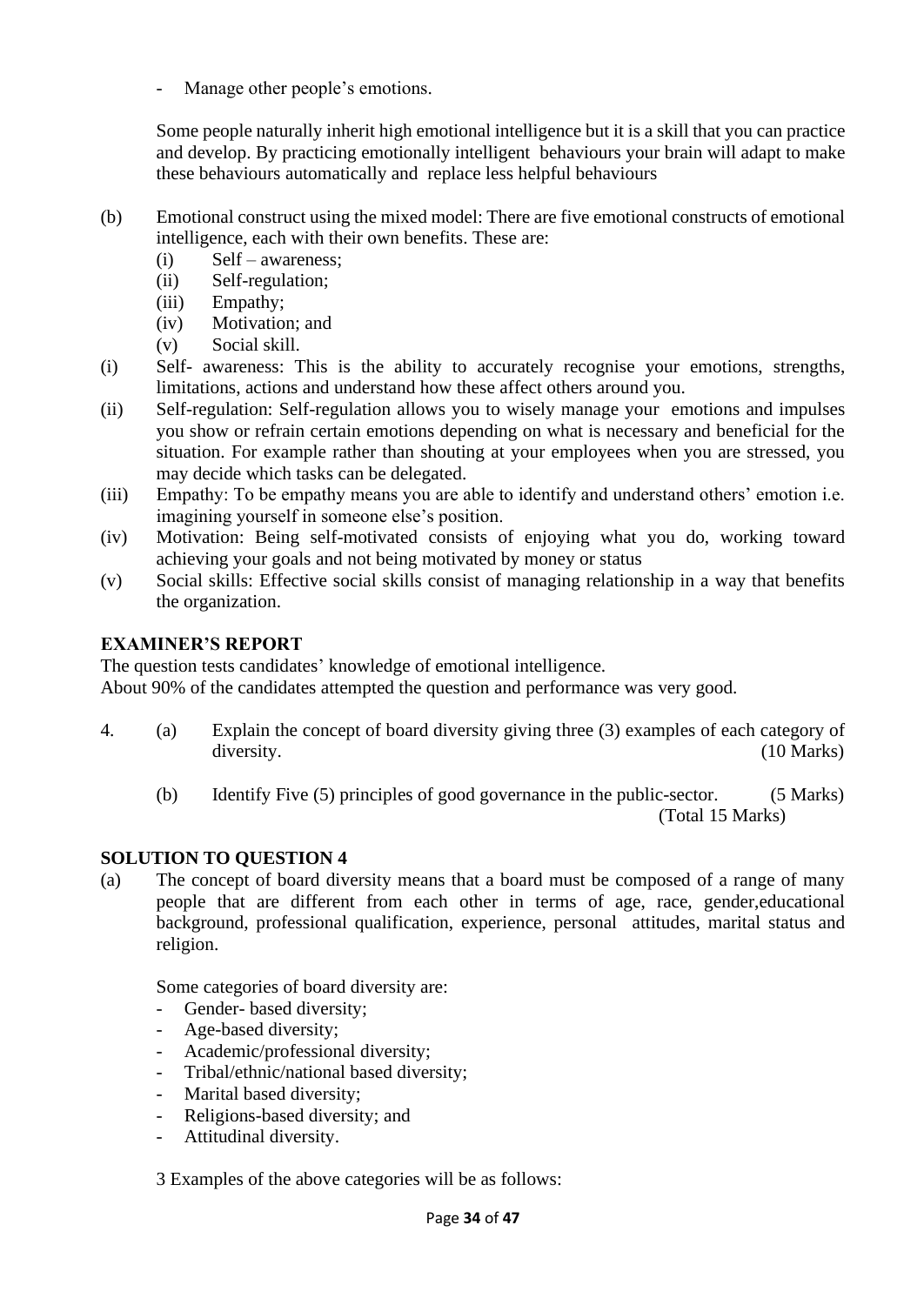- Manage other people's emotions.

Some people naturally inherit high emotional intelligence but it is a skill that you can practice and develop. By practicing emotionally intelligent behaviours your brain will adapt to make these behaviours automatically and replace less helpful behaviours

(b) Emotional construct using the mixed model: There are five emotional constructs of emotional intelligence, each with their own benefits. These are:
   (i) Self – awareness;
   (ii) Self-regulation;
   (iii) Empathy;
   (iv) Motivation; and
   (v) Social skill.

(i) Self- awareness: This is the ability to accurately recognise your emotions, strengths, limitations, actions and understand how these affect others around you.

(ii) Self-regulation: Self-regulation allows you to wisely manage your emotions and impulses you show or refrain certain emotions depending on what is necessary and beneficial for the situation. For example rather than shouting at your employees when you are stressed, you may decide which tasks can be delegated.

(iii) Empathy: To be empathy means you are able to identify and understand others' emotion i.e. imagining yourself in someone else's position.

(iv) Motivation: Being self-motivated consists of enjoying what you do, working toward achieving your goals and not being motivated by money or status

(v) Social skills: Effective social skills consist of managing relationship in a way that benefits the organization.

## EXAMINER'S REPORT

The question tests candidates' knowledge of emotional intelligence.
About 90% of the candidates attempted the question and performance was very good.

4. (a) Explain the concept of board diversity giving three (3) examples of each category of diversity. (10 Marks)

   (b) Identify Five (5) principles of good governance in the public-sector. (5 Marks)
   (Total 15 Marks)

## SOLUTION TO QUESTION 4

(a) The concept of board diversity means that a board must be composed of a range of many people that are different from each other in terms of age, race, gender,educational background, professional qualification, experience, personal attitudes, marital status and religion.

Some categories of board diversity are:
- Gender- based diversity;
- Age-based diversity;
- Academic/professional diversity;
- Tribal/ethnic/national based diversity;
- Marital based diversity;
- Religions-based diversity; and
- Attitudinal diversity.

3 Examples of the above categories will be as follows: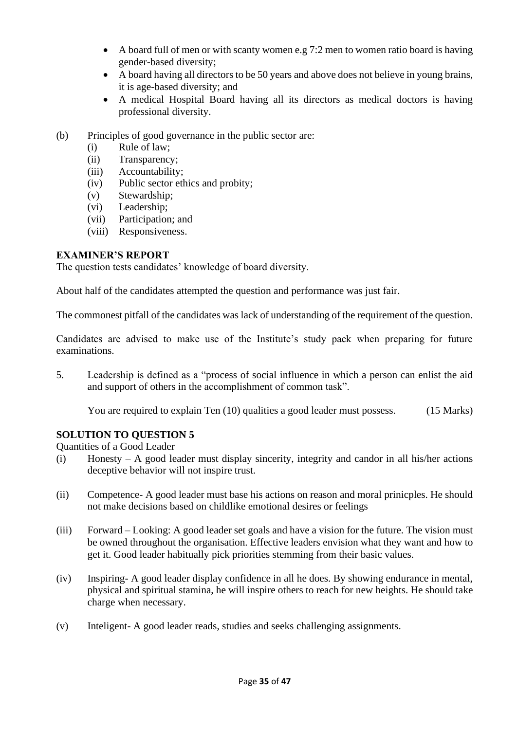- A board full of men or with scanty women e.g 7:2 men to women ratio board is having gender-based diversity;
- A board having all directors to be 50 years and above does not believe in young brains, it is age-based diversity; and
- A medical Hospital Board having all its directors as medical doctors is having professional diversity.

(b) Principles of good governance in the public sector are:
  (i) Rule of law;
  (ii) Transparency;
  (iii) Accountability;
  (iv) Public sector ethics and probity;
  (v) Stewardship;
  (vi) Leadership;
  (vii) Participation; and
  (viii) Responsiveness.

**EXAMINER'S REPORT**

The question tests candidates' knowledge of board diversity.

About half of the candidates attempted the question and performance was just fair.

The commonest pitfall of the candidates was lack of understanding of the requirement of the question.

Candidates are advised to make use of the Institute's study pack when preparing for future examinations.

5. Leadership is defined as a "process of social influence in which a person can enlist the aid and support of others in the accomplishment of common task".

   You are required to explain Ten (10) qualities a good leader must possess. (15 Marks)

**SOLUTION TO QUESTION 5**

Quantities of a Good Leader

(i) Honesty – A good leader must display sincerity, integrity and candor in all his/her actions deceptive behavior will not inspire trust.

(ii) Competence- A good leader must base his actions on reason and moral prinicples. He should not make decisions based on childlike emotional desires or feelings

(iii) Forward – Looking: A good leader set goals and have a vision for the future. The vision must be owned throughout the organisation. Effective leaders envision what they want and how to get it. Good leader habitually pick priorities stemming from their basic values.

(iv) Inspiring- A good leader display confidence in all he does. By showing endurance in mental, physical and spiritual stamina, he will inspire others to reach for new heights. He should take charge when necessary.

(v) Inteligent- A good leader reads, studies and seeks challenging assignments.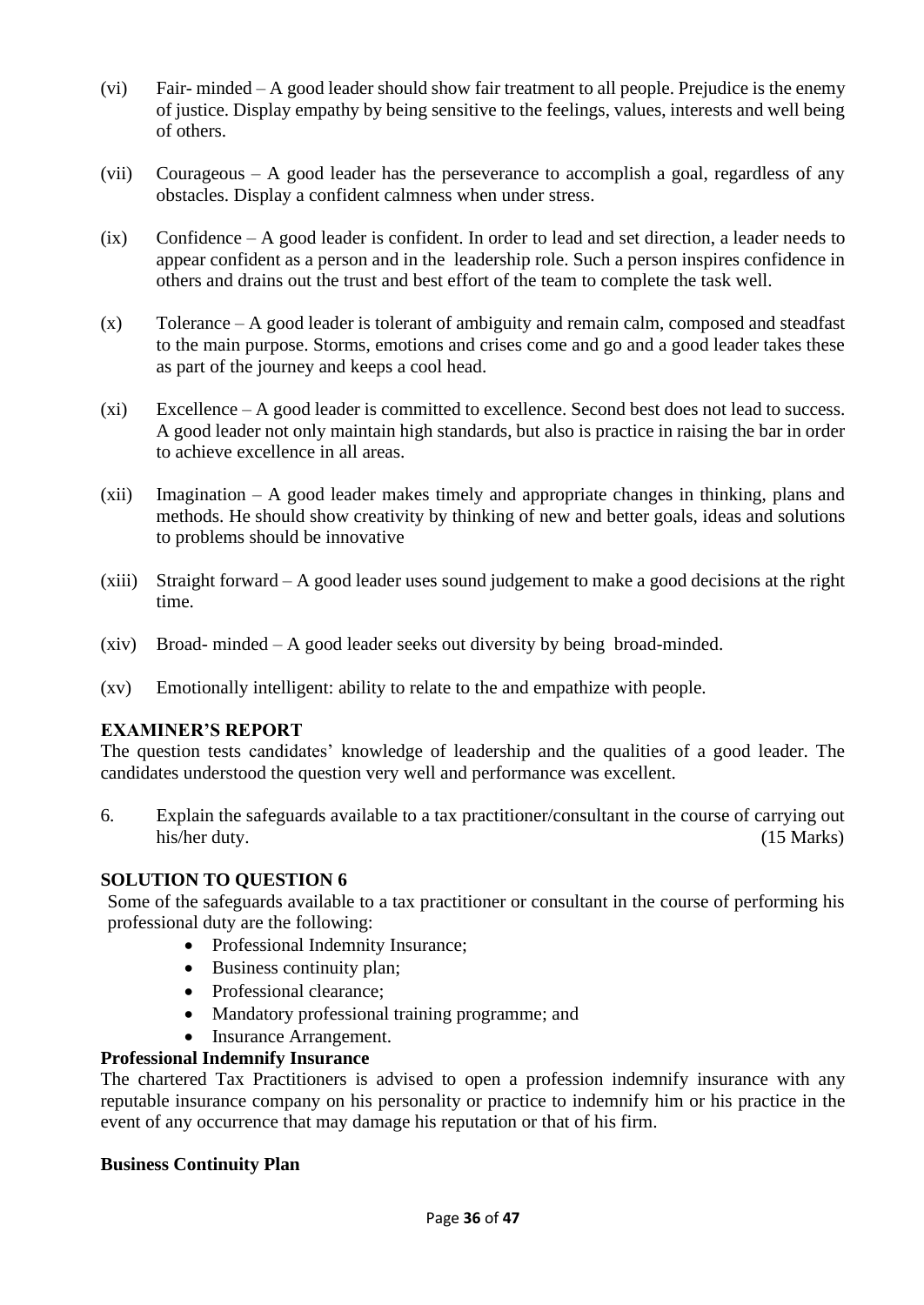(vi) Fair- minded – A good leader should show fair treatment to all people. Prejudice is the enemy of justice. Display empathy by being sensitive to the feelings, values, interests and well being of others.

(vii) Courageous – A good leader has the perseverance to accomplish a goal, regardless of any obstacles. Display a confident calmness when under stress.

(ix) Confidence – A good leader is confident. In order to lead and set direction, a leader needs to appear confident as a person and in the leadership role. Such a person inspires confidence in others and drains out the trust and best effort of the team to complete the task well.

(x) Tolerance – A good leader is tolerant of ambiguity and remain calm, composed and steadfast to the main purpose. Storms, emotions and crises come and go and a good leader takes these as part of the journey and keeps a cool head.

(xi) Excellence – A good leader is committed to excellence. Second best does not lead to success. A good leader not only maintain high standards, but also is practice in raising the bar in order to achieve excellence in all areas.

(xii) Imagination – A good leader makes timely and appropriate changes in thinking, plans and methods. He should show creativity by thinking of new and better goals, ideas and solutions to problems should be innovative

(xiii) Straight forward – A good leader uses sound judgement to make a good decisions at the right time.

(xiv) Broad- minded – A good leader seeks out diversity by being broad-minded.

(xv) Emotionally intelligent: ability to relate to the and empathize with people.

**EXAMINER'S REPORT**

The question tests candidates' knowledge of leadership and the qualities of a good leader. The candidates understood the question very well and performance was excellent.

6. Explain the safeguards available to a tax practitioner/consultant in the course of carrying out his/her duty. (15 Marks)

**SOLUTION TO QUESTION 6**

Some of the safeguards available to a tax practitioner or consultant in the course of performing his professional duty are the following:

- Professional Indemnity Insurance;
- Business continuity plan;
- Professional clearance;
- Mandatory professional training programme; and
- Insurance Arrangement.

**Professional Indemnify Insurance**

The chartered Tax Practitioners is advised to open a profession indemnify insurance with any reputable insurance company on his personality or practice to indemnify him or his practice in the event of any occurrence that may damage his reputation or that of his firm.

**Business Continuity Plan**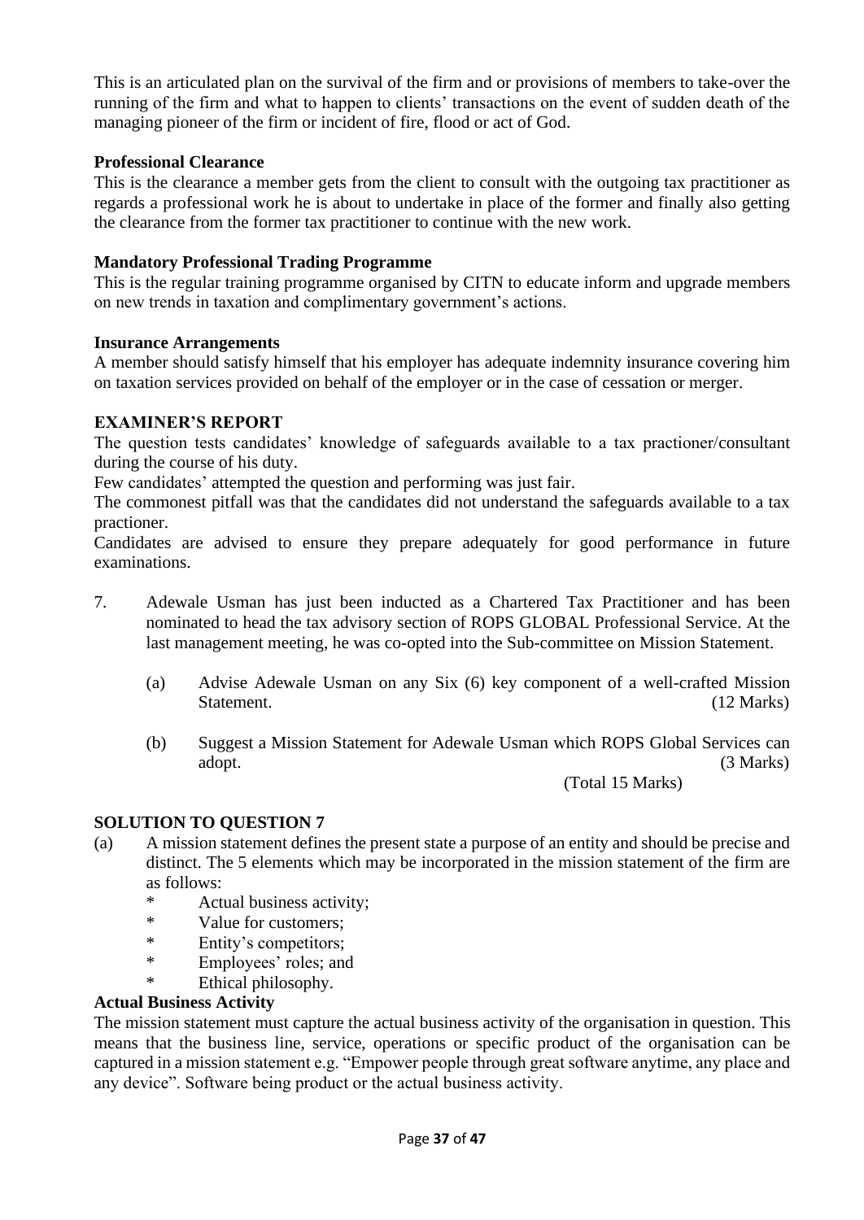This is an articulated plan on the survival of the firm and or provisions of members to take-over the running of the firm and what to happen to clients' transactions on the event of sudden death of the managing pioneer of the firm or incident of fire, flood or act of God.

**Professional Clearance**

This is the clearance a member gets from the client to consult with the outgoing tax practitioner as regards a professional work he is about to undertake in place of the former and finally also getting the clearance from the former tax practitioner to continue with the new work.

**Mandatory Professional Trading Programme**

This is the regular training programme organised by CITN to educate inform and upgrade members on new trends in taxation and complimentary government's actions.

**Insurance Arrangements**

A member should satisfy himself that his employer has adequate indemnity insurance covering him on taxation services provided on behalf of the employer or in the case of cessation or merger.

**EXAMINER'S REPORT**

The question tests candidates' knowledge of safeguards available to a tax practioner/consultant during the course of his duty.

Few candidates' attempted the question and performing was just fair.

The commonest pitfall was that the candidates did not understand the safeguards available to a tax practioner.

Candidates are advised to ensure they prepare adequately for good performance in future examinations.

7. Adewale Usman has just been inducted as a Chartered Tax Practitioner and has been nominated to head the tax advisory section of ROPS GLOBAL Professional Service. At the last management meeting, he was co-opted into the Sub-committee on Mission Statement.

   (a) Advise Adewale Usman on any Six (6) key component of a well-crafted Mission Statement. (12 Marks)

   (b) Suggest a Mission Statement for Adewale Usman which ROPS Global Services can adopt. (3 Marks)

   (Total 15 Marks)

**SOLUTION TO QUESTION 7**

(a) A mission statement defines the present state a purpose of an entity and should be precise and distinct. The 5 elements which may be incorporated in the mission statement of the firm are as follows:

- Actual business activity;
- Value for customers;
- Entity's competitors;
- Employees' roles; and
- Ethical philosophy.

**Actual Business Activity**

The mission statement must capture the actual business activity of the organisation in question. This means that the business line, service, operations or specific product of the organisation can be captured in a mission statement e.g. "Empower people through great software anytime, any place and any device". Software being product or the actual business activity.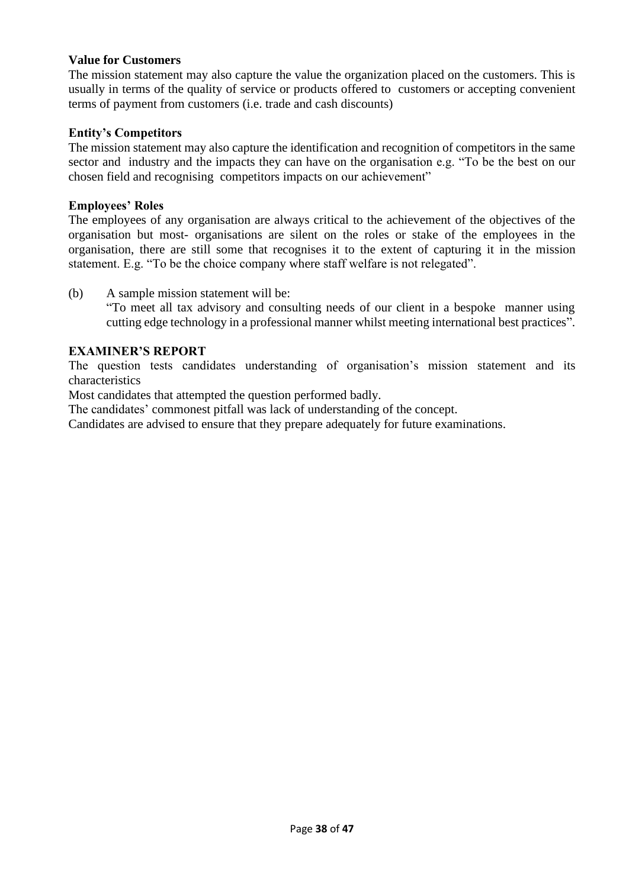**Value for Customers**

The mission statement may also capture the value the organization placed on the customers. This is usually in terms of the quality of service or products offered to customers or accepting convenient terms of payment from customers (i.e. trade and cash discounts)

**Entity's Competitors**

The mission statement may also capture the identification and recognition of competitors in the same sector and industry and the impacts they can have on the organisation e.g. "To be the best on our chosen field and recognising competitors impacts on our achievement"

**Employees' Roles**

The employees of any organisation are always critical to the achievement of the objectives of the organisation but most- organisations are silent on the roles or stake of the employees in the organisation, there are still some that recognises it to the extent of capturing it in the mission statement. E.g. "To be the choice company where staff welfare is not relegated".

(b) A sample mission statement will be:
"To meet all tax advisory and consulting needs of our client in a bespoke manner using cutting edge technology in a professional manner whilst meeting international best practices".

**EXAMINER'S REPORT**

The question tests candidates understanding of organisation's mission statement and its characteristics

Most candidates that attempted the question performed badly.

The candidates' commonest pitfall was lack of understanding of the concept.

Candidates are advised to ensure that they prepare adequately for future examinations.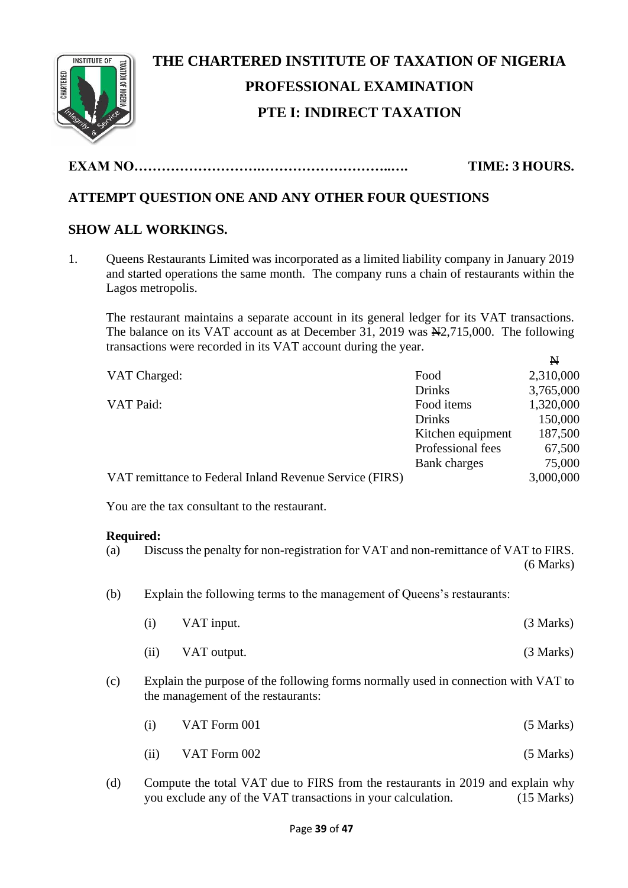# THE CHARTERED INSTITUTE OF TAXATION OF NIGERIA

## PROFESSIONAL EXAMINATION

## PTE I: INDIRECT TAXATION

**EXAM NO……………………….………………………..….** **TIME: 3 HOURS.**

**ATTEMPT QUESTION ONE AND ANY OTHER FOUR QUESTIONS**

**SHOW ALL WORKINGS.**

1. Queens Restaurants Limited was incorporated as a limited liability company in January 2019 and started operations the same month. The company runs a chain of restaurants within the Lagos metropolis.

   The restaurant maintains a separate account in its general ledger for its VAT transactions. The balance on its VAT account as at December 31, 2019 was ₦2,715,000. The following transactions were recorded in its VAT account during the year.

| | | ₦ |
|---|---|---|
| VAT Charged: | Food | 2,310,000 |
| | Drinks | 3,765,000 |
| VAT Paid: | Food items | 1,320,000 |
| | Drinks | 150,000 |
| | Kitchen equipment | 187,500 |
| | Professional fees | 67,500 |
| | Bank charges | 75,000 |
| VAT remittance to Federal Inland Revenue Service (FIRS) | | 3,000,000 |

   You are the tax consultant to the restaurant.

   **Required:**

   (a) Discuss the penalty for non-registration for VAT and non-remittance of VAT to FIRS. (6 Marks)

   (b) Explain the following terms to the management of Queens's restaurants:

   (i) VAT input. (3 Marks)

   (ii) VAT output. (3 Marks)

   (c) Explain the purpose of the following forms normally used in connection with VAT to the management of the restaurants:

   (i) VAT Form 001 (5 Marks)

   (ii) VAT Form 002 (5 Marks)

   (d) Compute the total VAT due to FIRS from the restaurants in 2019 and explain why you exclude any of the VAT transactions in your calculation. (15 Marks)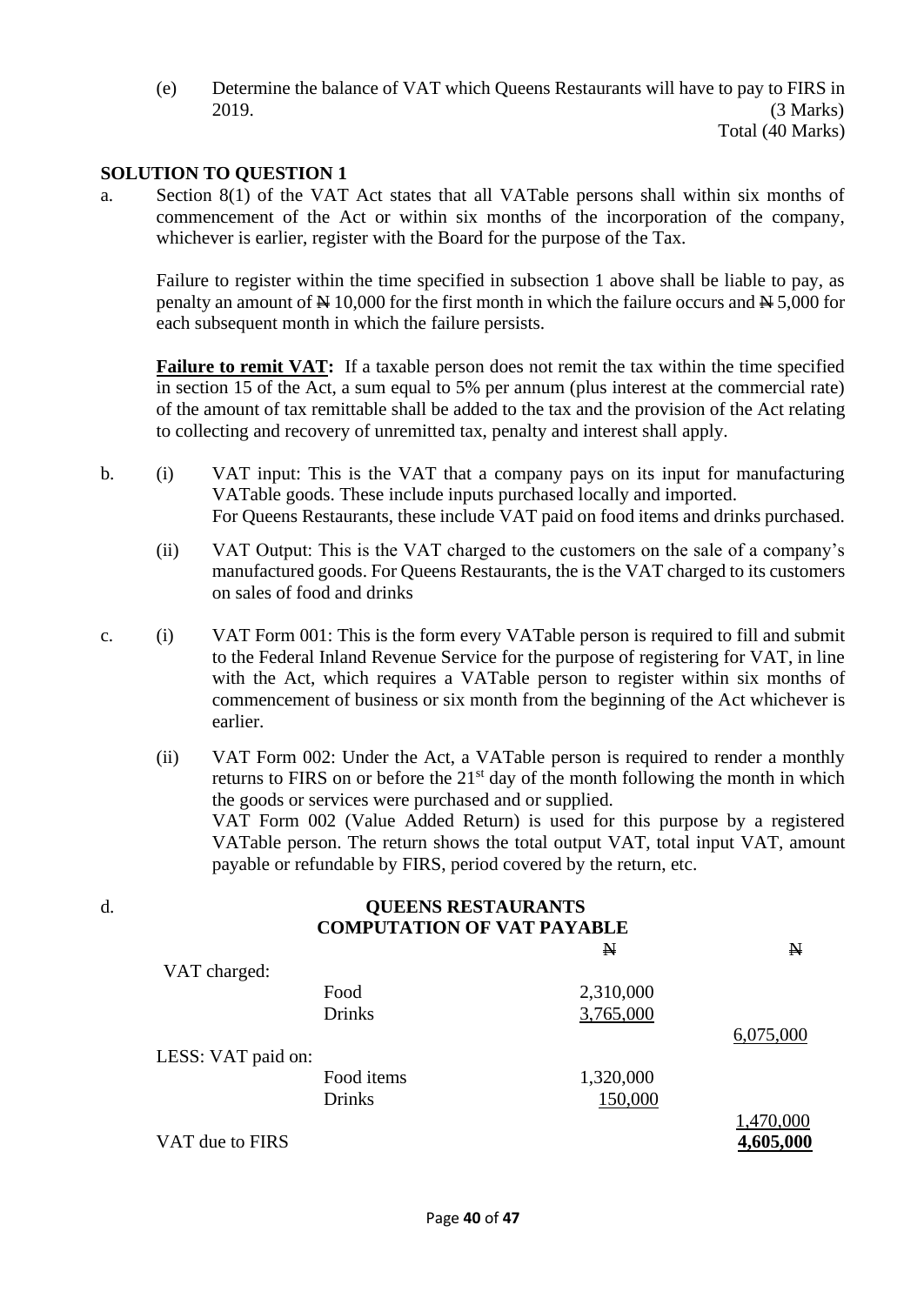(e) Determine the balance of VAT which Queens Restaurants will have to pay to FIRS in 2019. (3 Marks)

Total (40 Marks)

## SOLUTION TO QUESTION 1

a. Section 8(1) of the VAT Act states that all VATable persons shall within six months of commencement of the Act or within six months of the incorporation of the company, whichever is earlier, register with the Board for the purpose of the Tax.

Failure to register within the time specified in subsection 1 above shall be liable to pay, as penalty an amount of ₦ 10,000 for the first month in which the failure occurs and ₦ 5,000 for each subsequent month in which the failure persists.

**Failure to remit VAT:** If a taxable person does not remit the tax within the time specified in section 15 of the Act, a sum equal to 5% per annum (plus interest at the commercial rate) of the amount of tax remittable shall be added to the tax and the provision of the Act relating to collecting and recovery of unremitted tax, penalty and interest shall apply.

b. (i) VAT input: This is the VAT that a company pays on its input for manufacturing VATable goods. These include inputs purchased locally and imported. For Queens Restaurants, these include VAT paid on food items and drinks purchased.

(ii) VAT Output: This is the VAT charged to the customers on the sale of a company's manufactured goods. For Queens Restaurants, the is the VAT charged to its customers on sales of food and drinks

c. (i) VAT Form 001: This is the form every VATable person is required to fill and submit to the Federal Inland Revenue Service for the purpose of registering for VAT, in line with the Act, which requires a VATable person to register within six months of commencement of business or six month from the beginning of the Act whichever is earlier.

(ii) VAT Form 002: Under the Act, a VATable person is required to render a monthly returns to FIRS on or before the 21st day of the month following the month in which the goods or services were purchased and or supplied.
VAT Form 002 (Value Added Return) is used for this purpose by a registered VATable person. The return shows the total output VAT, total input VAT, amount payable or refundable by FIRS, period covered by the return, etc.

d. **QUEENS RESTAURANTS**
**COMPUTATION OF VAT PAYABLE**

| | | ₦ | ₦ |
|---|---|---|---|
| VAT charged: | | | |
| | Food | 2,310,000 | |
| | Drinks | 3,765,000 | |
| | | | 6,075,000 |
| LESS: VAT paid on: | | | |
| | Food items | 1,320,000 | |
| | Drinks | 150,000 | |
| | | | 1,470,000 |
| VAT due to FIRS | | | **4,605,000** |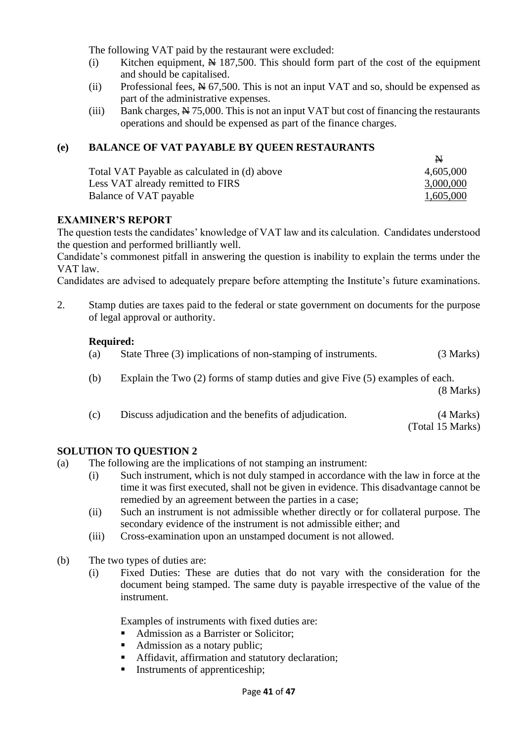The following VAT paid by the restaurant were excluded:

(i) Kitchen equipment, ₦ 187,500. This should form part of the cost of the equipment and should be capitalised.

(ii) Professional fees, ₦ 67,500. This is not an input VAT and so, should be expensed as part of the administrative expenses.

(iii) Bank charges, ₦ 75,000. This is not an input VAT but cost of financing the restaurants operations and should be expensed as part of the finance charges.

## (e) BALANCE OF VAT PAYABLE BY QUEEN RESTAURANTS

| | ₦ |
|---|---|
| Total VAT Payable as calculated in (d) above | 4,605,000 |
| Less VAT already remitted to FIRS | 3,000,000 |
| Balance of VAT payable | 1,605,000 |

### EXAMINER'S REPORT

The question tests the candidates' knowledge of VAT law and its calculation. Candidates understood the question and performed brilliantly well.

Candidate's commonest pitfall in answering the question is inability to explain the terms under the VAT law.

Candidates are advised to adequately prepare before attempting the Institute's future examinations.

2. Stamp duties are taxes paid to the federal or state government on documents for the purpose of legal approval or authority.

**Required:**

(a) State Three (3) implications of non-stamping of instruments. (3 Marks)

(b) Explain the Two (2) forms of stamp duties and give Five (5) examples of each. (8 Marks)

(c) Discuss adjudication and the benefits of adjudication. (4 Marks)

(Total 15 Marks)

### SOLUTION TO QUESTION 2

(a) The following are the implications of not stamping an instrument:

(i) Such instrument, which is not duly stamped in accordance with the law in force at the time it was first executed, shall not be given in evidence. This disadvantage cannot be remedied by an agreement between the parties in a case;

(ii) Such an instrument is not admissible whether directly or for collateral purpose. The secondary evidence of the instrument is not admissible either; and

(iii) Cross-examination upon an unstamped document is not allowed.

(b) The two types of duties are:

(i) Fixed Duties: These are duties that do not vary with the consideration for the document being stamped. The same duty is payable irrespective of the value of the instrument.

Examples of instruments with fixed duties are:

- Admission as a Barrister or Solicitor;
- Admission as a notary public;
- Affidavit, affirmation and statutory declaration;
- Instruments of apprenticeship;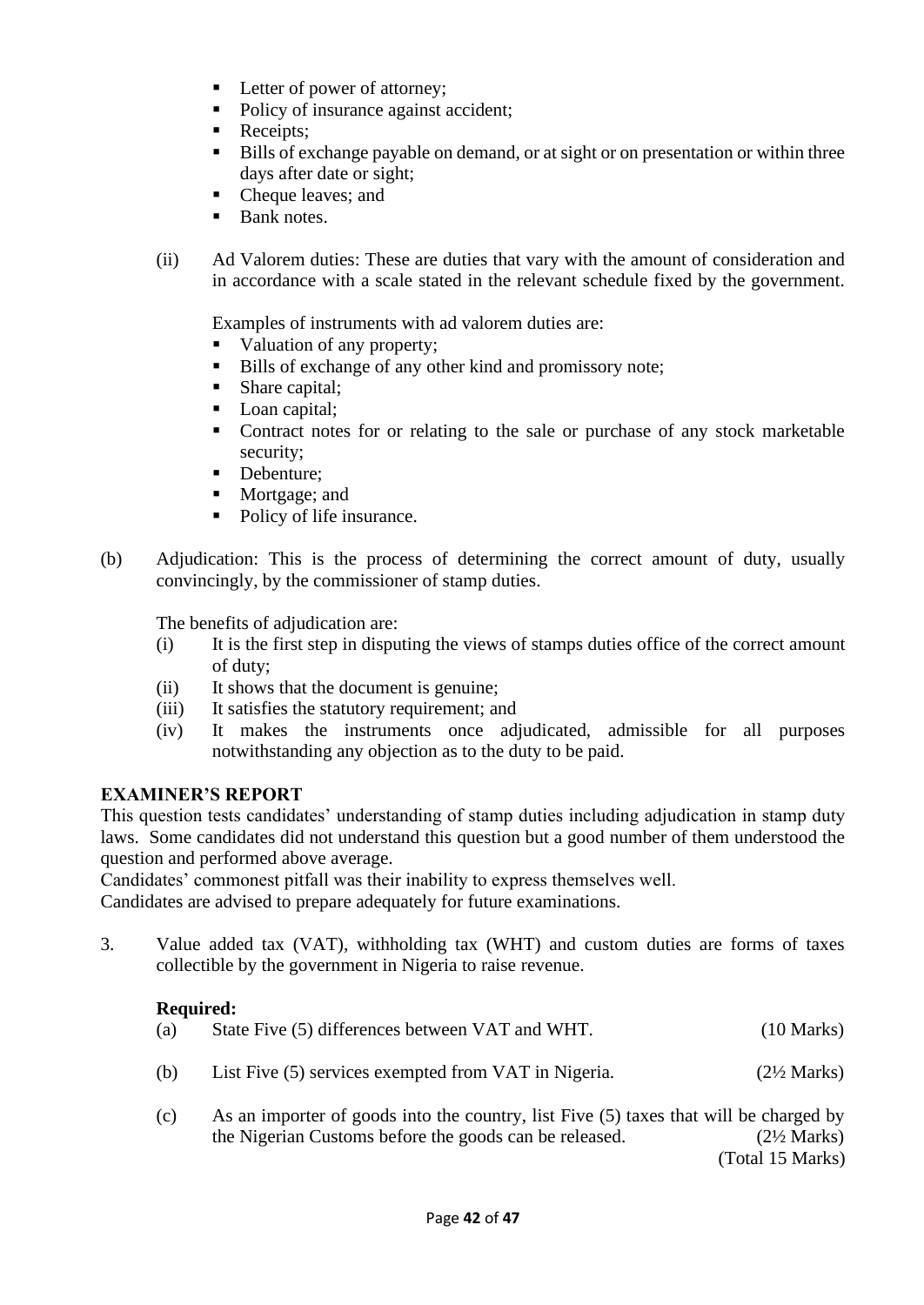- Letter of power of attorney;
- Policy of insurance against accident;
- Receipts;
- Bills of exchange payable on demand, or at sight or on presentation or within three days after date or sight;
- Cheque leaves; and
- Bank notes.

(ii) Ad Valorem duties: These are duties that vary with the amount of consideration and in accordance with a scale stated in the relevant schedule fixed by the government.

Examples of instruments with ad valorem duties are:

- Valuation of any property;
- Bills of exchange of any other kind and promissory note;
- Share capital;
- Loan capital;
- Contract notes for or relating to the sale or purchase of any stock marketable security;
- Debenture;
- Mortgage; and
- Policy of life insurance.

(b) Adjudication: This is the process of determining the correct amount of duty, usually convincingly, by the commissioner of stamp duties.

The benefits of adjudication are:

(i) It is the first step in disputing the views of stamps duties office of the correct amount of duty;
(ii) It shows that the document is genuine;
(iii) It satisfies the statutory requirement; and
(iv) It makes the instruments once adjudicated, admissible for all purposes notwithstanding any objection as to the duty to be paid.

**EXAMINER'S REPORT**

This question tests candidates' understanding of stamp duties including adjudication in stamp duty laws. Some candidates did not understand this question but a good number of them understood the question and performed above average.

Candidates' commonest pitfall was their inability to express themselves well.

Candidates are advised to prepare adequately for future examinations.

3. Value added tax (VAT), withholding tax (WHT) and custom duties are forms of taxes collectible by the government in Nigeria to raise revenue.

**Required:**

(a) State Five (5) differences between VAT and WHT. (10 Marks)

(b) List Five (5) services exempted from VAT in Nigeria. (2½ Marks)

(c) As an importer of goods into the country, list Five (5) taxes that will be charged by the Nigerian Customs before the goods can be released. (2½ Marks)

(Total 15 Marks)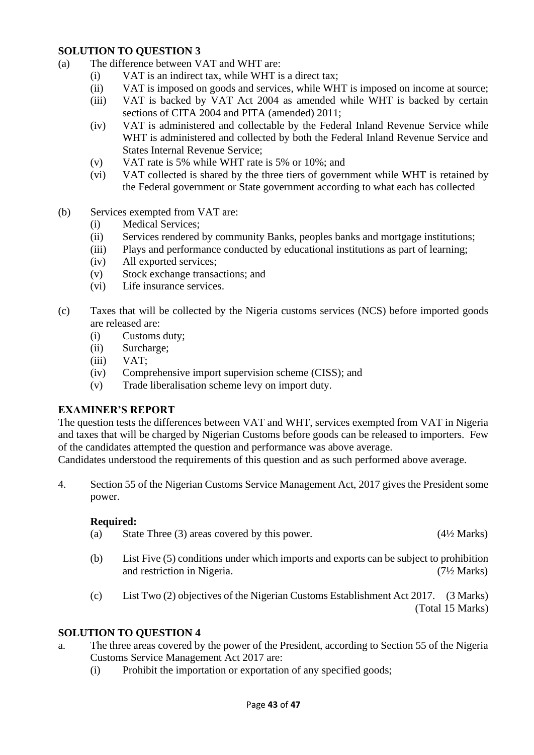**SOLUTION TO QUESTION 3**

(a) The difference between VAT and WHT are:

- (i) VAT is an indirect tax, while WHT is a direct tax;
- (ii) VAT is imposed on goods and services, while WHT is imposed on income at source;
- (iii) VAT is backed by VAT Act 2004 as amended while WHT is backed by certain sections of CITA 2004 and PITA (amended) 2011;
- (iv) VAT is administered and collectable by the Federal Inland Revenue Service while WHT is administered and collected by both the Federal Inland Revenue Service and States Internal Revenue Service;
- (v) VAT rate is 5% while WHT rate is 5% or 10%; and
- (vi) VAT collected is shared by the three tiers of government while WHT is retained by the Federal government or State government according to what each has collected

(b) Services exempted from VAT are:

- (i) Medical Services;
- (ii) Services rendered by community Banks, peoples banks and mortgage institutions;
- (iii) Plays and performance conducted by educational institutions as part of learning;
- (iv) All exported services;
- (v) Stock exchange transactions; and
- (vi) Life insurance services.

(c) Taxes that will be collected by the Nigeria customs services (NCS) before imported goods are released are:

- (i) Customs duty;
- (ii) Surcharge;
- (iii) VAT;
- (iv) Comprehensive import supervision scheme (CISS); and
- (v) Trade liberalisation scheme levy on import duty.

**EXAMINER'S REPORT**

The question tests the differences between VAT and WHT, services exempted from VAT in Nigeria and taxes that will be charged by Nigerian Customs before goods can be released to importers. Few of the candidates attempted the question and performance was above average.

Candidates understood the requirements of this question and as such performed above average.

4. Section 55 of the Nigerian Customs Service Management Act, 2017 gives the President some power.

**Required:**

(a) State Three (3) areas covered by this power. (4½ Marks)

(b) List Five (5) conditions under which imports and exports can be subject to prohibition and restriction in Nigeria. (7½ Marks)

(c) List Two (2) objectives of the Nigerian Customs Establishment Act 2017. (3 Marks)

(Total 15 Marks)

**SOLUTION TO QUESTION 4**

a. The three areas covered by the power of the President, according to Section 55 of the Nigeria Customs Service Management Act 2017 are:

- (i) Prohibit the importation or exportation of any specified goods;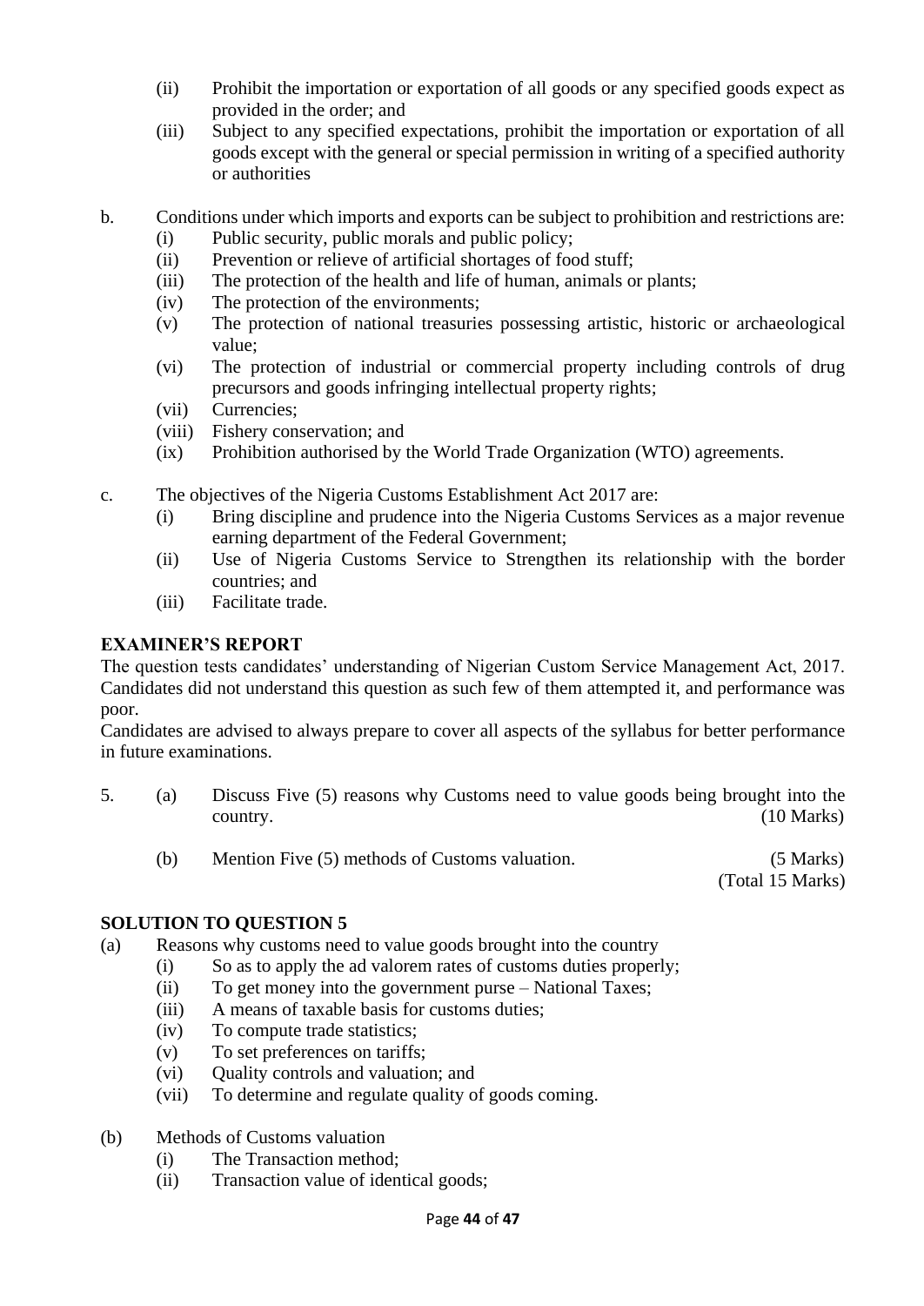(ii) Prohibit the importation or exportation of all goods or any specified goods expect as provided in the order; and

(iii) Subject to any specified expectations, prohibit the importation or exportation of all goods except with the general or special permission in writing of a specified authority or authorities

b. Conditions under which imports and exports can be subject to prohibition and restrictions are:

(i) Public security, public morals and public policy;

(ii) Prevention or relieve of artificial shortages of food stuff;

(iii) The protection of the health and life of human, animals or plants;

(iv) The protection of the environments;

(v) The protection of national treasuries possessing artistic, historic or archaeological value;

(vi) The protection of industrial or commercial property including controls of drug precursors and goods infringing intellectual property rights;

(vii) Currencies;

(viii) Fishery conservation; and

(ix) Prohibition authorised by the World Trade Organization (WTO) agreements.

c. The objectives of the Nigeria Customs Establishment Act 2017 are:

(i) Bring discipline and prudence into the Nigeria Customs Services as a major revenue earning department of the Federal Government;

(ii) Use of Nigeria Customs Service to Strengthen its relationship with the border countries; and

(iii) Facilitate trade.

**EXAMINER'S REPORT**

The question tests candidates' understanding of Nigerian Custom Service Management Act, 2017. Candidates did not understand this question as such few of them attempted it, and performance was poor.

Candidates are advised to always prepare to cover all aspects of the syllabus for better performance in future examinations.

5. (a) Discuss Five (5) reasons why Customs need to value goods being brought into the country. (10 Marks)

(b) Mention Five (5) methods of Customs valuation. (5 Marks)

(Total 15 Marks)

**SOLUTION TO QUESTION 5**

(a) Reasons why customs need to value goods brought into the country

(i) So as to apply the ad valorem rates of customs duties properly;

(ii) To get money into the government purse – National Taxes;

(iii) A means of taxable basis for customs duties;

(iv) To compute trade statistics;

(v) To set preferences on tariffs;

(vi) Quality controls and valuation; and

(vii) To determine and regulate quality of goods coming.

(b) Methods of Customs valuation

(i) The Transaction method;

(ii) Transaction value of identical goods;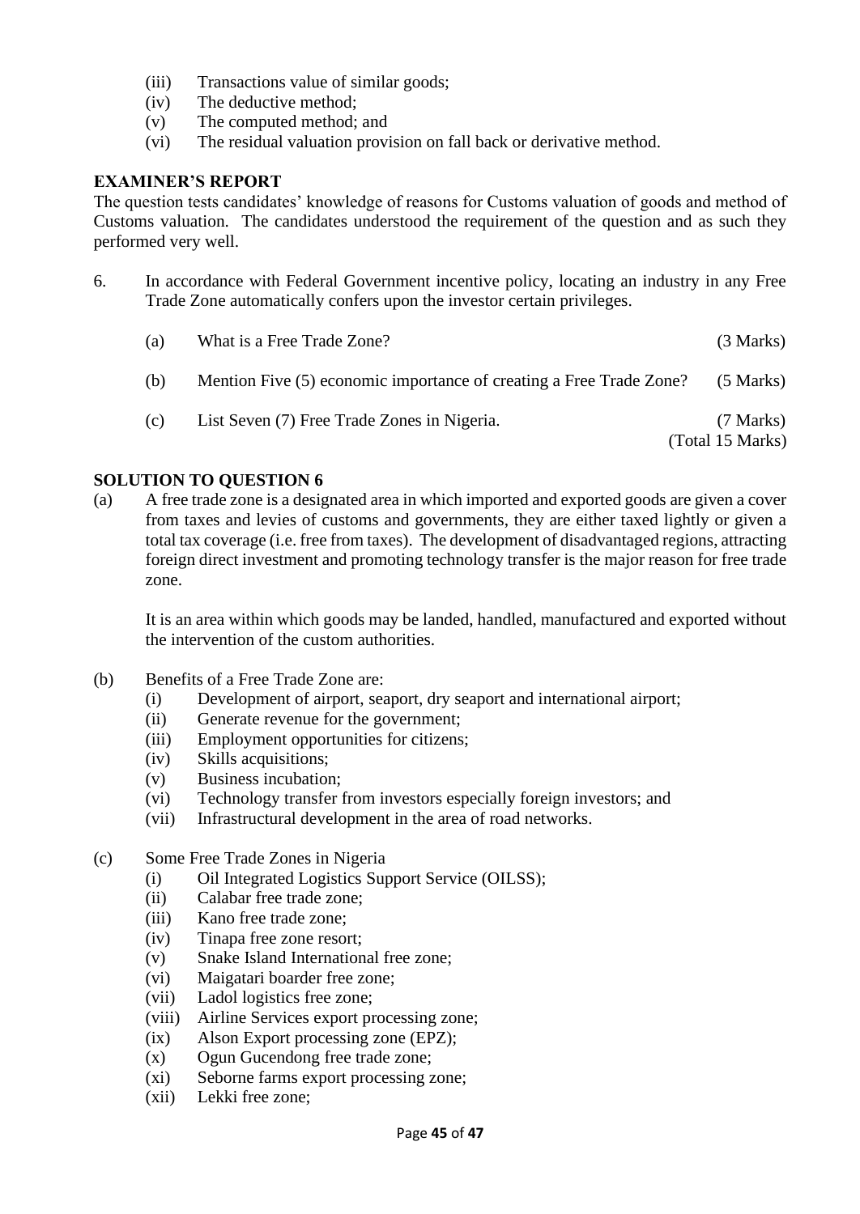(iii) Transactions value of similar goods;
(iv) The deductive method;
(v) The computed method; and
(vi) The residual valuation provision on fall back or derivative method.

**EXAMINER'S REPORT**

The question tests candidates' knowledge of reasons for Customs valuation of goods and method of Customs valuation. The candidates understood the requirement of the question and as such they performed very well.

6. In accordance with Federal Government incentive policy, locating an industry in any Free Trade Zone automatically confers upon the investor certain privileges.

(a) What is a Free Trade Zone? (3 Marks)

(b) Mention Five (5) economic importance of creating a Free Trade Zone? (5 Marks)

(c) List Seven (7) Free Trade Zones in Nigeria. (7 Marks)

(Total 15 Marks)

**SOLUTION TO QUESTION 6**

(a) A free trade zone is a designated area in which imported and exported goods are given a cover from taxes and levies of customs and governments, they are either taxed lightly or given a total tax coverage (i.e. free from taxes). The development of disadvantaged regions, attracting foreign direct investment and promoting technology transfer is the major reason for free trade zone.

It is an area within which goods may be landed, handled, manufactured and exported without the intervention of the custom authorities.

(b) Benefits of a Free Trade Zone are:

(i) Development of airport, seaport, dry seaport and international airport;
(ii) Generate revenue for the government;
(iii) Employment opportunities for citizens;
(iv) Skills acquisitions;
(v) Business incubation;
(vi) Technology transfer from investors especially foreign investors; and
(vii) Infrastructural development in the area of road networks.

(c) Some Free Trade Zones in Nigeria

(i) Oil Integrated Logistics Support Service (OILSS);
(ii) Calabar free trade zone;
(iii) Kano free trade zone;
(iv) Tinapa free zone resort;
(v) Snake Island International free zone;
(vi) Maigatari boarder free zone;
(vii) Ladol logistics free zone;
(viii) Airline Services export processing zone;
(ix) Alson Export processing zone (EPZ);
(x) Ogun Gucendong free trade zone;
(xi) Seborne farms export processing zone;
(xii) Lekki free zone;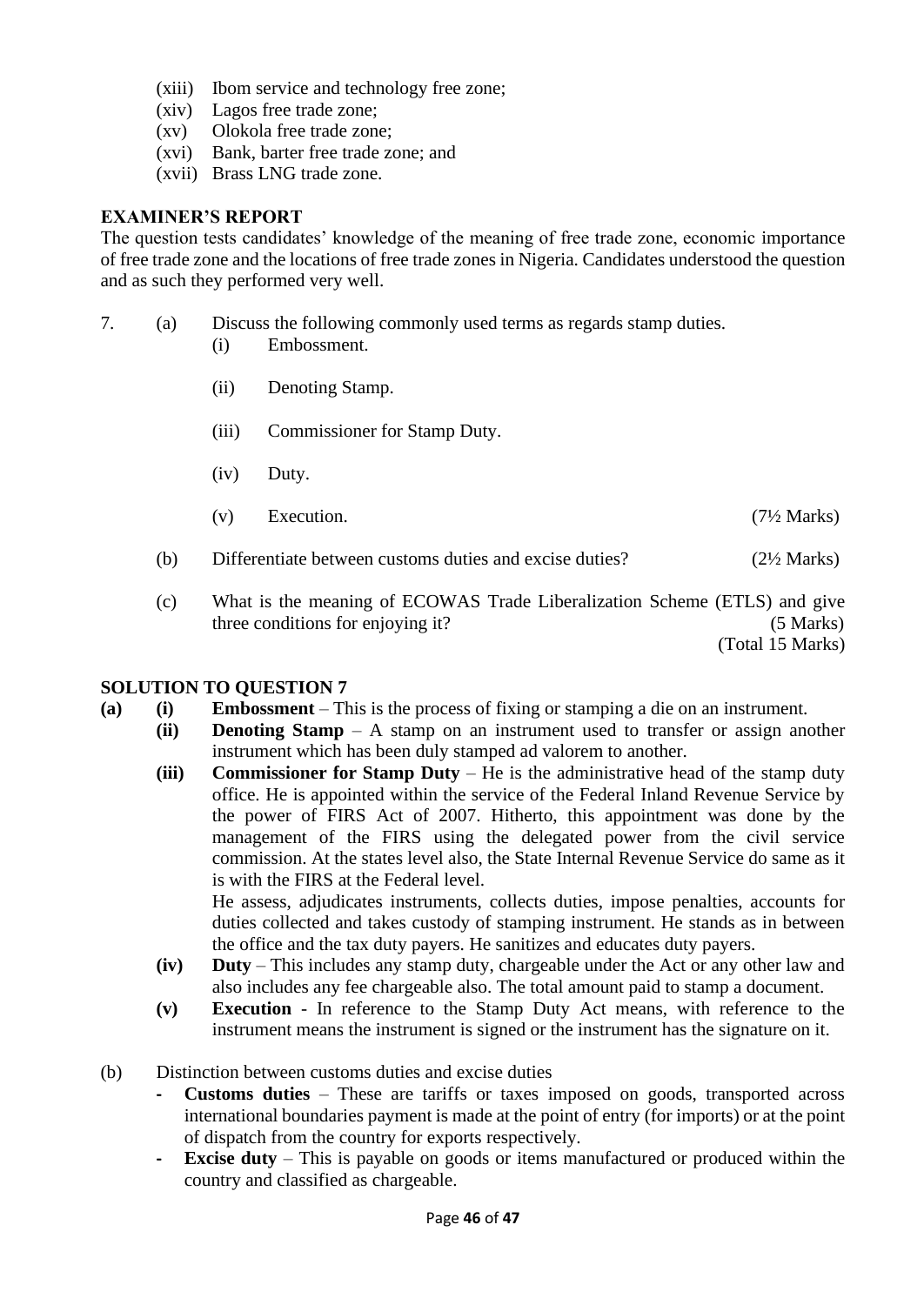(xiii) Ibom service and technology free zone;
(xiv) Lagos free trade zone;
(xv) Olokola free trade zone;
(xvi) Bank, barter free trade zone; and
(xvii) Brass LNG trade zone.

## EXAMINER'S REPORT

The question tests candidates' knowledge of the meaning of free trade zone, economic importance of free trade zone and the locations of free trade zones in Nigeria. Candidates understood the question and as such they performed very well.

7. (a) Discuss the following commonly used terms as regards stamp duties.
   (i) Embossment.
   (ii) Denoting Stamp.
   (iii) Commissioner for Stamp Duty.
   (iv) Duty.
   (v) Execution. (7½ Marks)

   (b) Differentiate between customs duties and excise duties? (2½ Marks)

   (c) What is the meaning of ECOWAS Trade Liberalization Scheme (ETLS) and give three conditions for enjoying it? (5 Marks)
   (Total 15 Marks)

## SOLUTION TO QUESTION 7

**(a)**

**(i) Embossment** – This is the process of fixing or stamping a die on an instrument.

**(ii) Denoting Stamp** – A stamp on an instrument used to transfer or assign another instrument which has been duly stamped ad valorem to another.

**(iii) Commissioner for Stamp Duty** – He is the administrative head of the stamp duty office. He is appointed within the service of the Federal Inland Revenue Service by the power of FIRS Act of 2007. Hitherto, this appointment was done by the management of the FIRS using the delegated power from the civil service commission. At the states level also, the State Internal Revenue Service do same as it is with the FIRS at the Federal level.

He assess, adjudicates instruments, collects duties, impose penalties, accounts for duties collected and takes custody of stamping instrument. He stands as in between the office and the tax duty payers. He sanitizes and educates duty payers.

**(iv) Duty** – This includes any stamp duty, chargeable under the Act or any other law and also includes any fee chargeable also. The total amount paid to stamp a document.

**(v) Execution** - In reference to the Stamp Duty Act means, with reference to the instrument means the instrument is signed or the instrument has the signature on it.

(b) Distinction between customs duties and excise duties

- **Customs duties** – These are tariffs or taxes imposed on goods, transported across international boundaries payment is made at the point of entry (for imports) or at the point of dispatch from the country for exports respectively.
- **Excise duty** – This is payable on goods or items manufactured or produced within the country and classified as chargeable.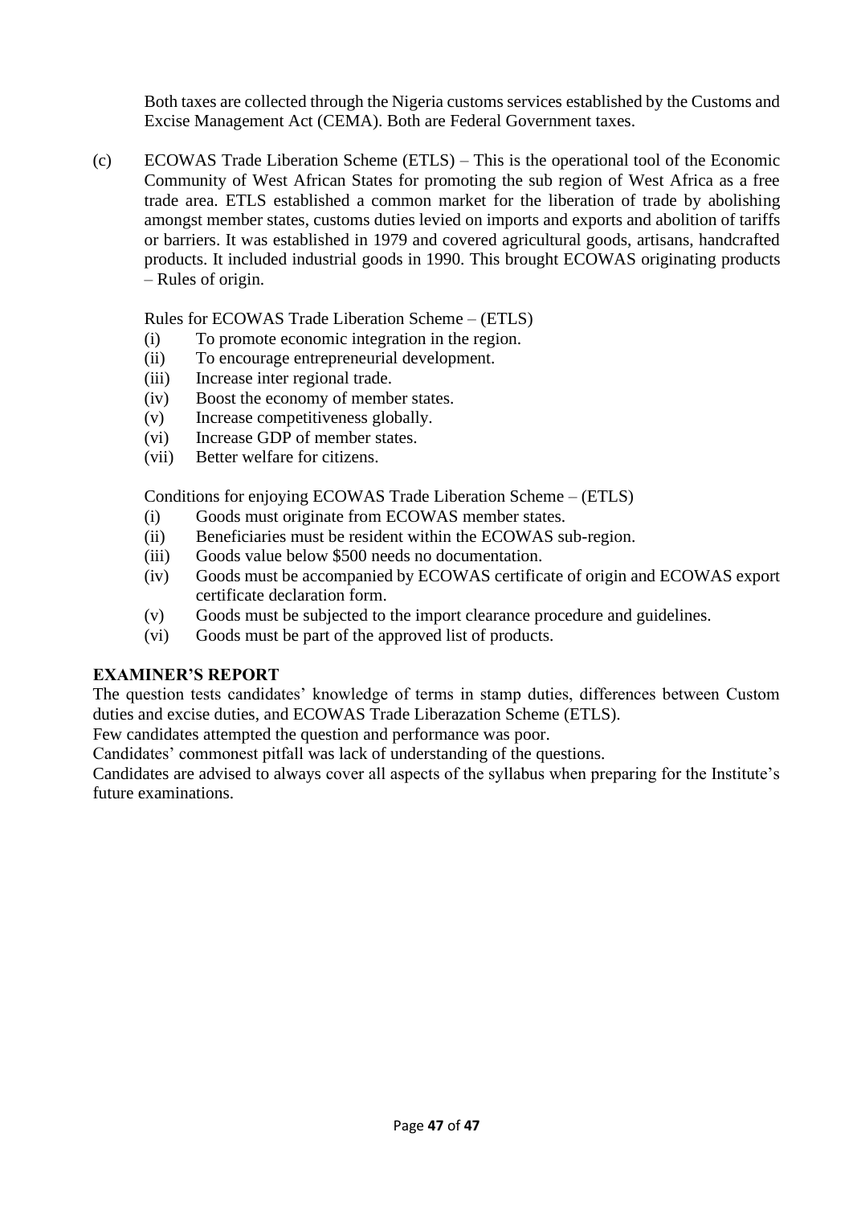Both taxes are collected through the Nigeria customs services established by the Customs and Excise Management Act (CEMA). Both are Federal Government taxes.

(c) ECOWAS Trade Liberation Scheme (ETLS) – This is the operational tool of the Economic Community of West African States for promoting the sub region of West Africa as a free trade area. ETLS established a common market for the liberation of trade by abolishing amongst member states, customs duties levied on imports and exports and abolition of tariffs or barriers. It was established in 1979 and covered agricultural goods, artisans, handcrafted products. It included industrial goods in 1990. This brought ECOWAS originating products – Rules of origin.

Rules for ECOWAS Trade Liberation Scheme – (ETLS)

- (i) To promote economic integration in the region.
- (ii) To encourage entrepreneurial development.
- (iii) Increase inter regional trade.
- (iv) Boost the economy of member states.
- (v) Increase competitiveness globally.
- (vi) Increase GDP of member states.
- (vii) Better welfare for citizens.

Conditions for enjoying ECOWAS Trade Liberation Scheme – (ETLS)

- (i) Goods must originate from ECOWAS member states.
- (ii) Beneficiaries must be resident within the ECOWAS sub-region.
- (iii) Goods value below $500 needs no documentation.
- (iv) Goods must be accompanied by ECOWAS certificate of origin and ECOWAS export certificate declaration form.
- (v) Goods must be subjected to the import clearance procedure and guidelines.
- (vi) Goods must be part of the approved list of products.

**EXAMINER'S REPORT**

The question tests candidates' knowledge of terms in stamp duties, differences between Custom duties and excise duties, and ECOWAS Trade Liberazation Scheme (ETLS).

Few candidates attempted the question and performance was poor.

Candidates' commonest pitfall was lack of understanding of the questions.

Candidates are advised to always cover all aspects of the syllabus when preparing for the Institute's future examinations.